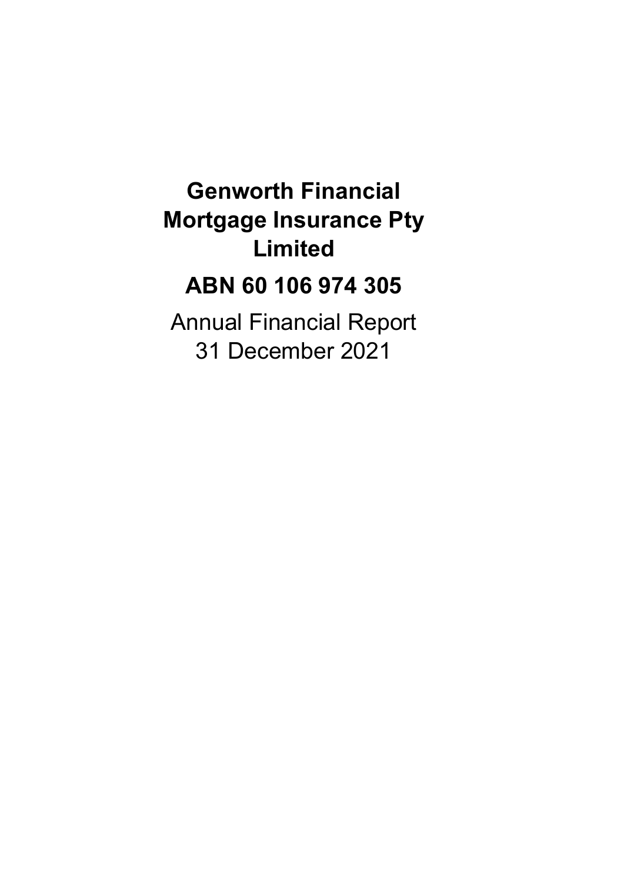# Genworth Financial Mortgage Insurance Pty Limited

## ABN 60 106 974 305

Annual Financial Report
31 December 2021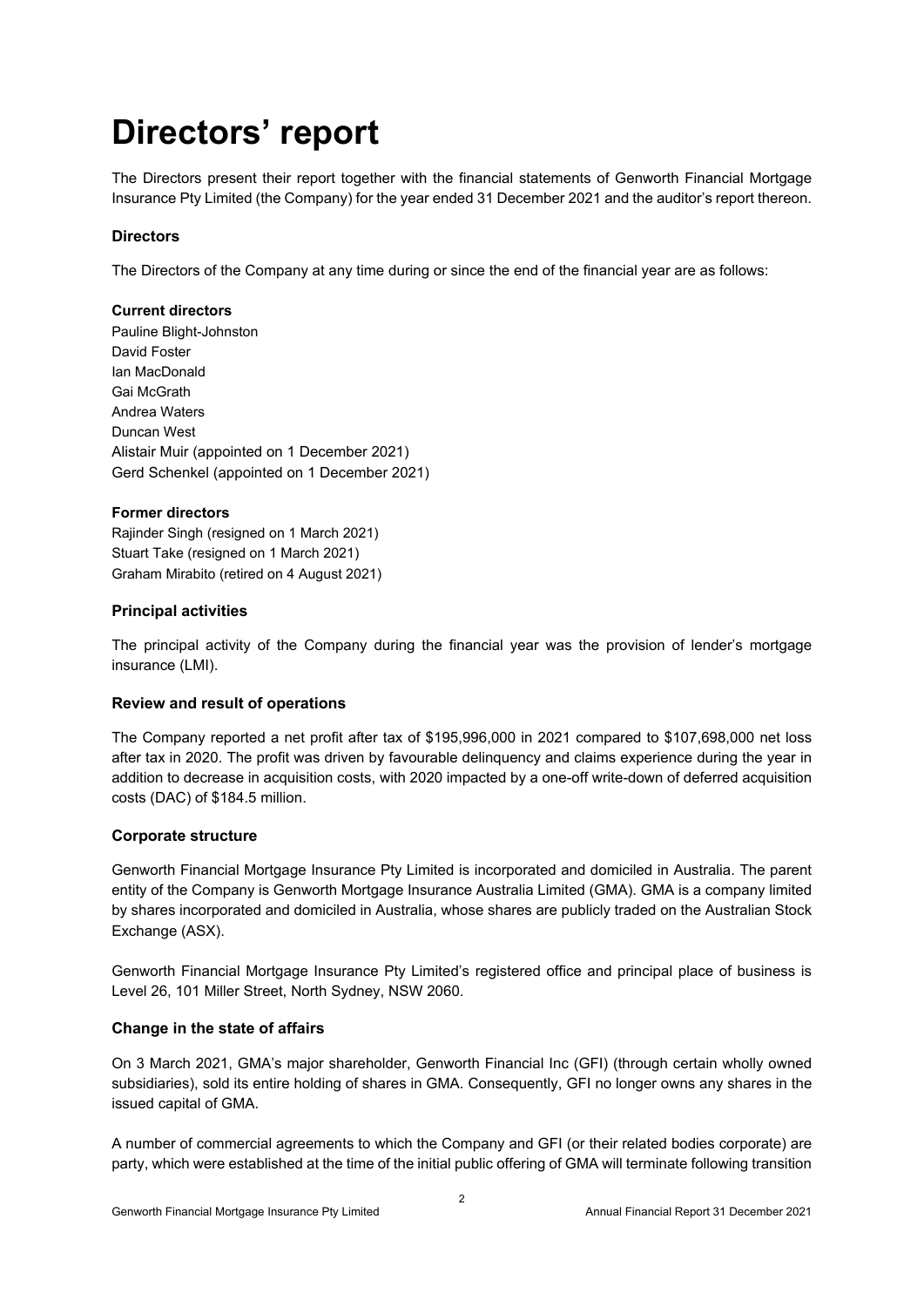# Directors' report

The Directors present their report together with the financial statements of Genworth Financial Mortgage Insurance Pty Limited (the Company) for the year ended 31 December 2021 and the auditor's report thereon.

### Directors

The Directors of the Company at any time during or since the end of the financial year are as follows:

**Current directors**

Pauline Blight-Johnston
David Foster
Ian MacDonald
Gai McGrath
Andrea Waters
Duncan West
Alistair Muir (appointed on 1 December 2021)
Gerd Schenkel (appointed on 1 December 2021)

**Former directors**

Rajinder Singh (resigned on 1 March 2021)
Stuart Take (resigned on 1 March 2021)
Graham Mirabito (retired on 4 August 2021)

### Principal activities

The principal activity of the Company during the financial year was the provision of lender's mortgage insurance (LMI).

### Review and result of operations

The Company reported a net profit after tax of $195,996,000 in 2021 compared to $107,698,000 net loss after tax in 2020. The profit was driven by favourable delinquency and claims experience during the year in addition to decrease in acquisition costs, with 2020 impacted by a one-off write-down of deferred acquisition costs (DAC) of $184.5 million.

### Corporate structure

Genworth Financial Mortgage Insurance Pty Limited is incorporated and domiciled in Australia. The parent entity of the Company is Genworth Mortgage Insurance Australia Limited (GMA). GMA is a company limited by shares incorporated and domiciled in Australia, whose shares are publicly traded on the Australian Stock Exchange (ASX).

Genworth Financial Mortgage Insurance Pty Limited's registered office and principal place of business is Level 26, 101 Miller Street, North Sydney, NSW 2060.

### Change in the state of affairs

On 3 March 2021, GMA's major shareholder, Genworth Financial Inc (GFI) (through certain wholly owned subsidiaries), sold its entire holding of shares in GMA. Consequently, GFI no longer owns any shares in the issued capital of GMA.

A number of commercial agreements to which the Company and GFI (or their related bodies corporate) are party, which were established at the time of the initial public offering of GMA will terminate following transition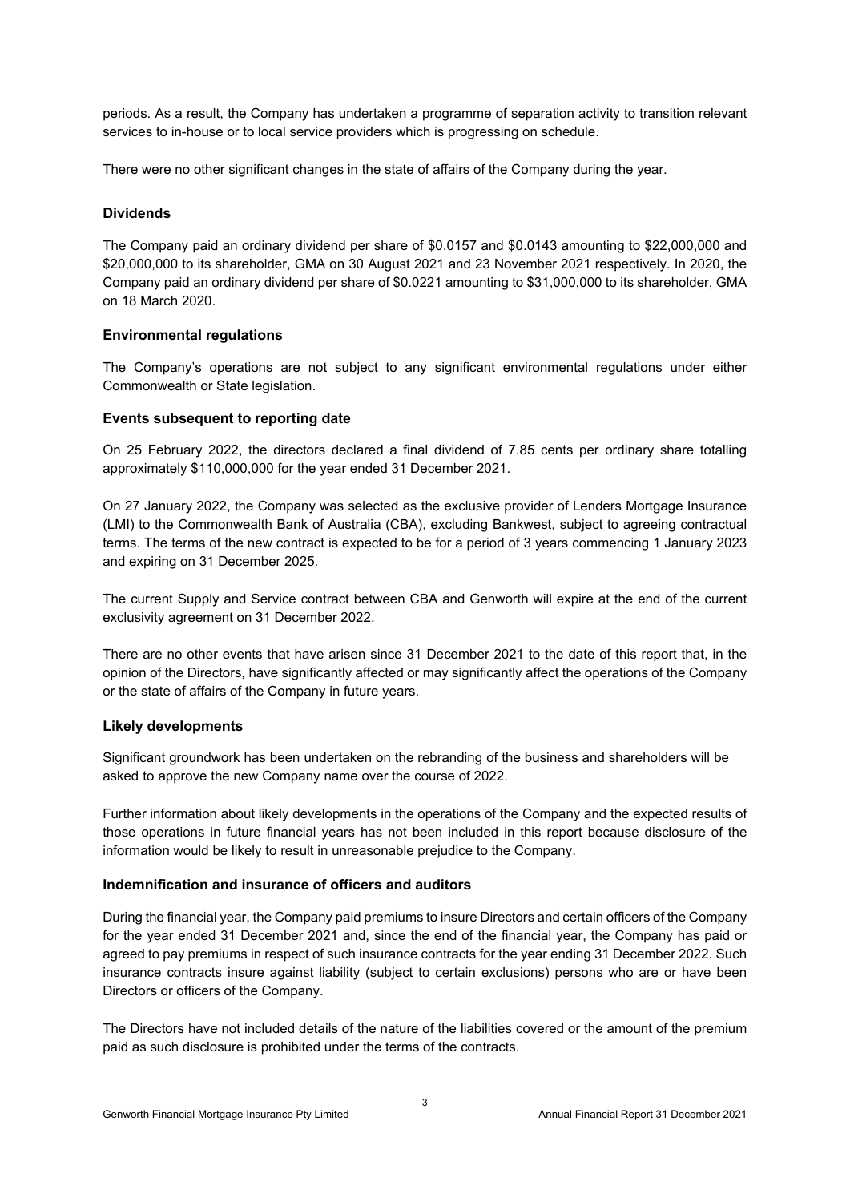periods. As a result, the Company has undertaken a programme of separation activity to transition relevant services to in-house or to local service providers which is progressing on schedule.

There were no other significant changes in the state of affairs of the Company during the year.

### Dividends

The Company paid an ordinary dividend per share of $0.0157 and $0.0143 amounting to $22,000,000 and $20,000,000 to its shareholder, GMA on 30 August 2021 and 23 November 2021 respectively. In 2020, the Company paid an ordinary dividend per share of $0.0221 amounting to $31,000,000 to its shareholder, GMA on 18 March 2020.

### Environmental regulations

The Company's operations are not subject to any significant environmental regulations under either Commonwealth or State legislation.

### Events subsequent to reporting date

On 25 February 2022, the directors declared a final dividend of 7.85 cents per ordinary share totalling approximately $110,000,000 for the year ended 31 December 2021.

On 27 January 2022, the Company was selected as the exclusive provider of Lenders Mortgage Insurance (LMI) to the Commonwealth Bank of Australia (CBA), excluding Bankwest, subject to agreeing contractual terms. The terms of the new contract is expected to be for a period of 3 years commencing 1 January 2023 and expiring on 31 December 2025.

The current Supply and Service contract between CBA and Genworth will expire at the end of the current exclusivity agreement on 31 December 2022.

There are no other events that have arisen since 31 December 2021 to the date of this report that, in the opinion of the Directors, have significantly affected or may significantly affect the operations of the Company or the state of affairs of the Company in future years.

### Likely developments

Significant groundwork has been undertaken on the rebranding of the business and shareholders will be asked to approve the new Company name over the course of 2022.

Further information about likely developments in the operations of the Company and the expected results of those operations in future financial years has not been included in this report because disclosure of the information would be likely to result in unreasonable prejudice to the Company.

### Indemnification and insurance of officers and auditors

During the financial year, the Company paid premiums to insure Directors and certain officers of the Company for the year ended 31 December 2021 and, since the end of the financial year, the Company has paid or agreed to pay premiums in respect of such insurance contracts for the year ending 31 December 2022. Such insurance contracts insure against liability (subject to certain exclusions) persons who are or have been Directors or officers of the Company.

The Directors have not included details of the nature of the liabilities covered or the amount of the premium paid as such disclosure is prohibited under the terms of the contracts.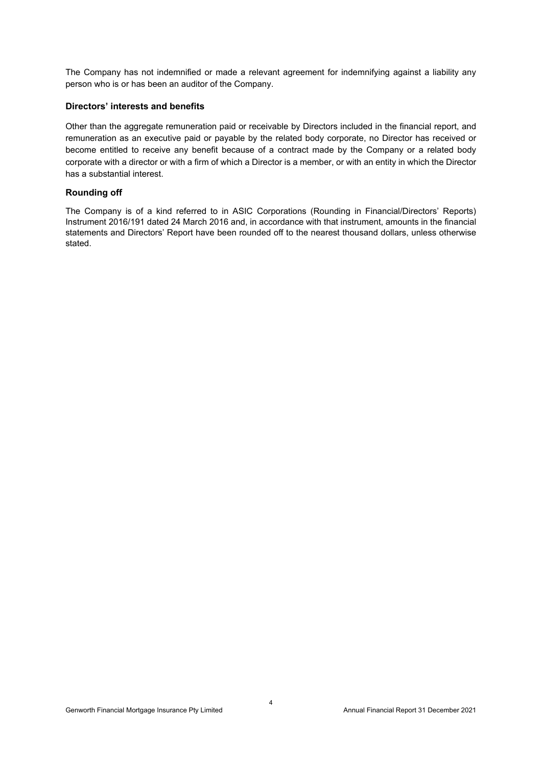The Company has not indemnified or made a relevant agreement for indemnifying against a liability any person who is or has been an auditor of the Company.

### Directors' interests and benefits

Other than the aggregate remuneration paid or receivable by Directors included in the financial report, and remuneration as an executive paid or payable by the related body corporate, no Director has received or become entitled to receive any benefit because of a contract made by the Company or a related body corporate with a director or with a firm of which a Director is a member, or with an entity in which the Director has a substantial interest.

### Rounding off

The Company is of a kind referred to in ASIC Corporations (Rounding in Financial/Directors' Reports) Instrument 2016/191 dated 24 March 2016 and, in accordance with that instrument, amounts in the financial statements and Directors' Report have been rounded off to the nearest thousand dollars, unless otherwise stated.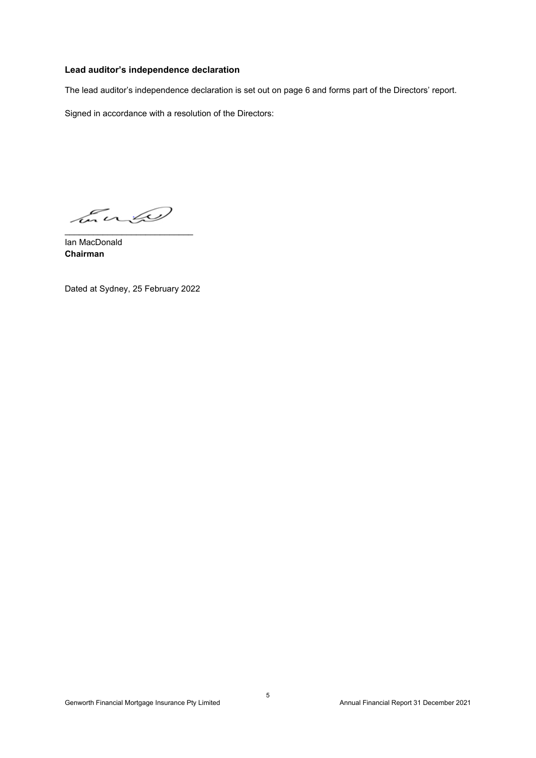**Lead auditor's independence declaration**

The lead auditor's independence declaration is set out on page 6 and forms part of the Directors' report.

Signed in accordance with a resolution of the Directors:

\_\_\_\_\_\_\_\_\_\_\_\_\_\_\_\_\_\_\_\_\_\_\_\_\_\_

Ian MacDonald
**Chairman**

Dated at Sydney, 25 February 2022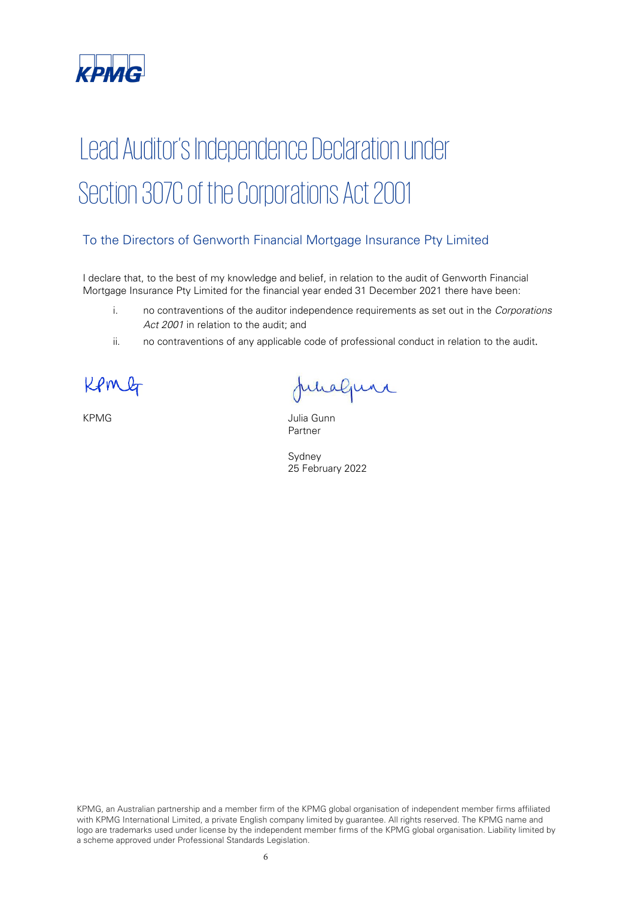# Lead Auditor's Independence Declaration under Section 307C of the Corporations Act 2001

## To the Directors of Genworth Financial Mortgage Insurance Pty Limited

I declare that, to the best of my knowledge and belief, in relation to the audit of Genworth Financial Mortgage Insurance Pty Limited for the financial year ended 31 December 2021 there have been:

i. no contraventions of the auditor independence requirements as set out in the *Corporations Act 2001* in relation to the audit; and

ii. no contraventions of any applicable code of professional conduct in relation to the audit.

KPMG

Julia Gunn
Partner

Sydney
25 February 2022

KPMG, an Australian partnership and a member firm of the KPMG global organisation of independent member firms affiliated with KPMG International Limited, a private English company limited by guarantee. All rights reserved. The KPMG name and logo are trademarks used under license by the independent member firms of the KPMG global organisation. Liability limited by a scheme approved under Professional Standards Legislation.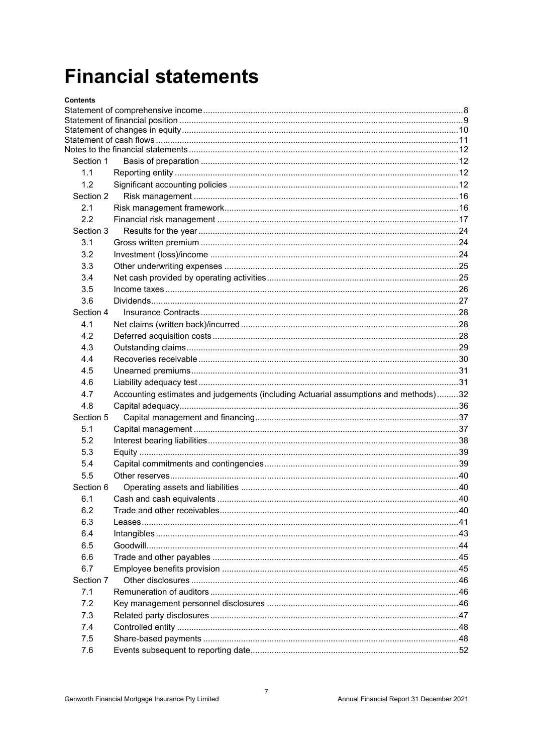# Financial statements

**Contents**

| | | |
|---|---|---|
| Statement of comprehensive income | | 8 |
| Statement of financial position | | 9 |
| Statement of changes in equity | | 10 |
| Statement of cash flows | | 11 |
| Notes to the financial statements | | 12 |
| Section 1 | Basis of preparation | 12 |
| 1.1 | Reporting entity | 12 |
| 1.2 | Significant accounting policies | 12 |
| Section 2 | Risk management | 16 |
| 2.1 | Risk management framework | 16 |
| 2.2 | Financial risk management | 17 |
| Section 3 | Results for the year | 24 |
| 3.1 | Gross written premium | 24 |
| 3.2 | Investment (loss)/income | 24 |
| 3.3 | Other underwriting expenses | 25 |
| 3.4 | Net cash provided by operating activities | 25 |
| 3.5 | Income taxes | 26 |
| 3.6 | Dividends | 27 |
| Section 4 | Insurance Contracts | 28 |
| 4.1 | Net claims (written back)/incurred | 28 |
| 4.2 | Deferred acquisition costs | 28 |
| 4.3 | Outstanding claims | 29 |
| 4.4 | Recoveries receivable | 30 |
| 4.5 | Unearned premiums | 31 |
| 4.6 | Liability adequacy test | 31 |
| 4.7 | Accounting estimates and judgements (including Actuarial assumptions and methods) | 32 |
| 4.8 | Capital adequacy | 36 |
| Section 5 | Capital management and financing | 37 |
| 5.1 | Capital management | 37 |
| 5.2 | Interest bearing liabilities | 38 |
| 5.3 | Equity | 39 |
| 5.4 | Capital commitments and contingencies | 39 |
| 5.5 | Other reserves | 40 |
| Section 6 | Operating assets and liabilities | 40 |
| 6.1 | Cash and cash equivalents | 40 |
| 6.2 | Trade and other receivables | 40 |
| 6.3 | Leases | 41 |
| 6.4 | Intangibles | 43 |
| 6.5 | Goodwill | 44 |
| 6.6 | Trade and other payables | 45 |
| 6.7 | Employee benefits provision | 45 |
| Section 7 | Other disclosures | 46 |
| 7.1 | Remuneration of auditors | 46 |
| 7.2 | Key management personnel disclosures | 46 |
| 7.3 | Related party disclosures | 47 |
| 7.4 | Controlled entity | 48 |
| 7.5 | Share-based payments | 48 |
| 7.6 | Events subsequent to reporting date | 52 |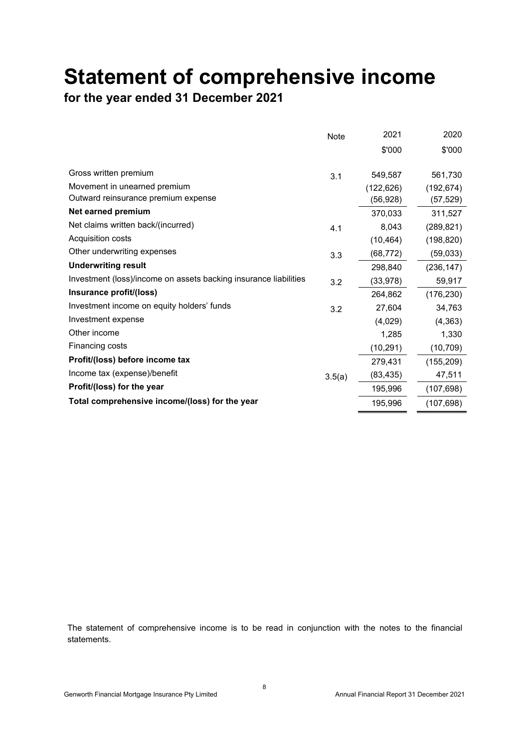# Statement of comprehensive income

## for the year ended 31 December 2021

| | Note | 2021 | 2020 |
|---|---|---|---|
| | | $'000 | $'000 |
| Gross written premium | 3.1 | 549,587 | 561,730 |
| Movement in unearned premium | | (122,626) | (192,674) |
| Outward reinsurance premium expense | | (56,928) | (57,529) |
| **Net earned premium** | | 370,033 | 311,527 |
| Net claims written back/(incurred) | 4.1 | 8,043 | (289,821) |
| Acquisition costs | | (10,464) | (198,820) |
| Other underwriting expenses | 3.3 | (68,772) | (59,033) |
| **Underwriting result** | | 298,840 | (236,147) |
| Investment (loss)/income on assets backing insurance liabilities | 3.2 | (33,978) | 59,917 |
| **Insurance profit/(loss)** | | 264,862 | (176,230) |
| Investment income on equity holders' funds | 3.2 | 27,604 | 34,763 |
| Investment expense | | (4,029) | (4,363) |
| Other income | | 1,285 | 1,330 |
| Financing costs | | (10,291) | (10,709) |
| **Profit/(loss) before income tax** | | 279,431 | (155,209) |
| Income tax (expense)/benefit | 3.5(a) | (83,435) | 47,511 |
| **Profit/(loss) for the year** | | 195,996 | (107,698) |
| **Total comprehensive income/(loss) for the year** | | 195,996 | (107,698) |

The statement of comprehensive income is to be read in conjunction with the notes to the financial statements.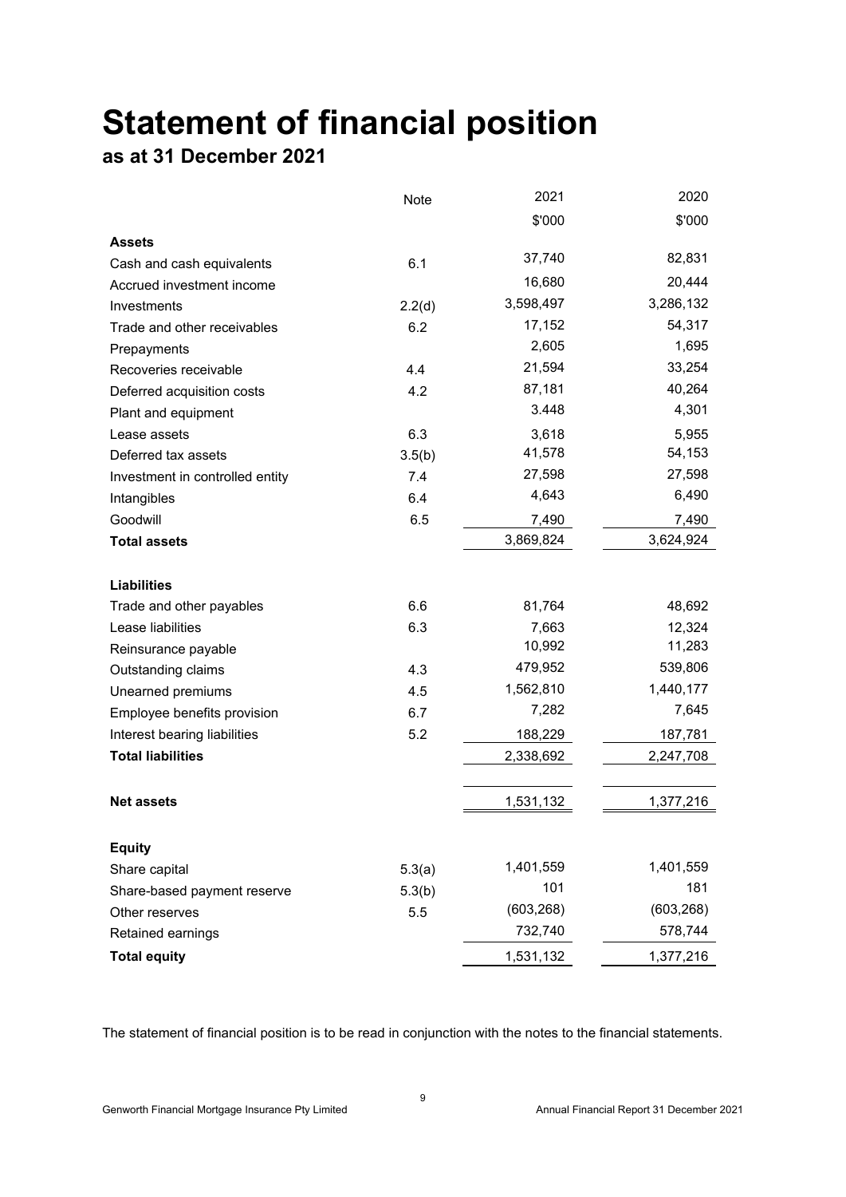# Statement of financial position

## as at 31 December 2021

| | Note | 2021 | 2020 |
|---|---|---|---|
| | | $'000 | $'000 |
| **Assets** | | | |
| Cash and cash equivalents | 6.1 | 37,740 | 82,831 |
| Accrued investment income | | 16,680 | 20,444 |
| Investments | 2.2(d) | 3,598,497 | 3,286,132 |
| Trade and other receivables | 6.2 | 17,152 | 54,317 |
| Prepayments | | 2,605 | 1,695 |
| Recoveries receivable | 4.4 | 21,594 | 33,254 |
| Deferred acquisition costs | 4.2 | 87,181 | 40,264 |
| Plant and equipment | | 3.448 | 4,301 |
| Lease assets | 6.3 | 3,618 | 5,955 |
| Deferred tax assets | 3.5(b) | 41,578 | 54,153 |
| Investment in controlled entity | 7.4 | 27,598 | 27,598 |
| Intangibles | 6.4 | 4,643 | 6,490 |
| Goodwill | 6.5 | 7,490 | 7,490 |
| **Total assets** | | 3,869,824 | 3,624,924 |
| | | | |
| **Liabilities** | | | |
| Trade and other payables | 6.6 | 81,764 | 48,692 |
| Lease liabilities | 6.3 | 7,663 | 12,324 |
| Reinsurance payable | | 10,992 | 11,283 |
| Outstanding claims | 4.3 | 479,952 | 539,806 |
| Unearned premiums | 4.5 | 1,562,810 | 1,440,177 |
| Employee benefits provision | 6.7 | 7,282 | 7,645 |
| Interest bearing liabilities | 5.2 | 188,229 | 187,781 |
| **Total liabilities** | | 2,338,692 | 2,247,708 |
| | | | |
| **Net assets** | | 1,531,132 | 1,377,216 |
| | | | |
| **Equity** | | | |
| Share capital | 5.3(a) | 1,401,559 | 1,401,559 |
| Share-based payment reserve | 5.3(b) | 101 | 181 |
| Other reserves | 5.5 | (603,268) | (603,268) |
| Retained earnings | | 732,740 | 578,744 |
| **Total equity** | | 1,531,132 | 1,377,216 |

The statement of financial position is to be read in conjunction with the notes to the financial statements.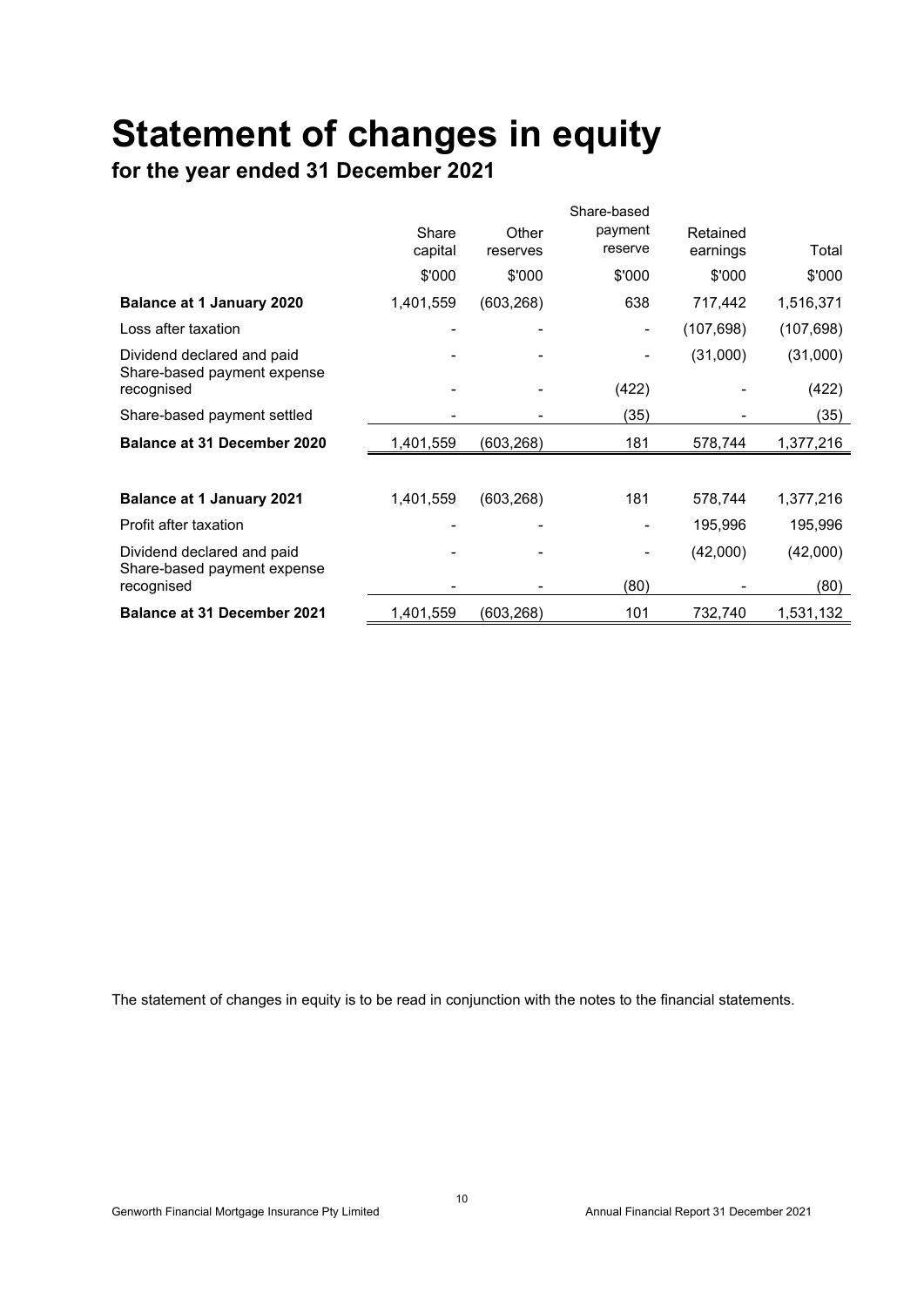# Statement of changes in equity

## for the year ended 31 December 2021

| | Share capital | Other reserves | Share-based payment reserve | Retained earnings | Total |
|---|---|---|---|---|---|
| | \$'000 | \$'000 | \$'000 | \$'000 | \$'000 |
| **Balance at 1 January 2020** | 1,401,559 | (603,268) | 638 | 717,442 | 1,516,371 |
| Loss after taxation | - | - | - | (107,698) | (107,698) |
| Dividend declared and paid | - | - | - | (31,000) | (31,000) |
| Share-based payment expense recognised | - | - | (422) | - | (422) |
| Share-based payment settled | - | - | (35) | - | (35) |
| **Balance at 31 December 2020** | 1,401,559 | (603,268) | 181 | 578,744 | 1,377,216 |
| | | | | | |
| **Balance at 1 January 2021** | 1,401,559 | (603,268) | 181 | 578,744 | 1,377,216 |
| Profit after taxation | - | - | - | 195,996 | 195,996 |
| Dividend declared and paid | - | - | - | (42,000) | (42,000) |
| Share-based payment expense recognised | - | - | (80) | - | (80) |
| **Balance at 31 December 2021** | 1,401,559 | (603,268) | 101 | 732,740 | 1,531,132 |

The statement of changes in equity is to be read in conjunction with the notes to the financial statements.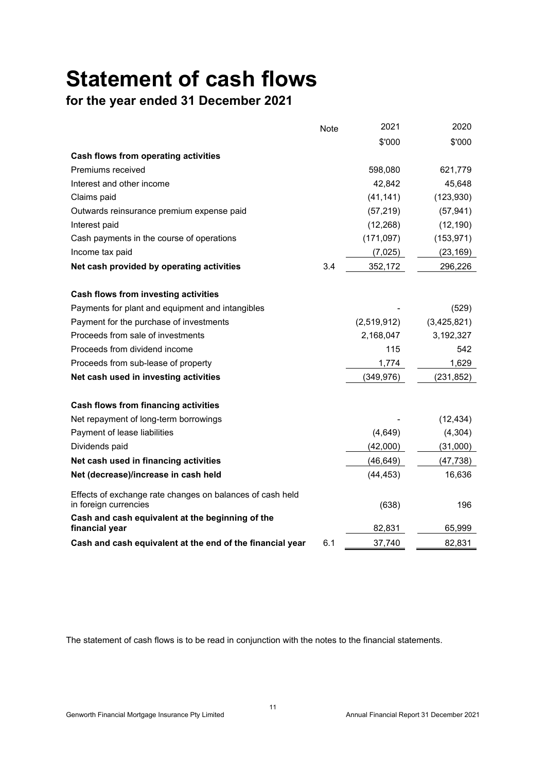# Statement of cash flows

## for the year ended 31 December 2021

| | Note | 2021 | 2020 |
|---|---|---|---|
| | | $'000 | $'000 |
| **Cash flows from operating activities** | | | |
| Premiums received | | 598,080 | 621,779 |
| Interest and other income | | 42,842 | 45,648 |
| Claims paid | | (41,141) | (123,930) |
| Outwards reinsurance premium expense paid | | (57,219) | (57,941) |
| Interest paid | | (12,268) | (12,190) |
| Cash payments in the course of operations | | (171,097) | (153,971) |
| Income tax paid | | (7,025) | (23,169) |
| **Net cash provided by operating activities** | 3.4 | 352,172 | 296,226 |
| | | | |
| **Cash flows from investing activities** | | | |
| Payments for plant and equipment and intangibles | | - | (529) |
| Payment for the purchase of investments | | (2,519,912) | (3,425,821) |
| Proceeds from sale of investments | | 2,168,047 | 3,192,327 |
| Proceeds from dividend income | | 115 | 542 |
| Proceeds from sub-lease of property | | 1,774 | 1,629 |
| **Net cash used in investing activities** | | (349,976) | (231,852) |
| | | | |
| **Cash flows from financing activities** | | | |
| Net repayment of long-term borrowings | | - | (12,434) |
| Payment of lease liabilities | | (4,649) | (4,304) |
| Dividends paid | | (42,000) | (31,000) |
| **Net cash used in financing activities** | | (46,649) | (47,738) |
| **Net (decrease)/increase in cash held** | | (44,453) | 16,636 |
| Effects of exchange rate changes on balances of cash held in foreign currencies | | (638) | 196 |
| **Cash and cash equivalent at the beginning of the financial year** | | 82,831 | 65,999 |
| **Cash and cash equivalent at the end of the financial year** | 6.1 | 37,740 | 82,831 |

The statement of cash flows is to be read in conjunction with the notes to the financial statements.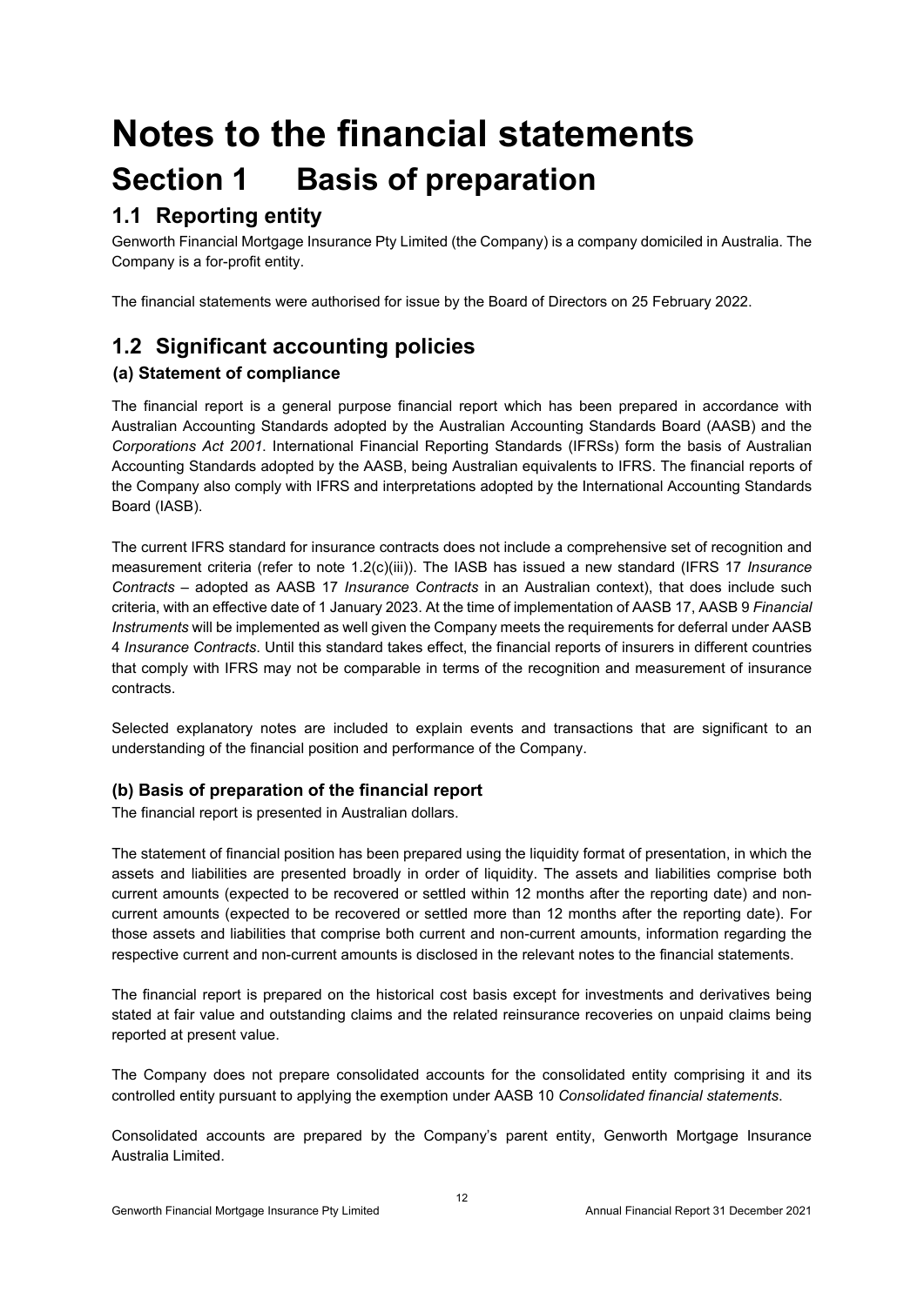# Notes to the financial statements

## Section 1 Basis of preparation

### 1.1 Reporting entity

Genworth Financial Mortgage Insurance Pty Limited (the Company) is a company domiciled in Australia. The Company is a for-profit entity.

The financial statements were authorised for issue by the Board of Directors on 25 February 2022.

### 1.2 Significant accounting policies

#### (a) Statement of compliance

The financial report is a general purpose financial report which has been prepared in accordance with Australian Accounting Standards adopted by the Australian Accounting Standards Board (AASB) and the *Corporations Act 2001*. International Financial Reporting Standards (IFRSs) form the basis of Australian Accounting Standards adopted by the AASB, being Australian equivalents to IFRS. The financial reports of the Company also comply with IFRS and interpretations adopted by the International Accounting Standards Board (IASB).

The current IFRS standard for insurance contracts does not include a comprehensive set of recognition and measurement criteria (refer to note 1.2(c)(iii)). The IASB has issued a new standard (IFRS 17 *Insurance Contracts* – adopted as AASB 17 *Insurance Contracts* in an Australian context), that does include such criteria, with an effective date of 1 January 2023. At the time of implementation of AASB 17, AASB 9 *Financial Instruments* will be implemented as well given the Company meets the requirements for deferral under AASB 4 *Insurance Contracts*. Until this standard takes effect, the financial reports of insurers in different countries that comply with IFRS may not be comparable in terms of the recognition and measurement of insurance contracts.

Selected explanatory notes are included to explain events and transactions that are significant to an understanding of the financial position and performance of the Company.

#### (b) Basis of preparation of the financial report

The financial report is presented in Australian dollars.

The statement of financial position has been prepared using the liquidity format of presentation, in which the assets and liabilities are presented broadly in order of liquidity. The assets and liabilities comprise both current amounts (expected to be recovered or settled within 12 months after the reporting date) and non-current amounts (expected to be recovered or settled more than 12 months after the reporting date). For those assets and liabilities that comprise both current and non-current amounts, information regarding the respective current and non-current amounts is disclosed in the relevant notes to the financial statements.

The financial report is prepared on the historical cost basis except for investments and derivatives being stated at fair value and outstanding claims and the related reinsurance recoveries on unpaid claims being reported at present value.

The Company does not prepare consolidated accounts for the consolidated entity comprising it and its controlled entity pursuant to applying the exemption under AASB 10 *Consolidated financial statements*.

Consolidated accounts are prepared by the Company's parent entity, Genworth Mortgage Insurance Australia Limited.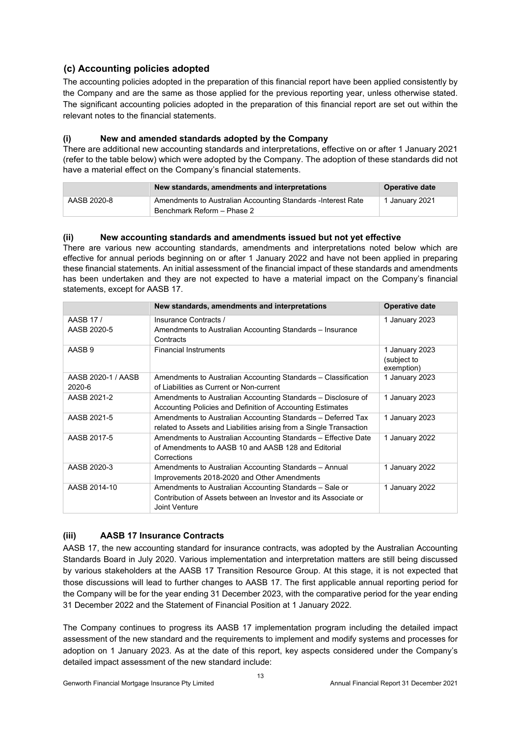## (c) Accounting policies adopted

The accounting policies adopted in the preparation of this financial report have been applied consistently by the Company and are the same as those applied for the previous reporting year, unless otherwise stated. The significant accounting policies adopted in the preparation of this financial report are set out within the relevant notes to the financial statements.

### (i) New and amended standards adopted by the Company

There are additional new accounting standards and interpretations, effective on or after 1 January 2021 (refer to the table below) which were adopted by the Company. The adoption of these standards did not have a material effect on the Company's financial statements.

| | New standards, amendments and interpretations | Operative date |
|---|---|---|
| AASB 2020-8 | Amendments to Australian Accounting Standards -Interest Rate Benchmark Reform – Phase 2 | 1 January 2021 |

### (ii) New accounting standards and amendments issued but not yet effective

There are various new accounting standards, amendments and interpretations noted below which are effective for annual periods beginning on or after 1 January 2022 and have not been applied in preparing these financial statements. An initial assessment of the financial impact of these standards and amendments has been undertaken and they are not expected to have a material impact on the Company's financial statements, except for AASB 17.

| | New standards, amendments and interpretations | Operative date |
|---|---|---|
| AASB 17 / AASB 2020-5 | Insurance Contracts / Amendments to Australian Accounting Standards – Insurance Contracts | 1 January 2023 |
| AASB 9 | Financial Instruments | 1 January 2023 (subject to exemption) |
| AASB 2020-1 / AASB 2020-6 | Amendments to Australian Accounting Standards – Classification of Liabilities as Current or Non-current | 1 January 2023 |
| AASB 2021-2 | Amendments to Australian Accounting Standards – Disclosure of Accounting Policies and Definition of Accounting Estimates | 1 January 2023 |
| AASB 2021-5 | Amendments to Australian Accounting Standards – Deferred Tax related to Assets and Liabilities arising from a Single Transaction | 1 January 2023 |
| AASB 2017-5 | Amendments to Australian Accounting Standards – Effective Date of Amendments to AASB 10 and AASB 128 and Editorial Corrections | 1 January 2022 |
| AASB 2020-3 | Amendments to Australian Accounting Standards – Annual Improvements 2018-2020 and Other Amendments | 1 January 2022 |
| AASB 2014-10 | Amendments to Australian Accounting Standards – Sale or Contribution of Assets between an Investor and its Associate or Joint Venture | 1 January 2022 |

### (iii) AASB 17 Insurance Contracts

AASB 17, the new accounting standard for insurance contracts, was adopted by the Australian Accounting Standards Board in July 2020. Various implementation and interpretation matters are still being discussed by various stakeholders at the AASB 17 Transition Resource Group. At this stage, it is not expected that those discussions will lead to further changes to AASB 17. The first applicable annual reporting period for the Company will be for the year ending 31 December 2023, with the comparative period for the year ending 31 December 2022 and the Statement of Financial Position at 1 January 2022.

The Company continues to progress its AASB 17 implementation program including the detailed impact assessment of the new standard and the requirements to implement and modify systems and processes for adoption on 1 January 2023. As at the date of this report, key aspects considered under the Company's detailed impact assessment of the new standard include: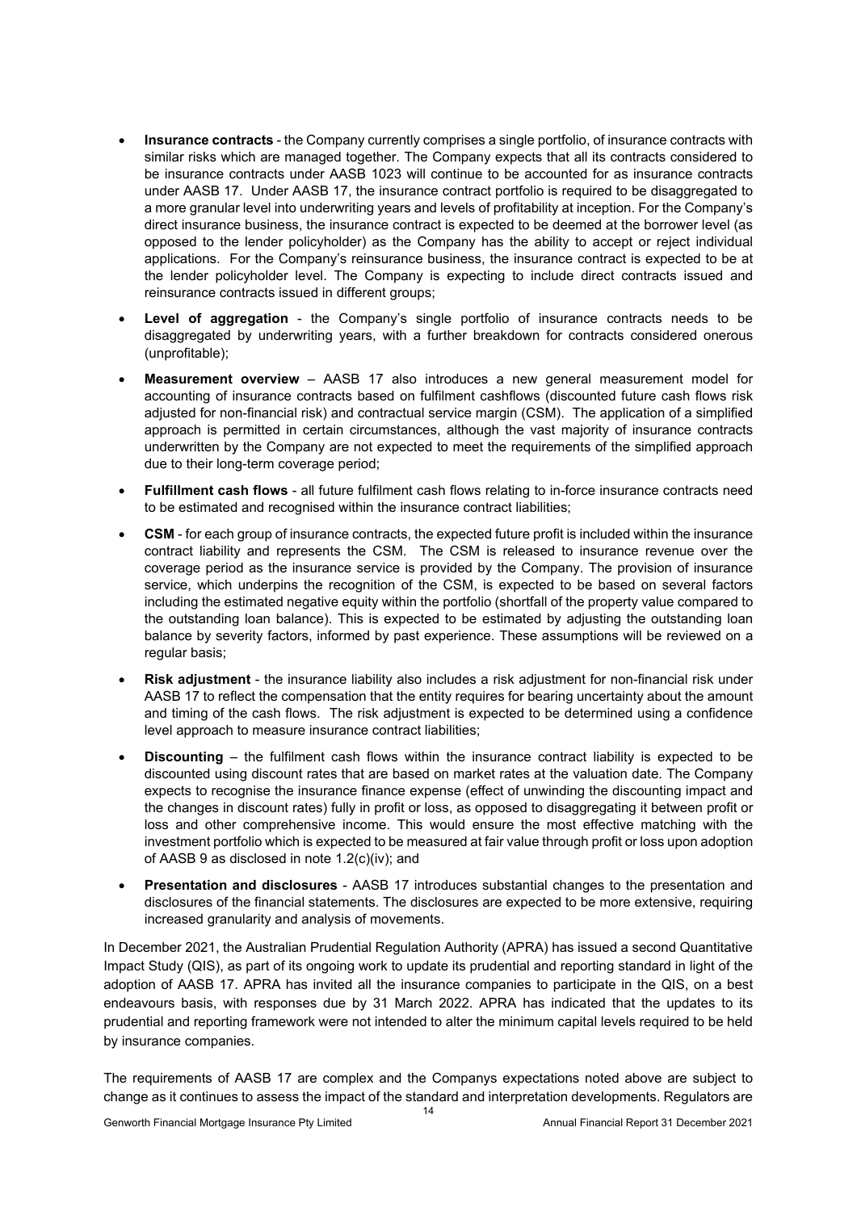- **Insurance contracts** - the Company currently comprises a single portfolio, of insurance contracts with similar risks which are managed together. The Company expects that all its contracts considered to be insurance contracts under AASB 1023 will continue to be accounted for as insurance contracts under AASB 17. Under AASB 17, the insurance contract portfolio is required to be disaggregated to a more granular level into underwriting years and levels of profitability at inception. For the Company's direct insurance business, the insurance contract is expected to be deemed at the borrower level (as opposed to the lender policyholder) as the Company has the ability to accept or reject individual applications. For the Company's reinsurance business, the insurance contract is expected to be at the lender policyholder level. The Company is expecting to include direct contracts issued and reinsurance contracts issued in different groups;
- **Level of aggregation** - the Company's single portfolio of insurance contracts needs to be disaggregated by underwriting years, with a further breakdown for contracts considered onerous (unprofitable);
- **Measurement overview** – AASB 17 also introduces a new general measurement model for accounting of insurance contracts based on fulfilment cashflows (discounted future cash flows risk adjusted for non-financial risk) and contractual service margin (CSM). The application of a simplified approach is permitted in certain circumstances, although the vast majority of insurance contracts underwritten by the Company are not expected to meet the requirements of the simplified approach due to their long-term coverage period;
- **Fulfillment cash flows** - all future fulfilment cash flows relating to in-force insurance contracts need to be estimated and recognised within the insurance contract liabilities;
- **CSM** - for each group of insurance contracts, the expected future profit is included within the insurance contract liability and represents the CSM. The CSM is released to insurance revenue over the coverage period as the insurance service is provided by the Company. The provision of insurance service, which underpins the recognition of the CSM, is expected to be based on several factors including the estimated negative equity within the portfolio (shortfall of the property value compared to the outstanding loan balance). This is expected to be estimated by adjusting the outstanding loan balance by severity factors, informed by past experience. These assumptions will be reviewed on a regular basis;
- **Risk adjustment** - the insurance liability also includes a risk adjustment for non-financial risk under AASB 17 to reflect the compensation that the entity requires for bearing uncertainty about the amount and timing of the cash flows. The risk adjustment is expected to be determined using a confidence level approach to measure insurance contract liabilities;
- **Discounting** – the fulfilment cash flows within the insurance contract liability is expected to be discounted using discount rates that are based on market rates at the valuation date. The Company expects to recognise the insurance finance expense (effect of unwinding the discounting impact and the changes in discount rates) fully in profit or loss, as opposed to disaggregating it between profit or loss and other comprehensive income. This would ensure the most effective matching with the investment portfolio which is expected to be measured at fair value through profit or loss upon adoption of AASB 9 as disclosed in note 1.2(c)(iv); and
- **Presentation and disclosures** - AASB 17 introduces substantial changes to the presentation and disclosures of the financial statements. The disclosures are expected to be more extensive, requiring increased granularity and analysis of movements.

In December 2021, the Australian Prudential Regulation Authority (APRA) has issued a second Quantitative Impact Study (QIS), as part of its ongoing work to update its prudential and reporting standard in light of the adoption of AASB 17. APRA has invited all the insurance companies to participate in the QIS, on a best endeavours basis, with responses due by 31 March 2022. APRA has indicated that the updates to its prudential and reporting framework were not intended to alter the minimum capital levels required to be held by insurance companies.

The requirements of AASB 17 are complex and the Companys expectations noted above are subject to change as it continues to assess the impact of the standard and interpretation developments. Regulators are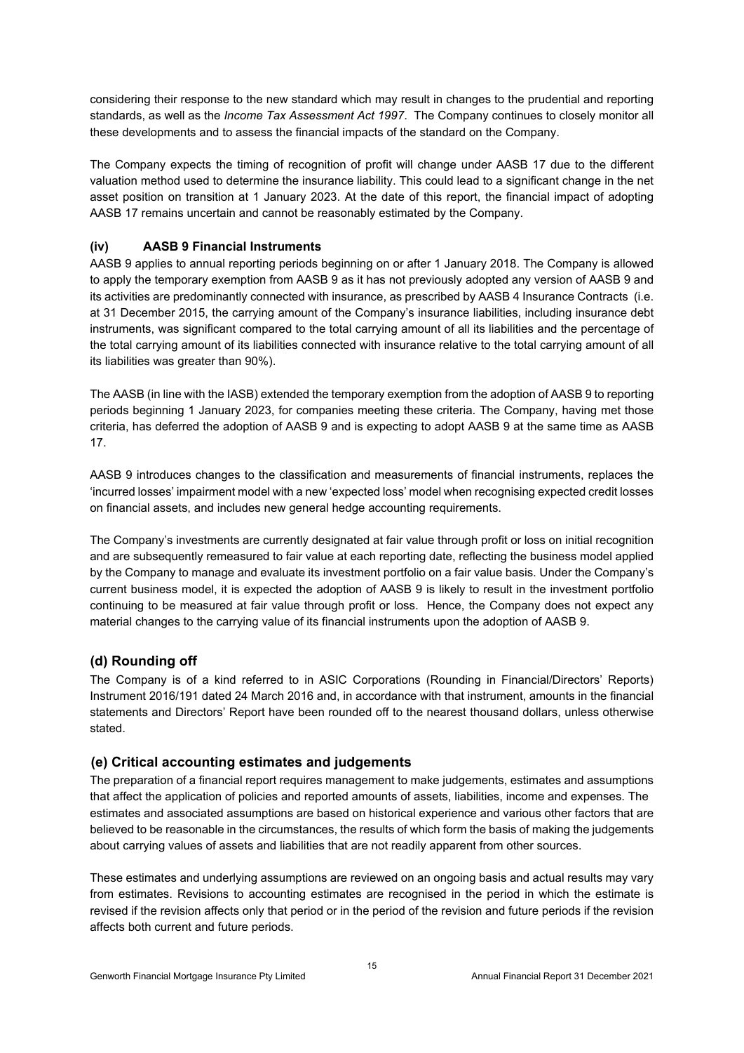considering their response to the new standard which may result in changes to the prudential and reporting standards, as well as the *Income Tax Assessment Act 1997*. The Company continues to closely monitor all these developments and to assess the financial impacts of the standard on the Company.

The Company expects the timing of recognition of profit will change under AASB 17 due to the different valuation method used to determine the insurance liability. This could lead to a significant change in the net asset position on transition at 1 January 2023. At the date of this report, the financial impact of adopting AASB 17 remains uncertain and cannot be reasonably estimated by the Company.

### (iv) AASB 9 Financial Instruments

AASB 9 applies to annual reporting periods beginning on or after 1 January 2018. The Company is allowed to apply the temporary exemption from AASB 9 as it has not previously adopted any version of AASB 9 and its activities are predominantly connected with insurance, as prescribed by AASB 4 Insurance Contracts (i.e. at 31 December 2015, the carrying amount of the Company's insurance liabilities, including insurance debt instruments, was significant compared to the total carrying amount of all its liabilities and the percentage of the total carrying amount of its liabilities connected with insurance relative to the total carrying amount of all its liabilities was greater than 90%).

The AASB (in line with the IASB) extended the temporary exemption from the adoption of AASB 9 to reporting periods beginning 1 January 2023, for companies meeting these criteria. The Company, having met those criteria, has deferred the adoption of AASB 9 and is expecting to adopt AASB 9 at the same time as AASB 17.

AASB 9 introduces changes to the classification and measurements of financial instruments, replaces the 'incurred losses' impairment model with a new 'expected loss' model when recognising expected credit losses on financial assets, and includes new general hedge accounting requirements.

The Company's investments are currently designated at fair value through profit or loss on initial recognition and are subsequently remeasured to fair value at each reporting date, reflecting the business model applied by the Company to manage and evaluate its investment portfolio on a fair value basis. Under the Company's current business model, it is expected the adoption of AASB 9 is likely to result in the investment portfolio continuing to be measured at fair value through profit or loss. Hence, the Company does not expect any material changes to the carrying value of its financial instruments upon the adoption of AASB 9.

## (d) Rounding off

The Company is of a kind referred to in ASIC Corporations (Rounding in Financial/Directors' Reports) Instrument 2016/191 dated 24 March 2016 and, in accordance with that instrument, amounts in the financial statements and Directors' Report have been rounded off to the nearest thousand dollars, unless otherwise stated.

## (e) Critical accounting estimates and judgements

The preparation of a financial report requires management to make judgements, estimates and assumptions that affect the application of policies and reported amounts of assets, liabilities, income and expenses. The estimates and associated assumptions are based on historical experience and various other factors that are believed to be reasonable in the circumstances, the results of which form the basis of making the judgements about carrying values of assets and liabilities that are not readily apparent from other sources.

These estimates and underlying assumptions are reviewed on an ongoing basis and actual results may vary from estimates. Revisions to accounting estimates are recognised in the period in which the estimate is revised if the revision affects only that period or in the period of the revision and future periods if the revision affects both current and future periods.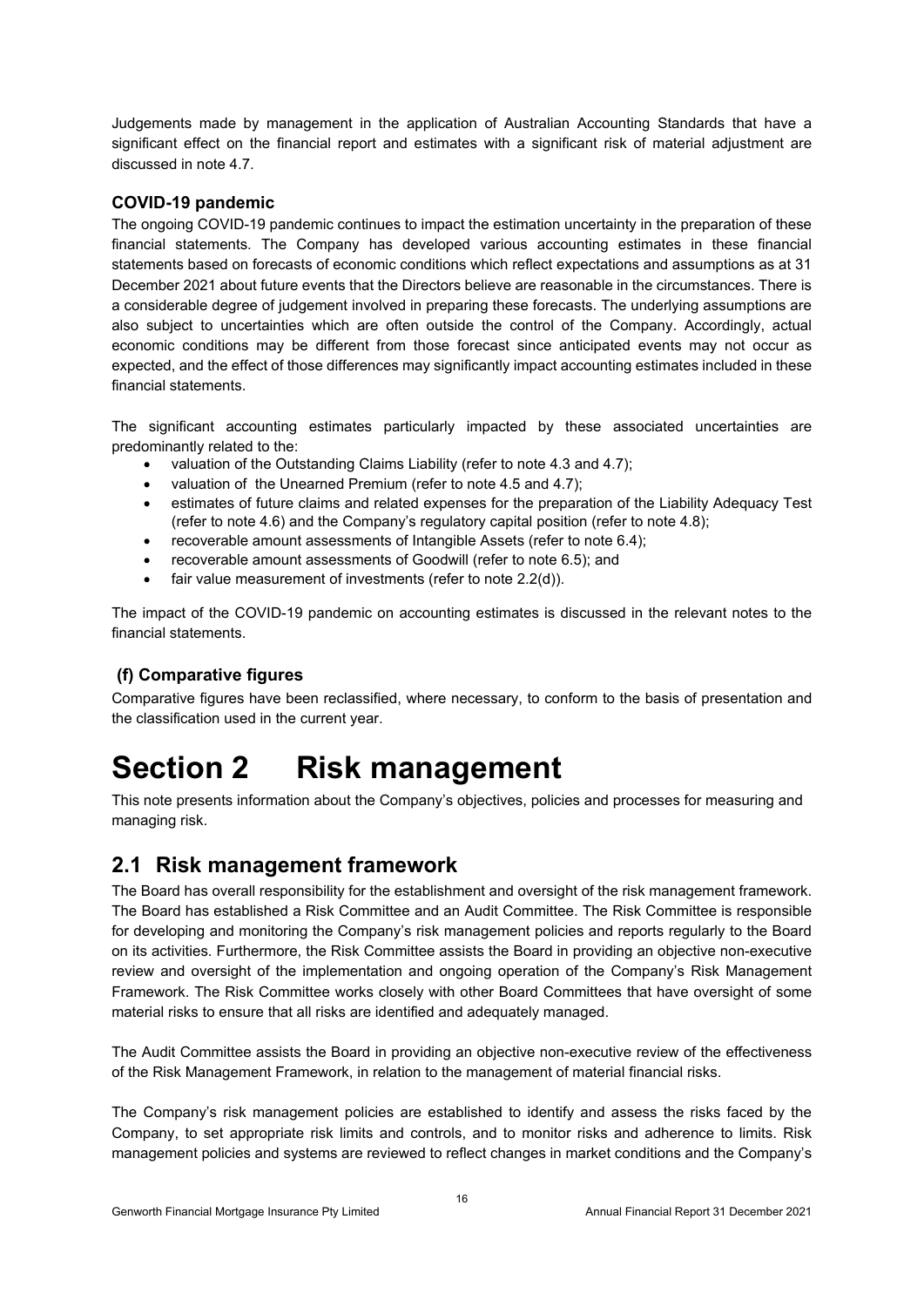Judgements made by management in the application of Australian Accounting Standards that have a significant effect on the financial report and estimates with a significant risk of material adjustment are discussed in note 4.7.

### COVID-19 pandemic

The ongoing COVID-19 pandemic continues to impact the estimation uncertainty in the preparation of these financial statements. The Company has developed various accounting estimates in these financial statements based on forecasts of economic conditions which reflect expectations and assumptions as at 31 December 2021 about future events that the Directors believe are reasonable in the circumstances. There is a considerable degree of judgement involved in preparing these forecasts. The underlying assumptions are also subject to uncertainties which are often outside the control of the Company. Accordingly, actual economic conditions may be different from those forecast since anticipated events may not occur as expected, and the effect of those differences may significantly impact accounting estimates included in these financial statements.

The significant accounting estimates particularly impacted by these associated uncertainties are predominantly related to the:

- valuation of the Outstanding Claims Liability (refer to note 4.3 and 4.7);
- valuation of the Unearned Premium (refer to note 4.5 and 4.7);
- estimates of future claims and related expenses for the preparation of the Liability Adequacy Test (refer to note 4.6) and the Company's regulatory capital position (refer to note 4.8);
- recoverable amount assessments of Intangible Assets (refer to note 6.4);
- recoverable amount assessments of Goodwill (refer to note 6.5); and
- fair value measurement of investments (refer to note 2.2(d)).

The impact of the COVID-19 pandemic on accounting estimates is discussed in the relevant notes to the financial statements.

### (f) Comparative figures

Comparative figures have been reclassified, where necessary, to conform to the basis of presentation and the classification used in the current year.

# Section 2 Risk management

This note presents information about the Company's objectives, policies and processes for measuring and managing risk.

## 2.1 Risk management framework

The Board has overall responsibility for the establishment and oversight of the risk management framework. The Board has established a Risk Committee and an Audit Committee. The Risk Committee is responsible for developing and monitoring the Company's risk management policies and reports regularly to the Board on its activities. Furthermore, the Risk Committee assists the Board in providing an objective non-executive review and oversight of the implementation and ongoing operation of the Company's Risk Management Framework. The Risk Committee works closely with other Board Committees that have oversight of some material risks to ensure that all risks are identified and adequately managed.

The Audit Committee assists the Board in providing an objective non-executive review of the effectiveness of the Risk Management Framework, in relation to the management of material financial risks.

The Company's risk management policies are established to identify and assess the risks faced by the Company, to set appropriate risk limits and controls, and to monitor risks and adherence to limits. Risk management policies and systems are reviewed to reflect changes in market conditions and the Company's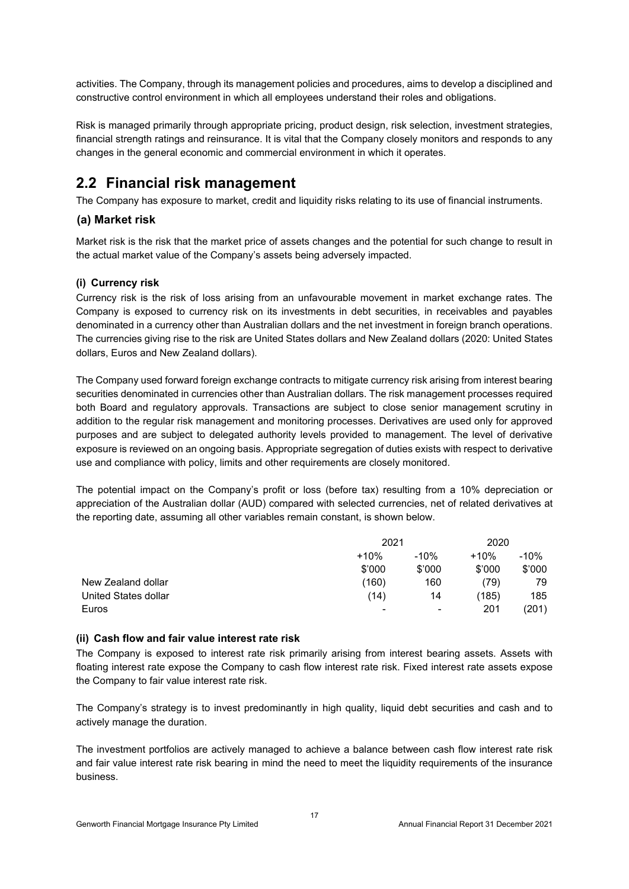activities. The Company, through its management policies and procedures, aims to develop a disciplined and constructive control environment in which all employees understand their roles and obligations.

Risk is managed primarily through appropriate pricing, product design, risk selection, investment strategies, financial strength ratings and reinsurance. It is vital that the Company closely monitors and responds to any changes in the general economic and commercial environment in which it operates.

## 2.2 Financial risk management

The Company has exposure to market, credit and liquidity risks relating to its use of financial instruments.

### (a) Market risk

Market risk is the risk that the market price of assets changes and the potential for such change to result in the actual market value of the Company's assets being adversely impacted.

#### (i) Currency risk

Currency risk is the risk of loss arising from an unfavourable movement in market exchange rates. The Company is exposed to currency risk on its investments in debt securities, in receivables and payables denominated in a currency other than Australian dollars and the net investment in foreign branch operations. The currencies giving rise to the risk are United States dollars and New Zealand dollars (2020: United States dollars, Euros and New Zealand dollars).

The Company used forward foreign exchange contracts to mitigate currency risk arising from interest bearing securities denominated in currencies other than Australian dollars. The risk management processes required both Board and regulatory approvals. Transactions are subject to close senior management scrutiny in addition to the regular risk management and monitoring processes. Derivatives are used only for approved purposes and are subject to delegated authority levels provided to management. The level of derivative exposure is reviewed on an ongoing basis. Appropriate segregation of duties exists with respect to derivative use and compliance with policy, limits and other requirements are closely monitored.

The potential impact on the Company's profit or loss (before tax) resulting from a 10% depreciation or appreciation of the Australian dollar (AUD) compared with selected currencies, net of related derivatives at the reporting date, assuming all other variables remain constant, is shown below.

| | 2021 | | 2020 | |
|---|---|---|---|---|
| | +10% | -10% | +10% | -10% |
| | $'000 | $'000 | $'000 | $'000 |
| New Zealand dollar | (160) | 160 | (79) | 79 |
| United States dollar | (14) | 14 | (185) | 185 |
| Euros | - | - | 201 | (201) |

#### (ii) Cash flow and fair value interest rate risk

The Company is exposed to interest rate risk primarily arising from interest bearing assets. Assets with floating interest rate expose the Company to cash flow interest rate risk. Fixed interest rate assets expose the Company to fair value interest rate risk.

The Company's strategy is to invest predominantly in high quality, liquid debt securities and cash and to actively manage the duration.

The investment portfolios are actively managed to achieve a balance between cash flow interest rate risk and fair value interest rate risk bearing in mind the need to meet the liquidity requirements of the insurance business.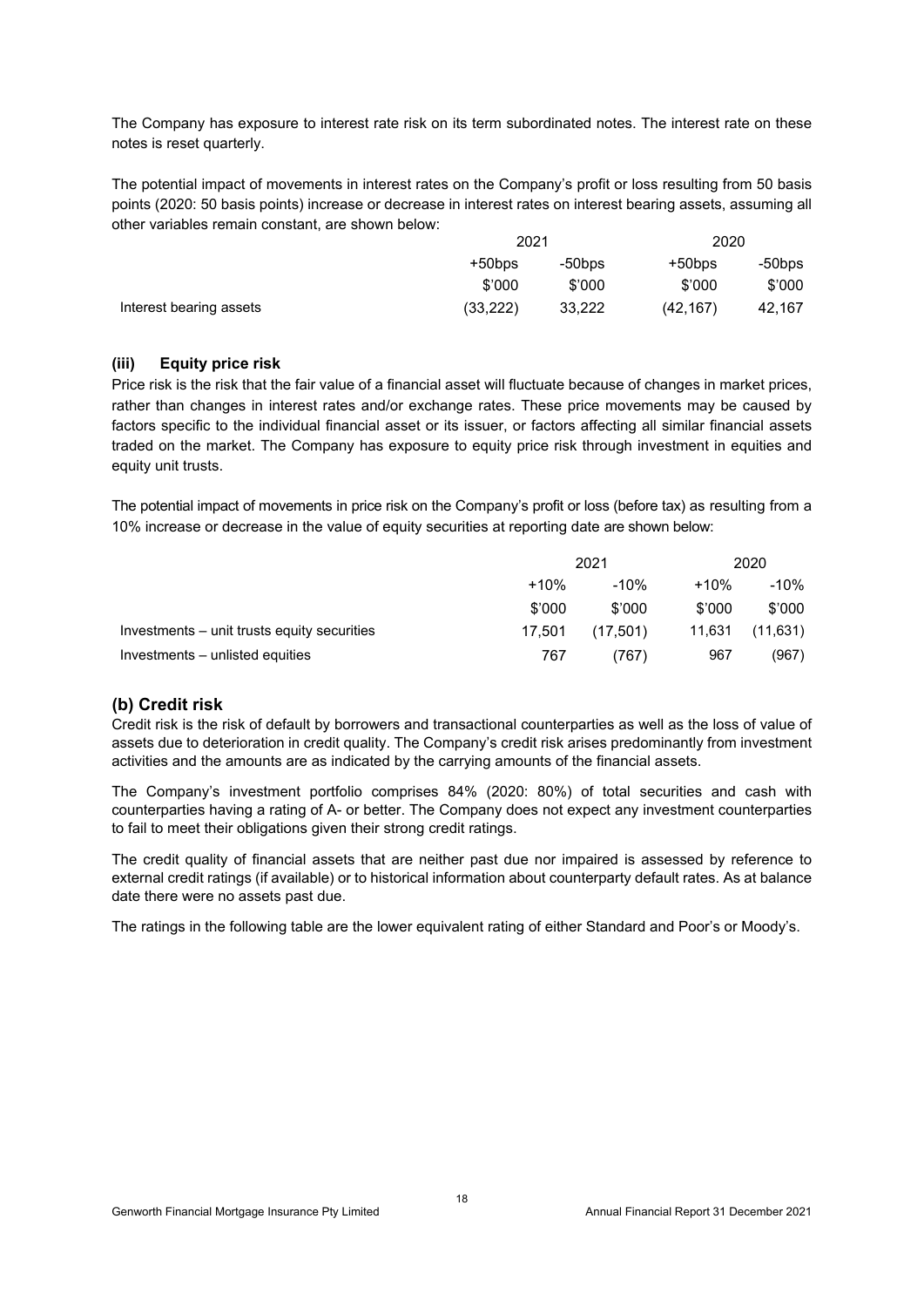The Company has exposure to interest rate risk on its term subordinated notes. The interest rate on these notes is reset quarterly.

The potential impact of movements in interest rates on the Company's profit or loss resulting from 50 basis points (2020: 50 basis points) increase or decrease in interest rates on interest bearing assets, assuming all other variables remain constant, are shown below:

| | 2021 | | 2020 | |
|---|---|---|---|---|
| | +50bps | -50bps | +50bps | -50bps |
| | $'000 | $'000 | $'000 | $'000 |
| Interest bearing assets | (33,222) | 33,222 | (42,167) | 42,167 |

### (iii) Equity price risk

Price risk is the risk that the fair value of a financial asset will fluctuate because of changes in market prices, rather than changes in interest rates and/or exchange rates. These price movements may be caused by factors specific to the individual financial asset or its issuer, or factors affecting all similar financial assets traded on the market. The Company has exposure to equity price risk through investment in equities and equity unit trusts.

The potential impact of movements in price risk on the Company's profit or loss (before tax) as resulting from a 10% increase or decrease in the value of equity securities at reporting date are shown below:

| | 2021 | | 2020 | |
|---|---|---|---|---|
| | +10% | -10% | +10% | -10% |
| | $'000 | $'000 | $'000 | $'000 |
| Investments – unit trusts equity securities | 17,501 | (17,501) | 11,631 | (11,631) |
| Investments – unlisted equities | 767 | (767) | 967 | (967) |

## (b) Credit risk

Credit risk is the risk of default by borrowers and transactional counterparties as well as the loss of value of assets due to deterioration in credit quality. The Company's credit risk arises predominantly from investment activities and the amounts are as indicated by the carrying amounts of the financial assets.

The Company's investment portfolio comprises 84% (2020: 80%) of total securities and cash with counterparties having a rating of A- or better. The Company does not expect any investment counterparties to fail to meet their obligations given their strong credit ratings.

The credit quality of financial assets that are neither past due nor impaired is assessed by reference to external credit ratings (if available) or to historical information about counterparty default rates. As at balance date there were no assets past due.

The ratings in the following table are the lower equivalent rating of either Standard and Poor's or Moody's.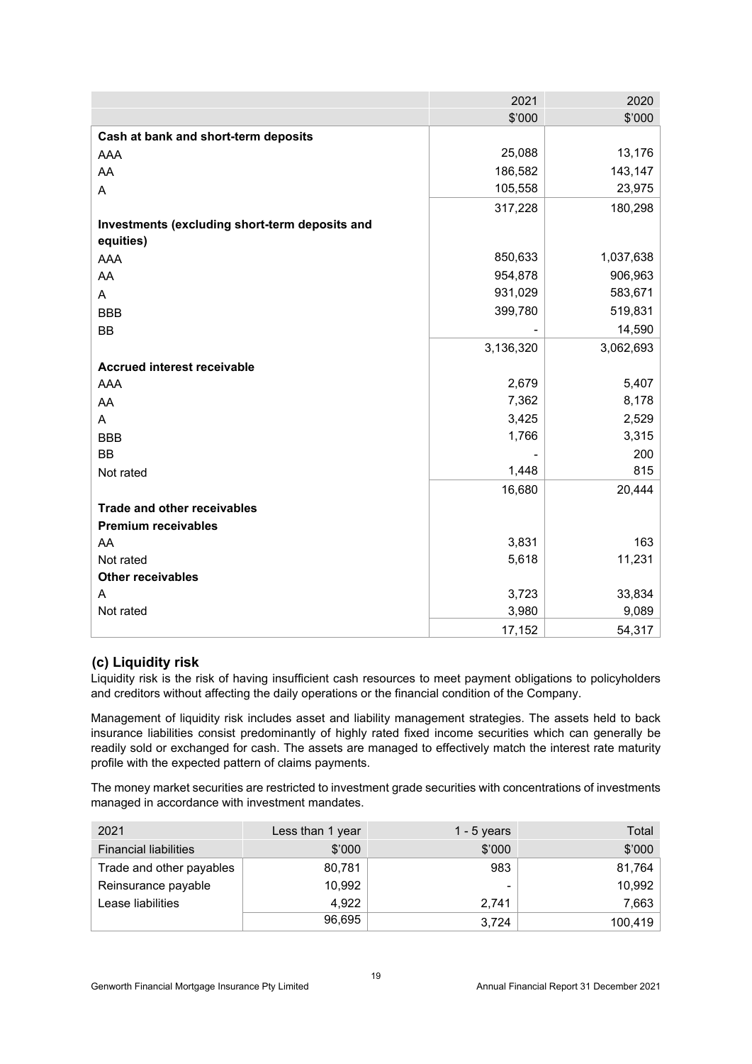| | 2021 | 2020 |
|---|---|---|
| | $'000 | $'000 |
| **Cash at bank and short-term deposits** | | |
| AAA | 25,088 | 13,176 |
| AA | 186,582 | 143,147 |
| A | 105,558 | 23,975 |
| | 317,228 | 180,298 |
| **Investments (excluding short-term deposits and equities)** | | |
| AAA | 850,633 | 1,037,638 |
| AA | 954,878 | 906,963 |
| A | 931,029 | 583,671 |
| BBB | 399,780 | 519,831 |
| BB | - | 14,590 |
| | 3,136,320 | 3,062,693 |
| **Accrued interest receivable** | | |
| AAA | 2,679 | 5,407 |
| AA | 7,362 | 8,178 |
| A | 3,425 | 2,529 |
| BBB | 1,766 | 3,315 |
| BB | - | 200 |
| Not rated | 1,448 | 815 |
| | 16,680 | 20,444 |
| **Trade and other receivables** | | |
| **Premium receivables** | | |
| AA | 3,831 | 163 |
| Not rated | 5,618 | 11,231 |
| **Other receivables** | | |
| A | 3,723 | 33,834 |
| Not rated | 3,980 | 9,089 |
| | 17,152 | 54,317 |

## (c) Liquidity risk

Liquidity risk is the risk of having insufficient cash resources to meet payment obligations to policyholders and creditors without affecting the daily operations or the financial condition of the Company.

Management of liquidity risk includes asset and liability management strategies. The assets held to back insurance liabilities consist predominantly of highly rated fixed income securities which can generally be readily sold or exchanged for cash. The assets are managed to effectively match the interest rate maturity profile with the expected pattern of claims payments.

The money market securities are restricted to investment grade securities with concentrations of investments managed in accordance with investment mandates.

| 2021 | Less than 1 year | 1 - 5 years | Total |
|---|---|---|---|
| Financial liabilities | $'000 | $'000 | $'000 |
| Trade and other payables | 80,781 | 983 | 81,764 |
| Reinsurance payable | 10,992 | - | 10,992 |
| Lease liabilities | 4,922 | 2,741 | 7,663 |
| | 96,695 | 3,724 | 100,419 |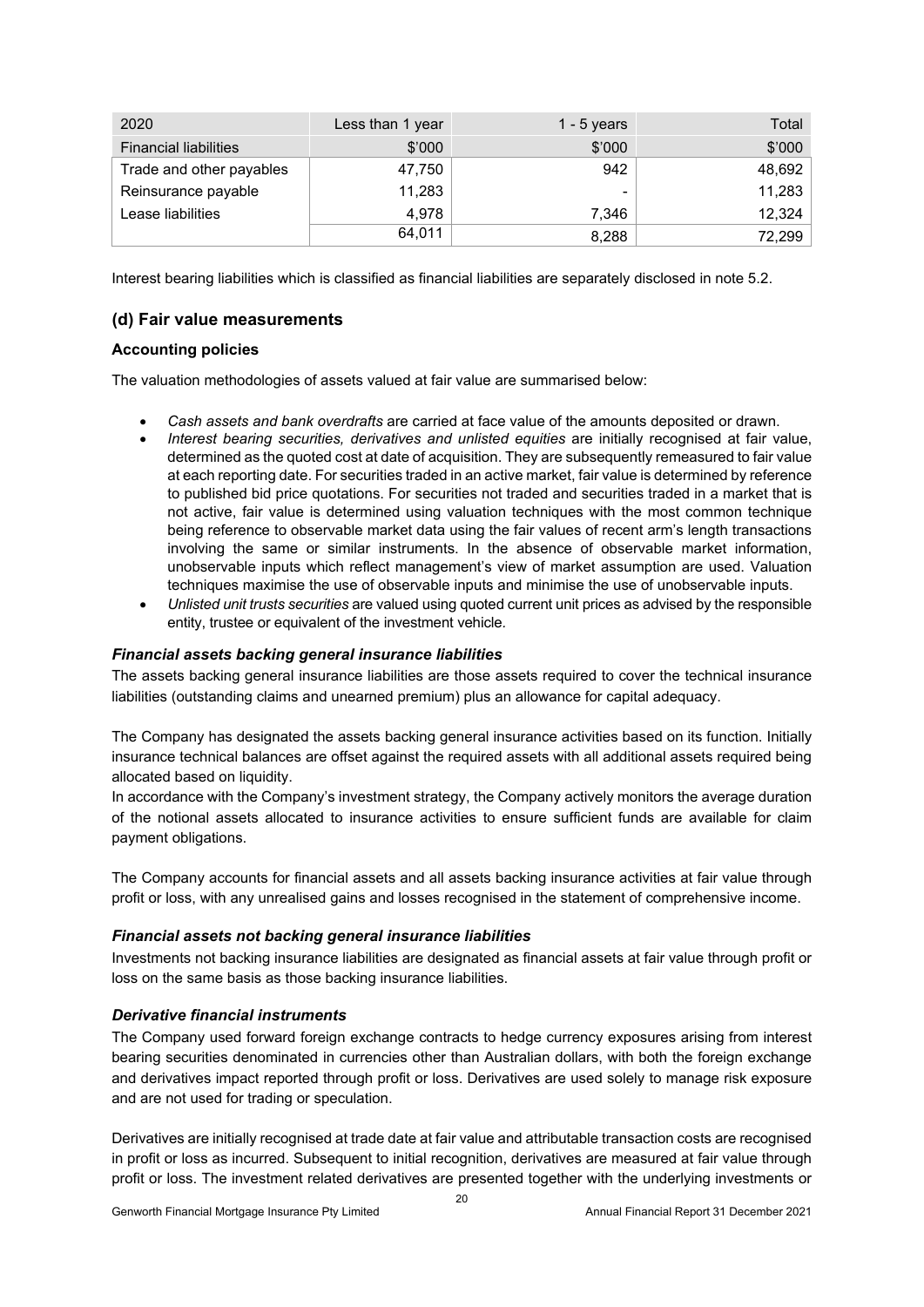| 2020 | Less than 1 year | 1 - 5 years | Total |
| --- | --- | --- | --- |
| Financial liabilities | $'000 | $'000 | $'000 |
| Trade and other payables | 47,750 | 942 | 48,692 |
| Reinsurance payable | 11,283 | - | 11,283 |
| Lease liabilities | 4,978 | 7,346 | 12,324 |
| | 64,011 | 8,288 | 72,299 |

Interest bearing liabilities which is classified as financial liabilities are separately disclosed in note 5.2.

## (d) Fair value measurements

### Accounting policies

The valuation methodologies of assets valued at fair value are summarised below:

- *Cash assets and bank overdrafts* are carried at face value of the amounts deposited or drawn.
- *Interest bearing securities, derivatives and unlisted equities* are initially recognised at fair value, determined as the quoted cost at date of acquisition. They are subsequently remeasured to fair value at each reporting date. For securities traded in an active market, fair value is determined by reference to published bid price quotations. For securities not traded and securities traded in a market that is not active, fair value is determined using valuation techniques with the most common technique being reference to observable market data using the fair values of recent arm's length transactions involving the same or similar instruments. In the absence of observable market information, unobservable inputs which reflect management's view of market assumption are used. Valuation techniques maximise the use of observable inputs and minimise the use of unobservable inputs.
- *Unlisted unit trusts securities* are valued using quoted current unit prices as advised by the responsible entity, trustee or equivalent of the investment vehicle.

#### *Financial assets backing general insurance liabilities*

The assets backing general insurance liabilities are those assets required to cover the technical insurance liabilities (outstanding claims and unearned premium) plus an allowance for capital adequacy.

The Company has designated the assets backing general insurance activities based on its function. Initially insurance technical balances are offset against the required assets with all additional assets required being allocated based on liquidity.
In accordance with the Company's investment strategy, the Company actively monitors the average duration of the notional assets allocated to insurance activities to ensure sufficient funds are available for claim payment obligations.

The Company accounts for financial assets and all assets backing insurance activities at fair value through profit or loss, with any unrealised gains and losses recognised in the statement of comprehensive income.

#### *Financial assets not backing general insurance liabilities*

Investments not backing insurance liabilities are designated as financial assets at fair value through profit or loss on the same basis as those backing insurance liabilities.

#### *Derivative financial instruments*

The Company used forward foreign exchange contracts to hedge currency exposures arising from interest bearing securities denominated in currencies other than Australian dollars, with both the foreign exchange and derivatives impact reported through profit or loss. Derivatives are used solely to manage risk exposure and are not used for trading or speculation.

Derivatives are initially recognised at trade date at fair value and attributable transaction costs are recognised in profit or loss as incurred. Subsequent to initial recognition, derivatives are measured at fair value through profit or loss. The investment related derivatives are presented together with the underlying investments or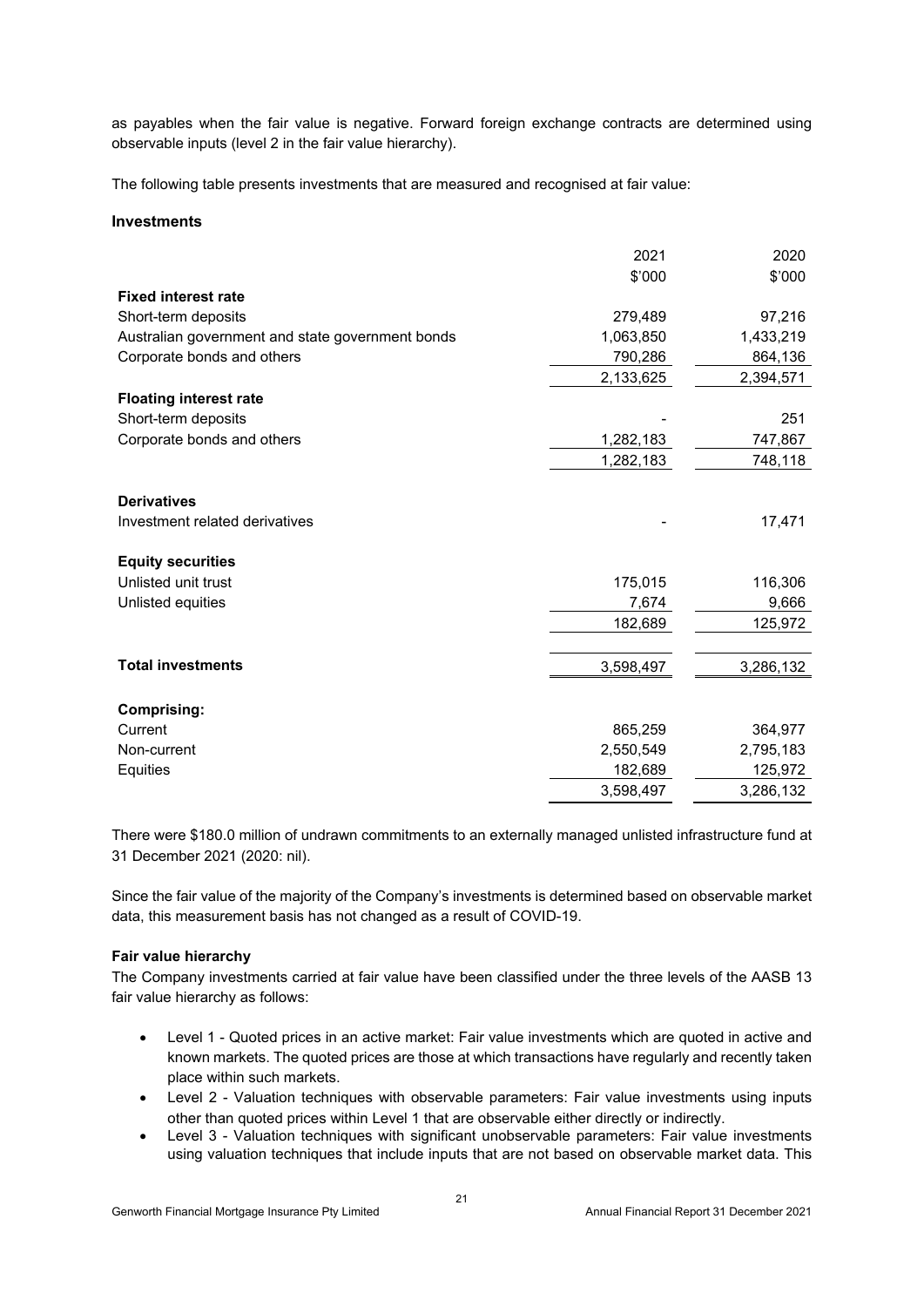as payables when the fair value is negative. Forward foreign exchange contracts are determined using observable inputs (level 2 in the fair value hierarchy).

The following table presents investments that are measured and recognised at fair value:

**Investments**

| | 2021 | 2020 |
|---|---|---|
| | $'000 | $'000 |
| **Fixed interest rate** | | |
| Short-term deposits | 279,489 | 97,216 |
| Australian government and state government bonds | 1,063,850 | 1,433,219 |
| Corporate bonds and others | 790,286 | 864,136 |
| | 2,133,625 | 2,394,571 |
| **Floating interest rate** | | |
| Short-term deposits | - | 251 |
| Corporate bonds and others | 1,282,183 | 747,867 |
| | 1,282,183 | 748,118 |
| **Derivatives** | | |
| Investment related derivatives | - | 17,471 |
| **Equity securities** | | |
| Unlisted unit trust | 175,015 | 116,306 |
| Unlisted equities | 7,674 | 9,666 |
| | 182,689 | 125,972 |
| **Total investments** | 3,598,497 | 3,286,132 |
| **Comprising:** | | |
| Current | 865,259 | 364,977 |
| Non-current | 2,550,549 | 2,795,183 |
| Equities | 182,689 | 125,972 |
| | 3,598,497 | 3,286,132 |

There were $180.0 million of undrawn commitments to an externally managed unlisted infrastructure fund at 31 December 2021 (2020: nil).

Since the fair value of the majority of the Company's investments is determined based on observable market data, this measurement basis has not changed as a result of COVID-19.

**Fair value hierarchy**

The Company investments carried at fair value have been classified under the three levels of the AASB 13 fair value hierarchy as follows:

- Level 1 - Quoted prices in an active market: Fair value investments which are quoted in active and known markets. The quoted prices are those at which transactions have regularly and recently taken place within such markets.
- Level 2 - Valuation techniques with observable parameters: Fair value investments using inputs other than quoted prices within Level 1 that are observable either directly or indirectly.
- Level 3 - Valuation techniques with significant unobservable parameters: Fair value investments using valuation techniques that include inputs that are not based on observable market data. This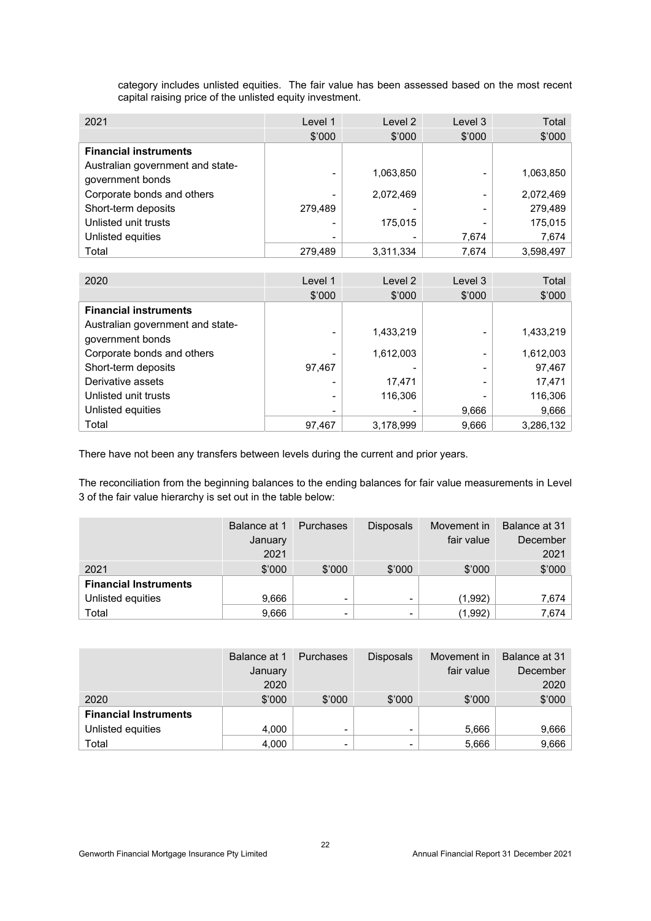category includes unlisted equities. The fair value has been assessed based on the most recent capital raising price of the unlisted equity investment.

| 2021 | Level 1 | Level 2 | Level 3 | Total |
|---|---|---|---|---|
| | $'000 | $'000 | $'000 | $'000 |
| **Financial instruments** | | | | |
| Australian government and state-government bonds | - | 1,063,850 | - | 1,063,850 |
| Corporate bonds and others | - | 2,072,469 | - | 2,072,469 |
| Short-term deposits | 279,489 | - | - | 279,489 |
| Unlisted unit trusts | - | 175,015 | - | 175,015 |
| Unlisted equities | - | - | 7,674 | 7,674 |
| Total | 279,489 | 3,311,334 | 7,674 | 3,598,497 |

| 2020 | Level 1 | Level 2 | Level 3 | Total |
|---|---|---|---|---|
| | $'000 | $'000 | $'000 | $'000 |
| **Financial instruments** | | | | |
| Australian government and state-government bonds | - | 1,433,219 | - | 1,433,219 |
| Corporate bonds and others | - | 1,612,003 | - | 1,612,003 |
| Short-term deposits | 97,467 | - | - | 97,467 |
| Derivative assets | - | 17,471 | - | 17,471 |
| Unlisted unit trusts | - | 116,306 | - | 116,306 |
| Unlisted equities | - | - | 9,666 | 9,666 |
| Total | 97,467 | 3,178,999 | 9,666 | 3,286,132 |

There have not been any transfers between levels during the current and prior years.

The reconciliation from the beginning balances to the ending balances for fair value measurements in Level 3 of the fair value hierarchy is set out in the table below:

| | Balance at 1 January 2021 | Purchases | Disposals | Movement in fair value | Balance at 31 December 2021 |
|---|---|---|---|---|---|
| 2021 | $'000 | $'000 | $'000 | $'000 | $'000 |
| **Financial Instruments** | | | | | |
| Unlisted equities | 9,666 | - | - | (1,992) | 7,674 |
| Total | 9,666 | - | - | (1,992) | 7,674 |

| | Balance at 1 January 2020 | Purchases | Disposals | Movement in fair value | Balance at 31 December 2020 |
|---|---|---|---|---|---|
| 2020 | $'000 | $'000 | $'000 | $'000 | $'000 |
| **Financial Instruments** | | | | | |
| Unlisted equities | 4,000 | - | - | 5,666 | 9,666 |
| Total | 4,000 | - | - | 5,666 | 9,666 |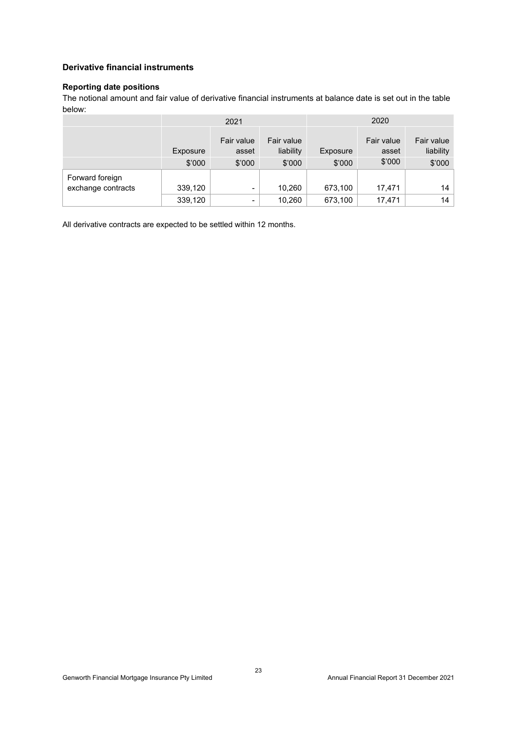### Derivative financial instruments

#### Reporting date positions

The notional amount and fair value of derivative financial instruments at balance date is set out in the table below:

| | 2021 | | | 2020 | | |
|---|---|---|---|---|---|---|
| | Exposure | Fair value asset | Fair value liability | Exposure | Fair value asset | Fair value liability |
| | $'000 | $'000 | $'000 | $'000 | $'000 | $'000 |
| Forward foreign exchange contracts | 339,120 | - | 10,260 | 673,100 | 17,471 | 14 |
| | 339,120 | - | 10,260 | 673,100 | 17,471 | 14 |

All derivative contracts are expected to be settled within 12 months.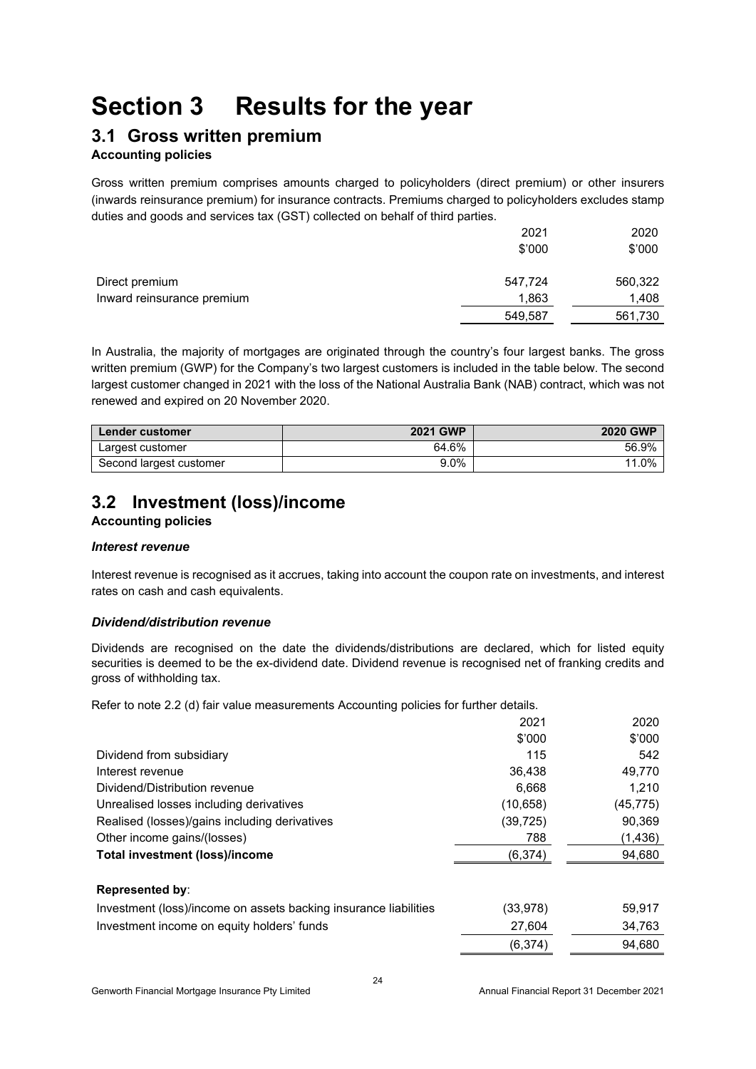# Section 3 Results for the year

## 3.1 Gross written premium

**Accounting policies**

Gross written premium comprises amounts charged to policyholders (direct premium) or other insurers (inwards reinsurance premium) for insurance contracts. Premiums charged to policyholders excludes stamp duties and goods and services tax (GST) collected on behalf of third parties.

| | 2021<br>$'000 | 2020<br>$'000 |
|---|---|---|
| Direct premium | 547,724 | 560,322 |
| Inward reinsurance premium | 1,863 | 1,408 |
| | 549,587 | 561,730 |

In Australia, the majority of mortgages are originated through the country's four largest banks. The gross written premium (GWP) for the Company's two largest customers is included in the table below. The second largest customer changed in 2021 with the loss of the National Australia Bank (NAB) contract, which was not renewed and expired on 20 November 2020.

| Lender customer | 2021 GWP | 2020 GWP |
|---|---|---|
| Largest customer | 64.6% | 56.9% |
| Second largest customer | 9.0% | 11.0% |

## 3.2 Investment (loss)/income

**Accounting policies**

***Interest revenue***

Interest revenue is recognised as it accrues, taking into account the coupon rate on investments, and interest rates on cash and cash equivalents.

***Dividend/distribution revenue***

Dividends are recognised on the date the dividends/distributions are declared, which for listed equity securities is deemed to be the ex-dividend date. Dividend revenue is recognised net of franking credits and gross of withholding tax.

Refer to note 2.2 (d) fair value measurements Accounting policies for further details.

| | 2021<br>$'000 | 2020<br>$'000 |
|---|---|---|
| Dividend from subsidiary | 115 | 542 |
| Interest revenue | 36,438 | 49,770 |
| Dividend/Distribution revenue | 6,668 | 1,210 |
| Unrealised losses including derivatives | (10,658) | (45,775) |
| Realised (losses)/gains including derivatives | (39,725) | 90,369 |
| Other income gains/(losses) | 788 | (1,436) |
| **Total investment (loss)/income** | (6,374) | 94,680 |
| | | |
| **Represented by**: | | |
| Investment (loss)/income on assets backing insurance liabilities | (33,978) | 59,917 |
| Investment income on equity holders' funds | 27,604 | 34,763 |
| | (6,374) | 94,680 |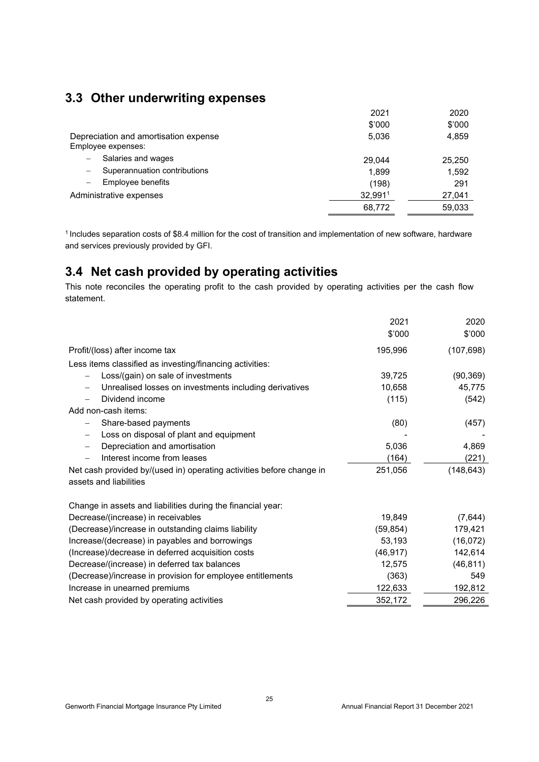## 3.3 Other underwriting expenses

| | 2021 | 2020 |
|---|---|---|
| | \$'000 | \$'000 |
| Depreciation and amortisation expense | 5,036 | 4,859 |
| Employee expenses: | | |
| – Salaries and wages | 29,044 | 25,250 |
| – Superannuation contributions | 1,899 | 1,592 |
| – Employee benefits | (198) | 291 |
| Administrative expenses | 32,991[1] | 27,041 |
| | 68,772 | 59,033 |

[1] Includes separation costs of \$8.4 million for the cost of transition and implementation of new software, hardware and services previously provided by GFI.

## 3.4 Net cash provided by operating activities

This note reconciles the operating profit to the cash provided by operating activities per the cash flow statement.

| | 2021 | 2020 |
|---|---|---|
| | \$'000 | \$'000 |
| Profit/(loss) after income tax | 195,996 | (107,698) |
| Less items classified as investing/financing activities: | | |
| – Loss/(gain) on sale of investments | 39,725 | (90,369) |
| – Unrealised losses on investments including derivatives | 10,658 | 45,775 |
| – Dividend income | (115) | (542) |
| Add non-cash items: | | |
| – Share-based payments | (80) | (457) |
| – Loss on disposal of plant and equipment | - | - |
| – Depreciation and amortisation | 5,036 | 4,869 |
| – Interest income from leases | (164) | (221) |
| Net cash provided by/(used in) operating activities before change in assets and liabilities | 251,056 | (148,643) |
| Change in assets and liabilities during the financial year: | | |
| Decrease/(increase) in receivables | 19,849 | (7,644) |
| (Decrease)/increase in outstanding claims liability | (59,854) | 179,421 |
| Increase/(decrease) in payables and borrowings | 53,193 | (16,072) |
| (Increase)/decrease in deferred acquisition costs | (46,917) | 142,614 |
| Decrease/(increase) in deferred tax balances | 12,575 | (46,811) |
| (Decrease)/increase in provision for employee entitlements | (363) | 549 |
| Increase in unearned premiums | 122,633 | 192,812 |
| Net cash provided by operating activities | 352,172 | 296,226 |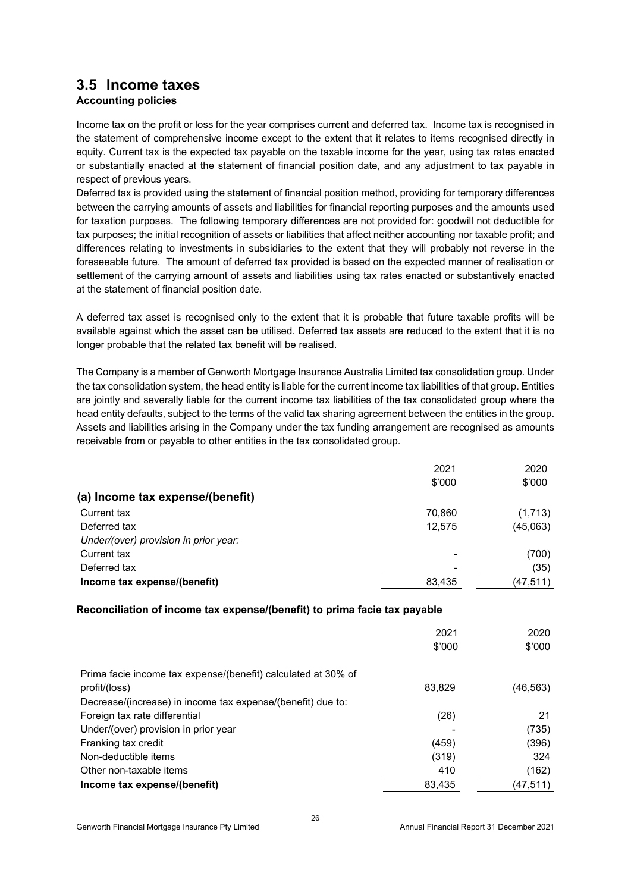## 3.5 Income taxes

**Accounting policies**

Income tax on the profit or loss for the year comprises current and deferred tax. Income tax is recognised in the statement of comprehensive income except to the extent that it relates to items recognised directly in equity. Current tax is the expected tax payable on the taxable income for the year, using tax rates enacted or substantially enacted at the statement of financial position date, and any adjustment to tax payable in respect of previous years.

Deferred tax is provided using the statement of financial position method, providing for temporary differences between the carrying amounts of assets and liabilities for financial reporting purposes and the amounts used for taxation purposes. The following temporary differences are not provided for: goodwill not deductible for tax purposes; the initial recognition of assets or liabilities that affect neither accounting nor taxable profit; and differences relating to investments in subsidiaries to the extent that they will probably not reverse in the foreseeable future. The amount of deferred tax provided is based on the expected manner of realisation or settlement of the carrying amount of assets and liabilities using tax rates enacted or substantively enacted at the statement of financial position date.

A deferred tax asset is recognised only to the extent that it is probable that future taxable profits will be available against which the asset can be utilised. Deferred tax assets are reduced to the extent that it is no longer probable that the related tax benefit will be realised.

The Company is a member of Genworth Mortgage Insurance Australia Limited tax consolidation group. Under the tax consolidation system, the head entity is liable for the current income tax liabilities of that group. Entities are jointly and severally liable for the current income tax liabilities of the tax consolidated group where the head entity defaults, subject to the terms of the valid tax sharing agreement between the entities in the group. Assets and liabilities arising in the Company under the tax funding arrangement are recognised as amounts receivable from or payable to other entities in the tax consolidated group.

| | 2021<br>$'000 | 2020<br>$'000 |
|---|---|---|
| **(a) Income tax expense/(benefit)** | | |
| Current tax | 70,860 | (1,713) |
| Deferred tax | 12,575 | (45,063) |
| *Under/(over) provision in prior year:* | | |
| Current tax | - | (700) |
| Deferred tax | - | (35) |
| **Income tax expense/(benefit)** | 83,435 | (47,511) |

**Reconciliation of income tax expense/(benefit) to prima facie tax payable**

| | 2021<br>$'000 | 2020<br>$'000 |
|---|---|---|
| Prima facie income tax expense/(benefit) calculated at 30% of profit/(loss) | 83,829 | (46,563) |
| Decrease/(increase) in income tax expense/(benefit) due to: | | |
| Foreign tax rate differential | (26) | 21 |
| Under/(over) provision in prior year | - | (735) |
| Franking tax credit | (459) | (396) |
| Non-deductible items | (319) | 324 |
| Other non-taxable items | 410 | (162) |
| **Income tax expense/(benefit)** | 83,435 | (47,511) |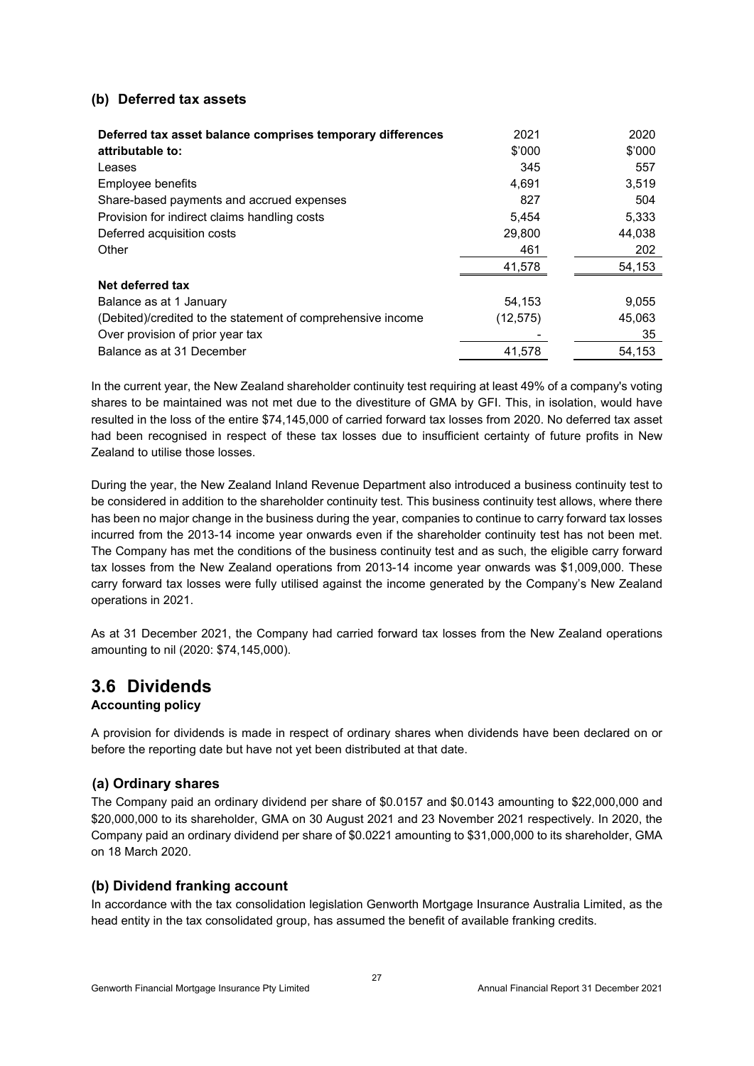### (b) Deferred tax assets

| Deferred tax asset balance comprises temporary differences attributable to: | 2021 $'000 | 2020 $'000 |
|---|---|---|
| Leases | 345 | 557 |
| Employee benefits | 4,691 | 3,519 |
| Share-based payments and accrued expenses | 827 | 504 |
| Provision for indirect claims handling costs | 5,454 | 5,333 |
| Deferred acquisition costs | 29,800 | 44,038 |
| Other | 461 | 202 |
| | 41,578 | 54,153 |
| **Net deferred tax** | | |
| Balance as at 1 January | 54,153 | 9,055 |
| (Debited)/credited to the statement of comprehensive income | (12,575) | 45,063 |
| Over provision of prior year tax | - | 35 |
| Balance as at 31 December | 41,578 | 54,153 |

In the current year, the New Zealand shareholder continuity test requiring at least 49% of a company's voting shares to be maintained was not met due to the divestiture of GMA by GFI. This, in isolation, would have resulted in the loss of the entire $74,145,000 of carried forward tax losses from 2020. No deferred tax asset had been recognised in respect of these tax losses due to insufficient certainty of future profits in New Zealand to utilise those losses.

During the year, the New Zealand Inland Revenue Department also introduced a business continuity test to be considered in addition to the shareholder continuity test. This business continuity test allows, where there has been no major change in the business during the year, companies to continue to carry forward tax losses incurred from the 2013-14 income year onwards even if the shareholder continuity test has not been met. The Company has met the conditions of the business continuity test and as such, the eligible carry forward tax losses from the New Zealand operations from 2013-14 income year onwards was $1,009,000. These carry forward tax losses were fully utilised against the income generated by the Company's New Zealand operations in 2021.

As at 31 December 2021, the Company had carried forward tax losses from the New Zealand operations amounting to nil (2020: $74,145,000).

## 3.6 Dividends

**Accounting policy**

A provision for dividends is made in respect of ordinary shares when dividends have been declared on or before the reporting date but have not yet been distributed at that date.

### (a) Ordinary shares

The Company paid an ordinary dividend per share of $0.0157 and $0.0143 amounting to $22,000,000 and $20,000,000 to its shareholder, GMA on 30 August 2021 and 23 November 2021 respectively. In 2020, the Company paid an ordinary dividend per share of $0.0221 amounting to $31,000,000 to its shareholder, GMA on 18 March 2020.

### (b) Dividend franking account

In accordance with the tax consolidation legislation Genworth Mortgage Insurance Australia Limited, as the head entity in the tax consolidated group, has assumed the benefit of available franking credits.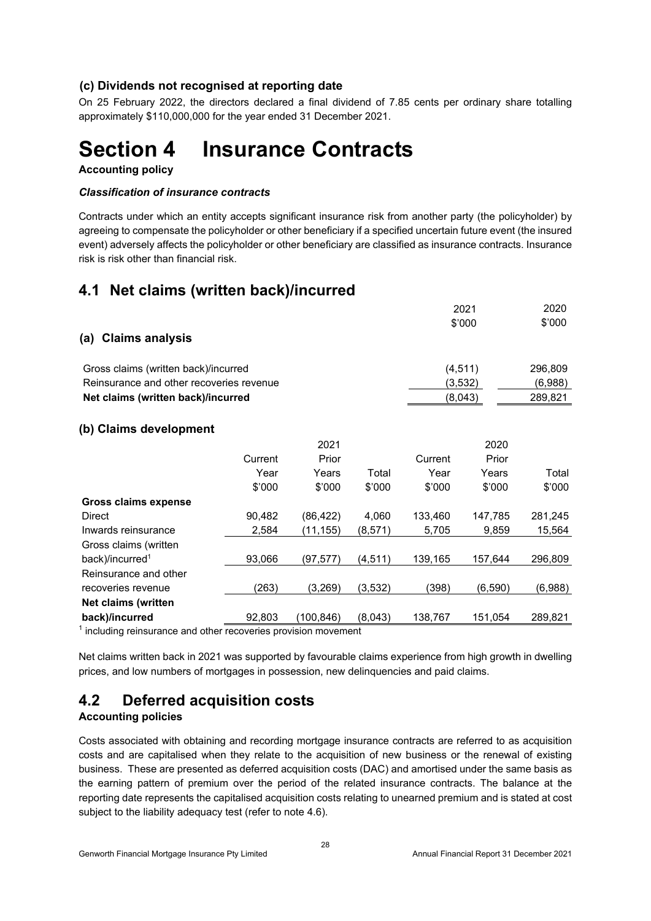### (c) Dividends not recognised at reporting date

On 25 February 2022, the directors declared a final dividend of 7.85 cents per ordinary share totalling approximately $110,000,000 for the year ended 31 December 2021.

# Section 4 Insurance Contracts

**Accounting policy**

***Classification of insurance contracts***

Contracts under which an entity accepts significant insurance risk from another party (the policyholder) by agreeing to compensate the policyholder or other beneficiary if a specified uncertain future event (the insured event) adversely affects the policyholder or other beneficiary are classified as insurance contracts. Insurance risk is risk other than financial risk.

## 4.1 Net claims (written back)/incurred

### (a) Claims analysis

| | 2021 $'000 | 2020 $'000 |
|---|---|---|
| Gross claims (written back)/incurred | (4,511) | 296,809 |
| Reinsurance and other recoveries revenue | (3,532) | (6,988) |
| **Net claims (written back)/incurred** | (8,043) | 289,821 |

### (b) Claims development

| | 2021 | | | 2020 | | |
|---|---|---|---|---|---|---|
| | Current Year $'000 | Prior Years $'000 | Total $'000 | Current Year $'000 | Prior Years $'000 | Total $'000 |
| **Gross claims expense** | | | | | | |
| Direct | 90,482 | (86,422) | 4,060 | 133,460 | 147,785 | 281,245 |
| Inwards reinsurance | 2,584 | (11,155) | (8,571) | 5,705 | 9,859 | 15,564 |
| Gross claims (written back)/incurred[1] | 93,066 | (97,577) | (4,511) | 139,165 | 157,644 | 296,809 |
| Reinsurance and other recoveries revenue | (263) | (3,269) | (3,532) | (398) | (6,590) | (6,988) |
| **Net claims (written back)/incurred** | 92,803 | (100,846) | (8,043) | 138,767 | 151,054 | 289,821 |

[1] including reinsurance and other recoveries provision movement

Net claims written back in 2021 was supported by favourable claims experience from high growth in dwelling prices, and low numbers of mortgages in possession, new delinquencies and paid claims.

## 4.2 Deferred acquisition costs

**Accounting policies**

Costs associated with obtaining and recording mortgage insurance contracts are referred to as acquisition costs and are capitalised when they relate to the acquisition of new business or the renewal of existing business. These are presented as deferred acquisition costs (DAC) and amortised under the same basis as the earning pattern of premium over the period of the related insurance contracts. The balance at the reporting date represents the capitalised acquisition costs relating to unearned premium and is stated at cost subject to the liability adequacy test (refer to note 4.6).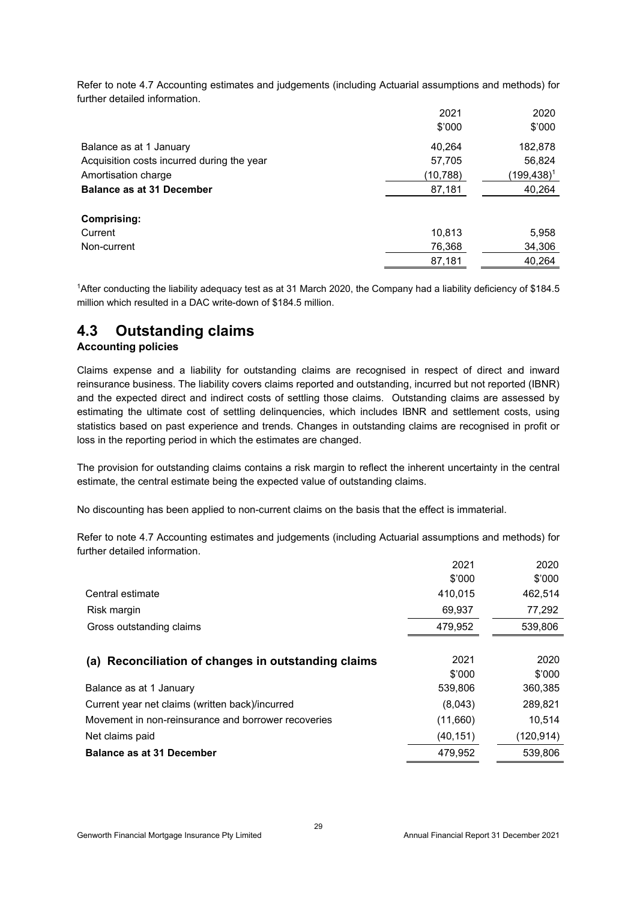Refer to note 4.7 Accounting estimates and judgements (including Actuarial assumptions and methods) for further detailed information.

| | 2021 | 2020 |
|---|---|---|
| | $'000 | $'000 |
| Balance as at 1 January | 40,264 | 182,878 |
| Acquisition costs incurred during the year | 57,705 | 56,824 |
| Amortisation charge | (10,788) | (199,438)[1] |
| **Balance as at 31 December** | 87,181 | 40,264 |
| | | |
| **Comprising:** | | |
| Current | 10,813 | 5,958 |
| Non-current | 76,368 | 34,306 |
| | 87,181 | 40,264 |

[1]After conducting the liability adequacy test as at 31 March 2020, the Company had a liability deficiency of $184.5 million which resulted in a DAC write-down of $184.5 million.

## 4.3 Outstanding claims

**Accounting policies**

Claims expense and a liability for outstanding claims are recognised in respect of direct and inward reinsurance business. The liability covers claims reported and outstanding, incurred but not reported (IBNR) and the expected direct and indirect costs of settling those claims. Outstanding claims are assessed by estimating the ultimate cost of settling delinquencies, which includes IBNR and settlement costs, using statistics based on past experience and trends. Changes in outstanding claims are recognised in profit or loss in the reporting period in which the estimates are changed.

The provision for outstanding claims contains a risk margin to reflect the inherent uncertainty in the central estimate, the central estimate being the expected value of outstanding claims.

No discounting has been applied to non-current claims on the basis that the effect is immaterial.

Refer to note 4.7 Accounting estimates and judgements (including Actuarial assumptions and methods) for further detailed information.

| | 2021 | 2020 |
|---|---|---|
| | $'000 | $'000 |
| Central estimate | 410,015 | 462,514 |
| Risk margin | 69,937 | 77,292 |
| Gross outstanding claims | 479,952 | 539,806 |

| **(a) Reconciliation of changes in outstanding claims** | 2021 | 2020 |
|---|---|---|
| | $'000 | $'000 |
| Balance as at 1 January | 539,806 | 360,385 |
| Current year net claims (written back)/incurred | (8,043) | 289,821 |
| Movement in non-reinsurance and borrower recoveries | (11,660) | 10,514 |
| Net claims paid | (40,151) | (120,914) |
| **Balance as at 31 December** | 479,952 | 539,806 |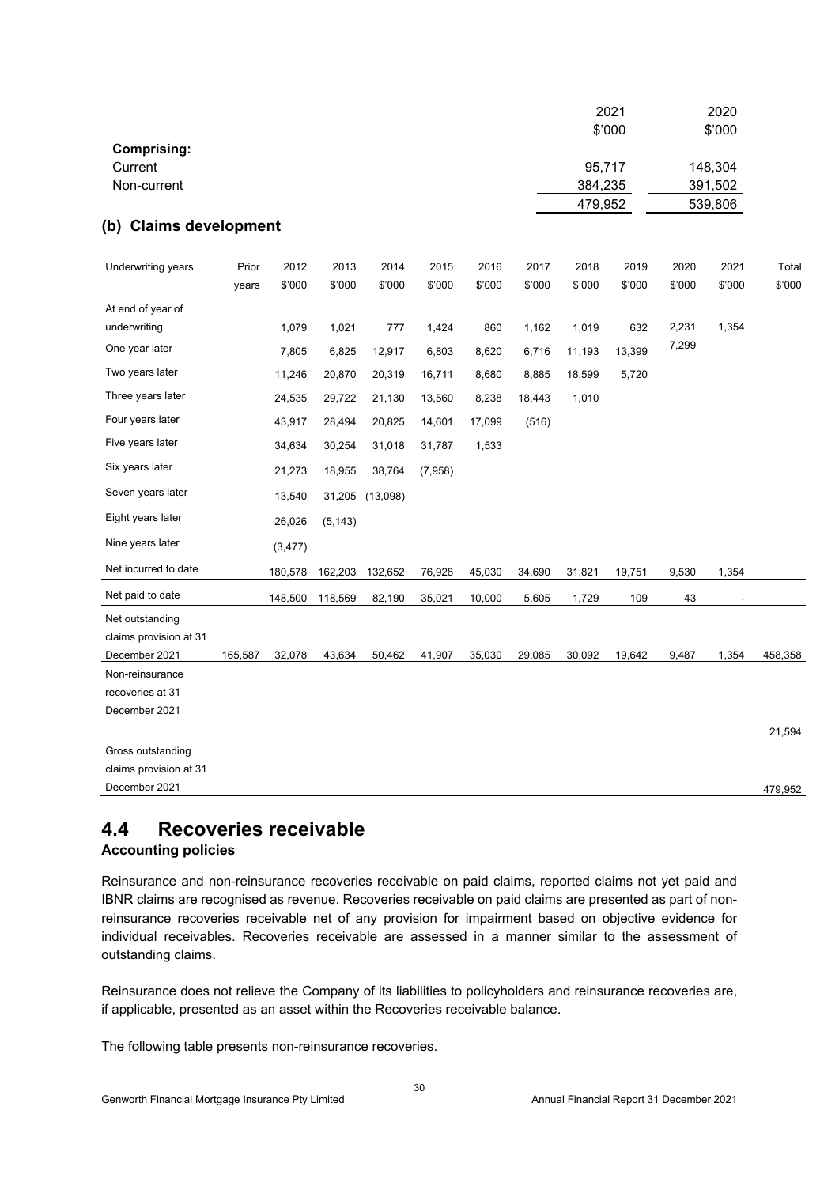| | 2021 | 2020 |
|---|---|---|
| | $'000 | $'000 |
| **Comprising:** | | |
| Current | 95,717 | 148,304 |
| Non-current | 384,235 | 391,502 |
| | 479,952 | 539,806 |

### (b) Claims development

| Underwriting years | Prior years | 2012 $'000 | 2013 $'000 | 2014 $'000 | 2015 $'000 | 2016 $'000 | 2017 $'000 | 2018 $'000 | 2019 $'000 | 2020 $'000 | 2021 $'000 | Total $'000 |
|---|---|---|---|---|---|---|---|---|---|---|---|---|
| At end of year of underwriting | | 1,079 | 1,021 | 777 | 1,424 | 860 | 1,162 | 1,019 | 632 | 2,231 | 1,354 | |
| One year later | | 7,805 | 6,825 | 12,917 | 6,803 | 8,620 | 6,716 | 11,193 | 13,399 | 7,299 | | |
| Two years later | | 11,246 | 20,870 | 20,319 | 16,711 | 8,680 | 8,885 | 18,599 | 5,720 | | | |
| Three years later | | 24,535 | 29,722 | 21,130 | 13,560 | 8,238 | 18,443 | 1,010 | | | | |
| Four years later | | 43,917 | 28,494 | 20,825 | 14,601 | 17,099 | (516) | | | | | |
| Five years later | | 34,634 | 30,254 | 31,018 | 31,787 | 1,533 | | | | | | |
| Six years later | | 21,273 | 18,955 | 38,764 | (7,958) | | | | | | | |
| Seven years later | | 13,540 | 31,205 | (13,098) | | | | | | | | |
| Eight years later | | 26,026 | (5,143) | | | | | | | | | |
| Nine years later | | (3,477) | | | | | | | | | | |
| Net incurred to date | | 180,578 | 162,203 | 132,652 | 76,928 | 45,030 | 34,690 | 31,821 | 19,751 | 9,530 | 1,354 | |
| Net paid to date | | 148,500 | 118,569 | 82,190 | 35,021 | 10,000 | 5,605 | 1,729 | 109 | 43 | - | |
| Net outstanding claims provision at 31 December 2021 | 165,587 | 32,078 | 43,634 | 50,462 | 41,907 | 35,030 | 29,085 | 30,092 | 19,642 | 9,487 | 1,354 | 458,358 |
| Non-reinsurance recoveries at 31 December 2021 | | | | | | | | | | | | 21,594 |
| Gross outstanding claims provision at 31 December 2021 | | | | | | | | | | | | 479,952 |

## 4.4 Recoveries receivable

**Accounting policies**

Reinsurance and non-reinsurance recoveries receivable on paid claims, reported claims not yet paid and IBNR claims are recognised as revenue. Recoveries receivable on paid claims are presented as part of non-reinsurance recoveries receivable net of any provision for impairment based on objective evidence for individual receivables. Recoveries receivable are assessed in a manner similar to the assessment of outstanding claims.

Reinsurance does not relieve the Company of its liabilities to policyholders and reinsurance recoveries are, if applicable, presented as an asset within the Recoveries receivable balance.

The following table presents non-reinsurance recoveries.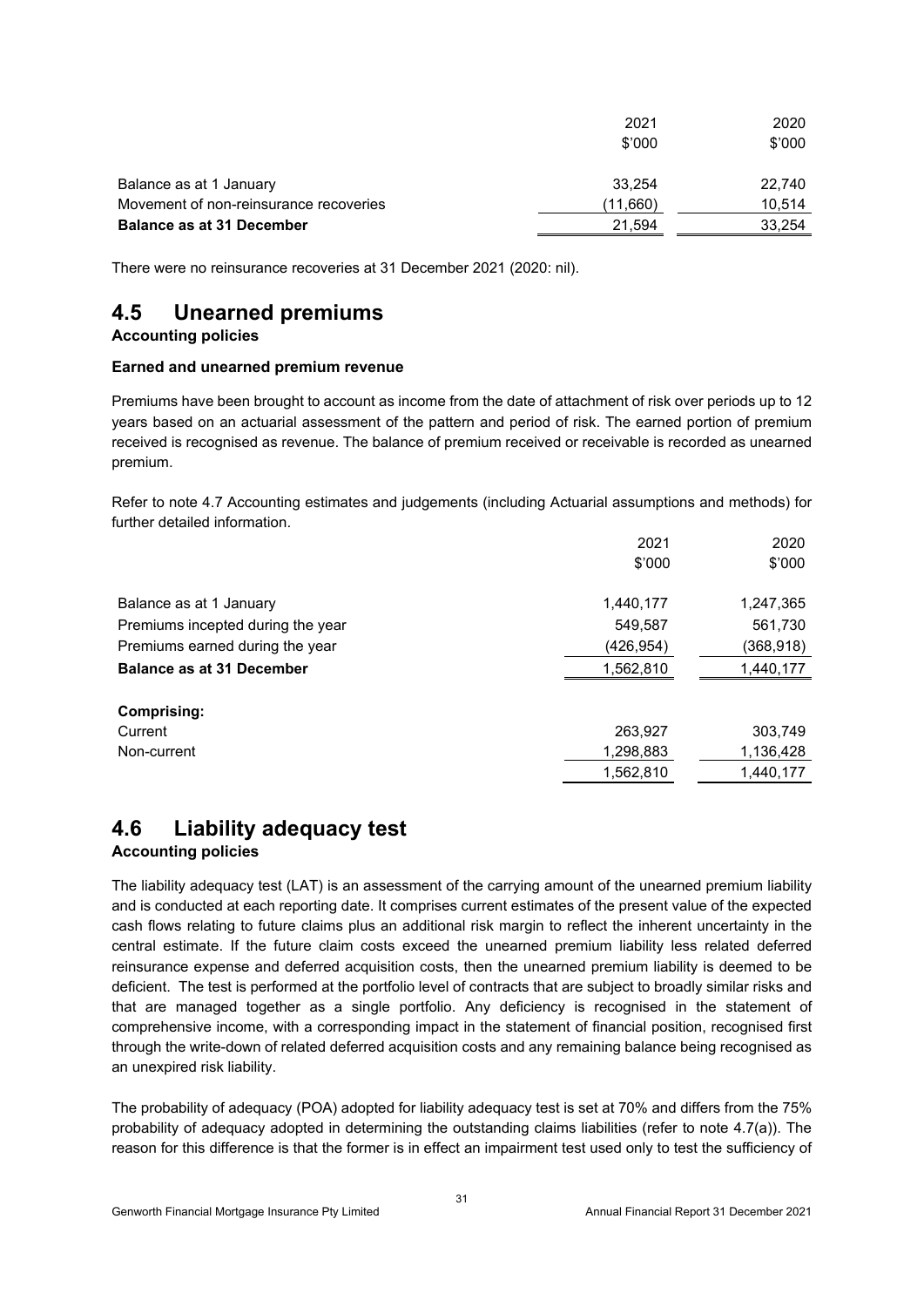| | 2021 | 2020 |
|---|---|---|
| | $'000 | $'000 |
| Balance as at 1 January | 33,254 | 22,740 |
| Movement of non-reinsurance recoveries | (11,660) | 10,514 |
| **Balance as at 31 December** | 21,594 | 33,254 |

There were no reinsurance recoveries at 31 December 2021 (2020: nil).

## 4.5 Unearned premiums

**Accounting policies**

**Earned and unearned premium revenue**

Premiums have been brought to account as income from the date of attachment of risk over periods up to 12 years based on an actuarial assessment of the pattern and period of risk. The earned portion of premium received is recognised as revenue. The balance of premium received or receivable is recorded as unearned premium.

Refer to note 4.7 Accounting estimates and judgements (including Actuarial assumptions and methods) for further detailed information.

| | 2021 | 2020 |
|---|---|---|
| | $'000 | $'000 |
| Balance as at 1 January | 1,440,177 | 1,247,365 |
| Premiums incepted during the year | 549,587 | 561,730 |
| Premiums earned during the year | (426,954) | (368,918) |
| **Balance as at 31 December** | 1,562,810 | 1,440,177 |
| | | |
| **Comprising:** | | |
| Current | 263,927 | 303,749 |
| Non-current | 1,298,883 | 1,136,428 |
| | 1,562,810 | 1,440,177 |

## 4.6 Liability adequacy test

**Accounting policies**

The liability adequacy test (LAT) is an assessment of the carrying amount of the unearned premium liability and is conducted at each reporting date. It comprises current estimates of the present value of the expected cash flows relating to future claims plus an additional risk margin to reflect the inherent uncertainty in the central estimate. If the future claim costs exceed the unearned premium liability less related deferred reinsurance expense and deferred acquisition costs, then the unearned premium liability is deemed to be deficient. The test is performed at the portfolio level of contracts that are subject to broadly similar risks and that are managed together as a single portfolio. Any deficiency is recognised in the statement of comprehensive income, with a corresponding impact in the statement of financial position, recognised first through the write-down of related deferred acquisition costs and any remaining balance being recognised as an unexpired risk liability.

The probability of adequacy (POA) adopted for liability adequacy test is set at 70% and differs from the 75% probability of adequacy adopted in determining the outstanding claims liabilities (refer to note 4.7(a)). The reason for this difference is that the former is in effect an impairment test used only to test the sufficiency of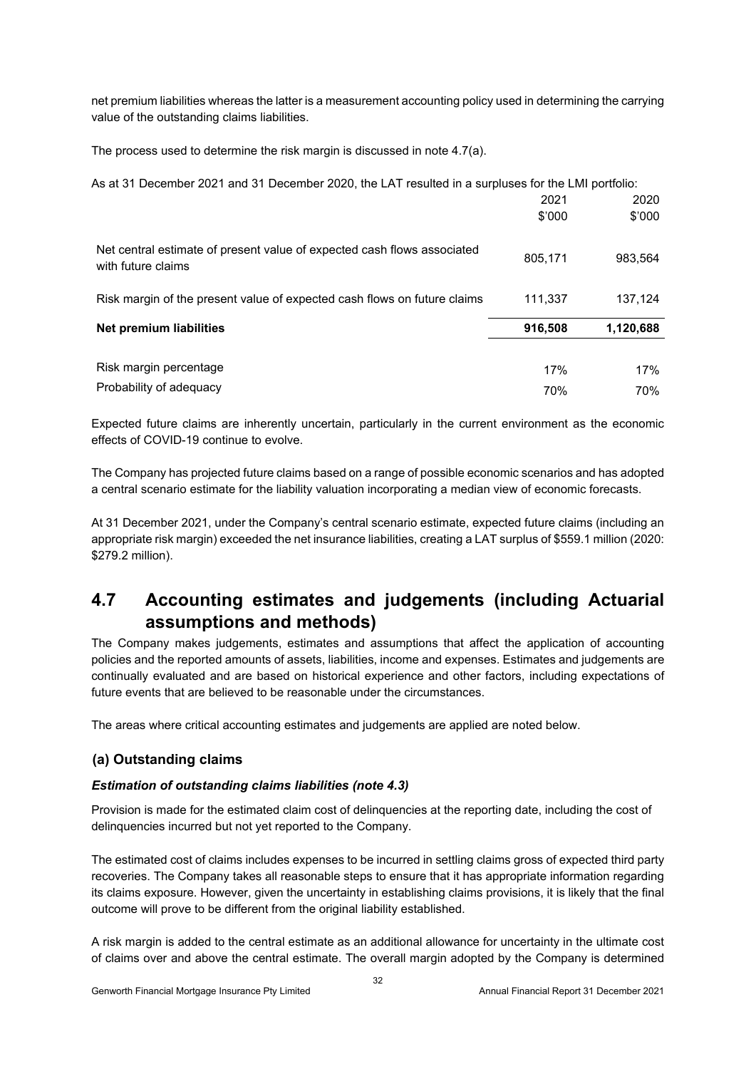net premium liabilities whereas the latter is a measurement accounting policy used in determining the carrying value of the outstanding claims liabilities.

The process used to determine the risk margin is discussed in note 4.7(a).

As at 31 December 2021 and 31 December 2020, the LAT resulted in a surpluses for the LMI portfolio:

| | 2021<br>\$'000 | 2020<br>\$'000 |
|---|---|---|
| Net central estimate of present value of expected cash flows associated with future claims | 805,171 | 983,564 |
| Risk margin of the present value of expected cash flows on future claims | 111,337 | 137,124 |
| **Net premium liabilities** | **916,508** | **1,120,688** |
| Risk margin percentage | 17% | 17% |
| Probability of adequacy | 70% | 70% |

Expected future claims are inherently uncertain, particularly in the current environment as the economic effects of COVID-19 continue to evolve.

The Company has projected future claims based on a range of possible economic scenarios and has adopted a central scenario estimate for the liability valuation incorporating a median view of economic forecasts.

At 31 December 2021, under the Company's central scenario estimate, expected future claims (including an appropriate risk margin) exceeded the net insurance liabilities, creating a LAT surplus of \$559.1 million (2020: \$279.2 million).

## 4.7 Accounting estimates and judgements (including Actuarial assumptions and methods)

The Company makes judgements, estimates and assumptions that affect the application of accounting policies and the reported amounts of assets, liabilities, income and expenses. Estimates and judgements are continually evaluated and are based on historical experience and other factors, including expectations of future events that are believed to be reasonable under the circumstances.

The areas where critical accounting estimates and judgements are applied are noted below.

### (a) Outstanding claims

***Estimation of outstanding claims liabilities (note 4.3)***

Provision is made for the estimated claim cost of delinquencies at the reporting date, including the cost of delinquencies incurred but not yet reported to the Company.

The estimated cost of claims includes expenses to be incurred in settling claims gross of expected third party recoveries. The Company takes all reasonable steps to ensure that it has appropriate information regarding its claims exposure. However, given the uncertainty in establishing claims provisions, it is likely that the final outcome will prove to be different from the original liability established.

A risk margin is added to the central estimate as an additional allowance for uncertainty in the ultimate cost of claims over and above the central estimate. The overall margin adopted by the Company is determined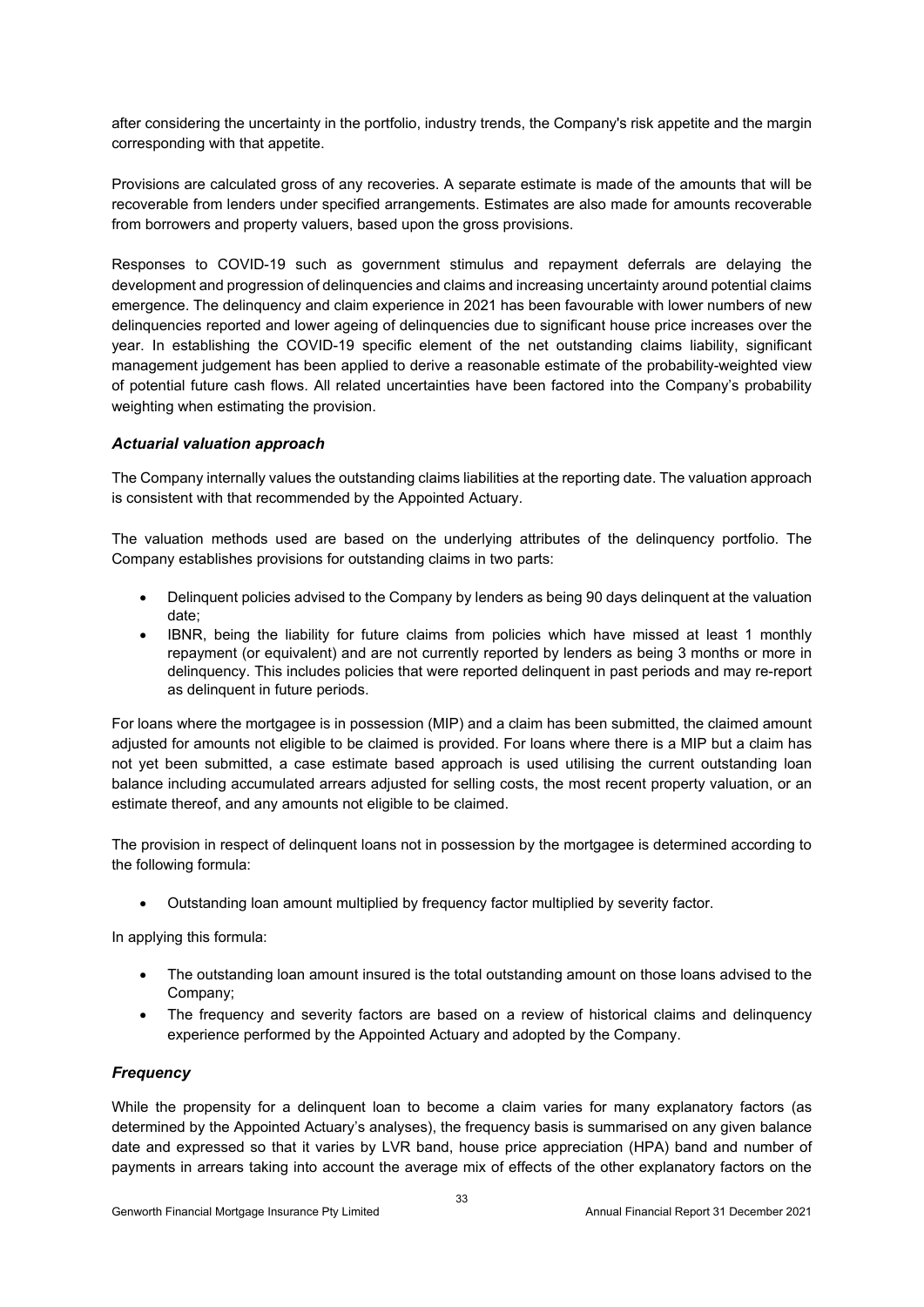after considering the uncertainty in the portfolio, industry trends, the Company's risk appetite and the margin corresponding with that appetite.

Provisions are calculated gross of any recoveries. A separate estimate is made of the amounts that will be recoverable from lenders under specified arrangements. Estimates are also made for amounts recoverable from borrowers and property valuers, based upon the gross provisions.

Responses to COVID-19 such as government stimulus and repayment deferrals are delaying the development and progression of delinquencies and claims and increasing uncertainty around potential claims emergence. The delinquency and claim experience in 2021 has been favourable with lower numbers of new delinquencies reported and lower ageing of delinquencies due to significant house price increases over the year. In establishing the COVID-19 specific element of the net outstanding claims liability, significant management judgement has been applied to derive a reasonable estimate of the probability-weighted view of potential future cash flows. All related uncertainties have been factored into the Company's probability weighting when estimating the provision.

### *Actuarial valuation approach*

The Company internally values the outstanding claims liabilities at the reporting date. The valuation approach is consistent with that recommended by the Appointed Actuary.

The valuation methods used are based on the underlying attributes of the delinquency portfolio. The Company establishes provisions for outstanding claims in two parts:

- Delinquent policies advised to the Company by lenders as being 90 days delinquent at the valuation date;
- IBNR, being the liability for future claims from policies which have missed at least 1 monthly repayment (or equivalent) and are not currently reported by lenders as being 3 months or more in delinquency. This includes policies that were reported delinquent in past periods and may re-report as delinquent in future periods.

For loans where the mortgagee is in possession (MIP) and a claim has been submitted, the claimed amount adjusted for amounts not eligible to be claimed is provided. For loans where there is a MIP but a claim has not yet been submitted, a case estimate based approach is used utilising the current outstanding loan balance including accumulated arrears adjusted for selling costs, the most recent property valuation, or an estimate thereof, and any amounts not eligible to be claimed.

The provision in respect of delinquent loans not in possession by the mortgagee is determined according to the following formula:

- Outstanding loan amount multiplied by frequency factor multiplied by severity factor.

In applying this formula:

- The outstanding loan amount insured is the total outstanding amount on those loans advised to the Company;
- The frequency and severity factors are based on a review of historical claims and delinquency experience performed by the Appointed Actuary and adopted by the Company.

### *Frequency*

While the propensity for a delinquent loan to become a claim varies for many explanatory factors (as determined by the Appointed Actuary's analyses), the frequency basis is summarised on any given balance date and expressed so that it varies by LVR band, house price appreciation (HPA) band and number of payments in arrears taking into account the average mix of effects of the other explanatory factors on the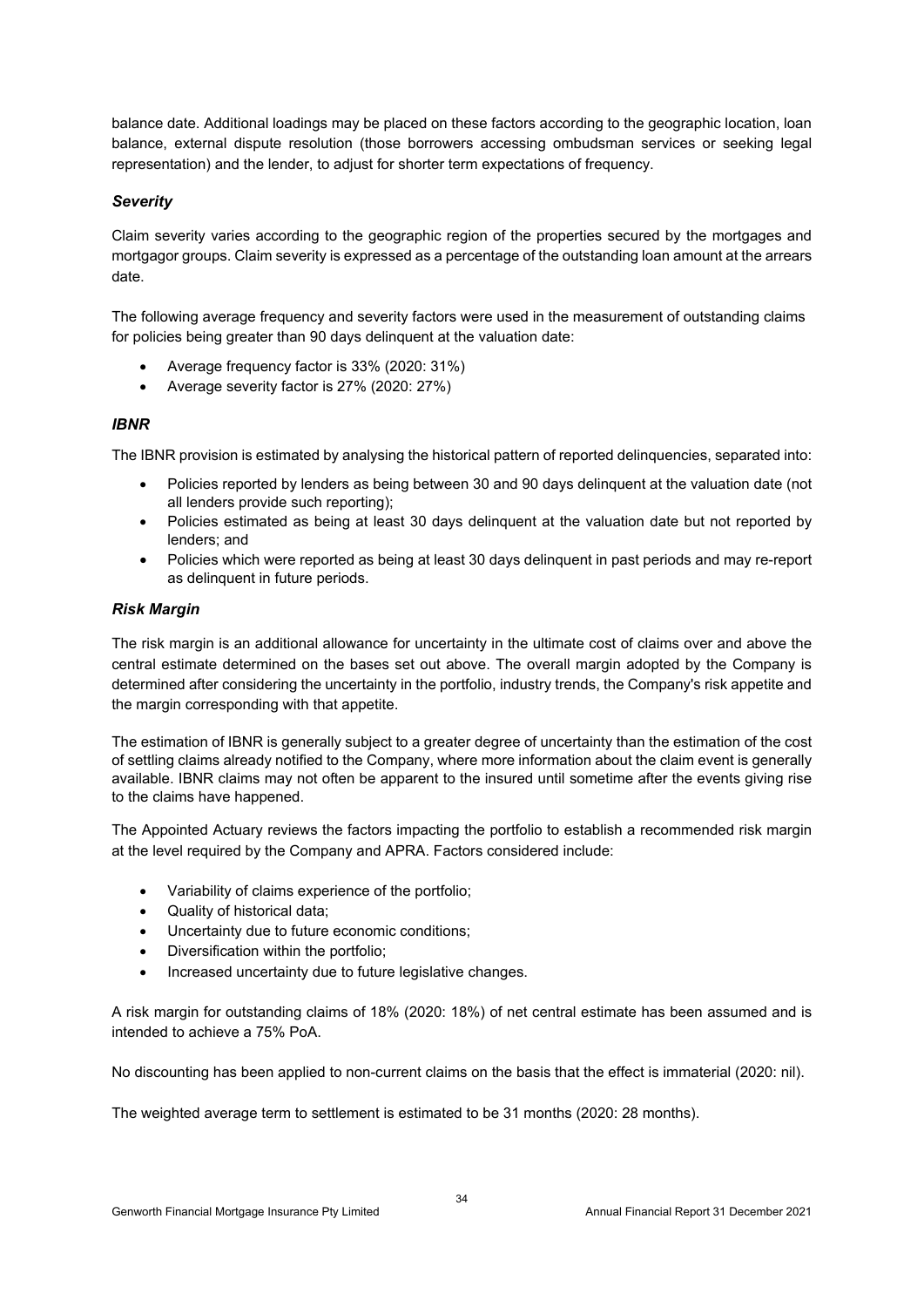balance date. Additional loadings may be placed on these factors according to the geographic location, loan balance, external dispute resolution (those borrowers accessing ombudsman services or seeking legal representation) and the lender, to adjust for shorter term expectations of frequency.

### *Severity*

Claim severity varies according to the geographic region of the properties secured by the mortgages and mortgagor groups. Claim severity is expressed as a percentage of the outstanding loan amount at the arrears date.

The following average frequency and severity factors were used in the measurement of outstanding claims for policies being greater than 90 days delinquent at the valuation date:

- Average frequency factor is 33% (2020: 31%)
- Average severity factor is 27% (2020: 27%)

### *IBNR*

The IBNR provision is estimated by analysing the historical pattern of reported delinquencies, separated into:

- Policies reported by lenders as being between 30 and 90 days delinquent at the valuation date (not all lenders provide such reporting);
- Policies estimated as being at least 30 days delinquent at the valuation date but not reported by lenders; and
- Policies which were reported as being at least 30 days delinquent in past periods and may re-report as delinquent in future periods.

### *Risk Margin*

The risk margin is an additional allowance for uncertainty in the ultimate cost of claims over and above the central estimate determined on the bases set out above. The overall margin adopted by the Company is determined after considering the uncertainty in the portfolio, industry trends, the Company's risk appetite and the margin corresponding with that appetite.

The estimation of IBNR is generally subject to a greater degree of uncertainty than the estimation of the cost of settling claims already notified to the Company, where more information about the claim event is generally available. IBNR claims may not often be apparent to the insured until sometime after the events giving rise to the claims have happened.

The Appointed Actuary reviews the factors impacting the portfolio to establish a recommended risk margin at the level required by the Company and APRA. Factors considered include:

- Variability of claims experience of the portfolio;
- Quality of historical data;
- Uncertainty due to future economic conditions;
- Diversification within the portfolio;
- Increased uncertainty due to future legislative changes.

A risk margin for outstanding claims of 18% (2020: 18%) of net central estimate has been assumed and is intended to achieve a 75% PoA.

No discounting has been applied to non-current claims on the basis that the effect is immaterial (2020: nil).

The weighted average term to settlement is estimated to be 31 months (2020: 28 months).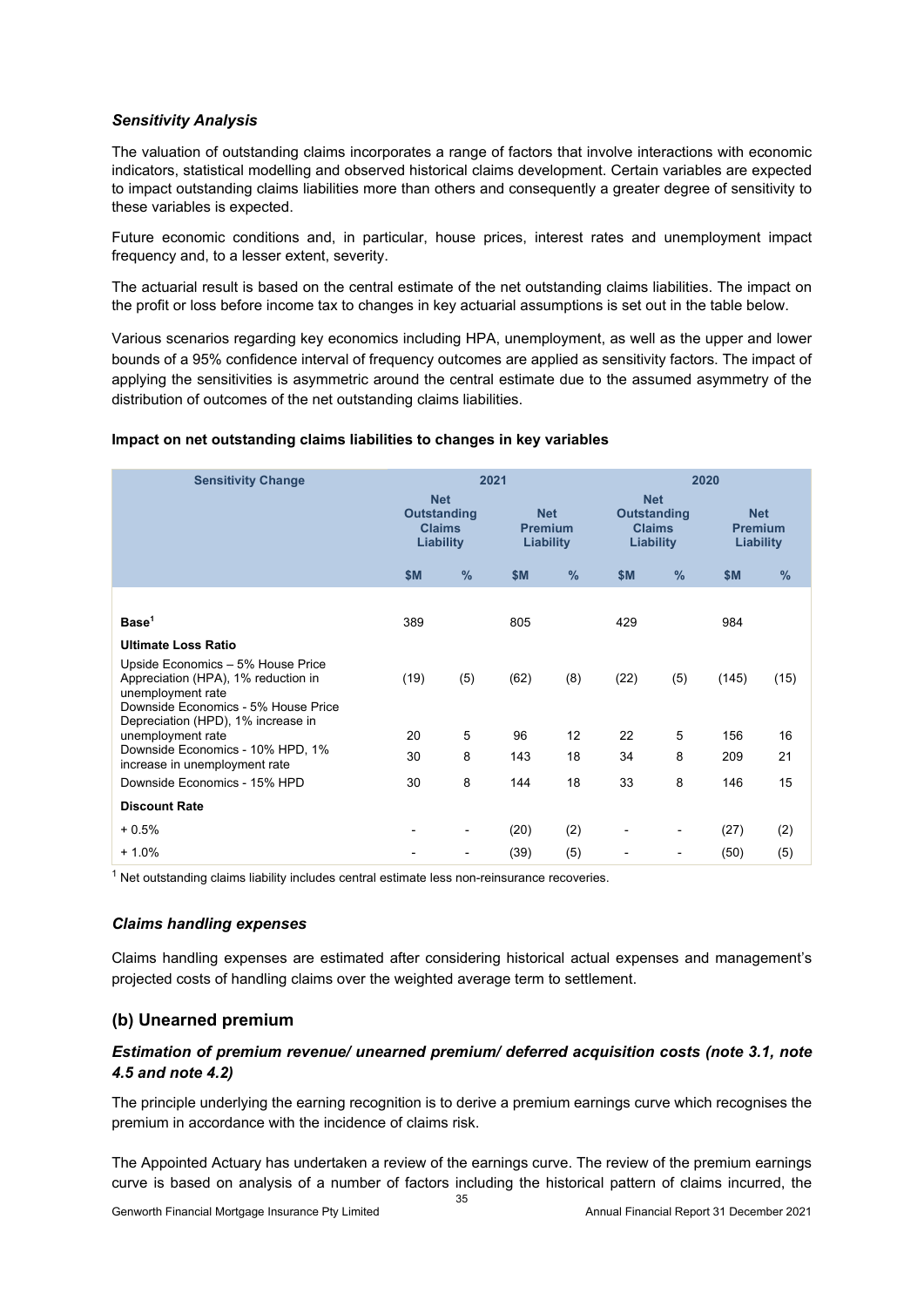### *Sensitivity Analysis*

The valuation of outstanding claims incorporates a range of factors that involve interactions with economic indicators, statistical modelling and observed historical claims development. Certain variables are expected to impact outstanding claims liabilities more than others and consequently a greater degree of sensitivity to these variables is expected.

Future economic conditions and, in particular, house prices, interest rates and unemployment impact frequency and, to a lesser extent, severity.

The actuarial result is based on the central estimate of the net outstanding claims liabilities. The impact on the profit or loss before income tax to changes in key actuarial assumptions is set out in the table below.

Various scenarios regarding key economics including HPA, unemployment, as well as the upper and lower bounds of a 95% confidence interval of frequency outcomes are applied as sensitivity factors. The impact of applying the sensitivities is asymmetric around the central estimate due to the assumed asymmetry of the distribution of outcomes of the net outstanding claims liabilities.

**Impact on net outstanding claims liabilities to changes in key variables**

| Sensitivity Change | 2021 | | | | 2020 | | | |
|---|---|---|---|---|---|---|---|---|
| | Net Outstanding Claims Liability | | Net Premium Liability | | Net Outstanding Claims Liability | | Net Premium Liability | |
| | $M | % | $M | % | $M | % | $M | % |
| **Base**[1] | 389 | | 805 | | 429 | | 984 | |
| **Ultimate Loss Ratio** | | | | | | | | |
| Upside Economics – 5% House Price Appreciation (HPA), 1% reduction in unemployment rate | (19) | (5) | (62) | (8) | (22) | (5) | (145) | (15) |
| Downside Economics - 5% House Price Depreciation (HPD), 1% increase in unemployment rate | 20 | 5 | 96 | 12 | 22 | 5 | 156 | 16 |
| Downside Economics - 10% HPD, 1% increase in unemployment rate | 30 | 8 | 143 | 18 | 34 | 8 | 209 | 21 |
| Downside Economics - 15% HPD | 30 | 8 | 144 | 18 | 33 | 8 | 146 | 15 |
| **Discount Rate** | | | | | | | | |
| + 0.5% | - | - | (20) | (2) | - | - | (27) | (2) |
| + 1.0% | - | - | (39) | (5) | - | - | (50) | (5) |

[1] Net outstanding claims liability includes central estimate less non-reinsurance recoveries.

### *Claims handling expenses*

Claims handling expenses are estimated after considering historical actual expenses and management's projected costs of handling claims over the weighted average term to settlement.

## (b) Unearned premium

### *Estimation of premium revenue/ unearned premium/ deferred acquisition costs (note 3.1, note 4.5 and note 4.2)*

The principle underlying the earning recognition is to derive a premium earnings curve which recognises the premium in accordance with the incidence of claims risk.

The Appointed Actuary has undertaken a review of the earnings curve. The review of the premium earnings curve is based on analysis of a number of factors including the historical pattern of claims incurred, the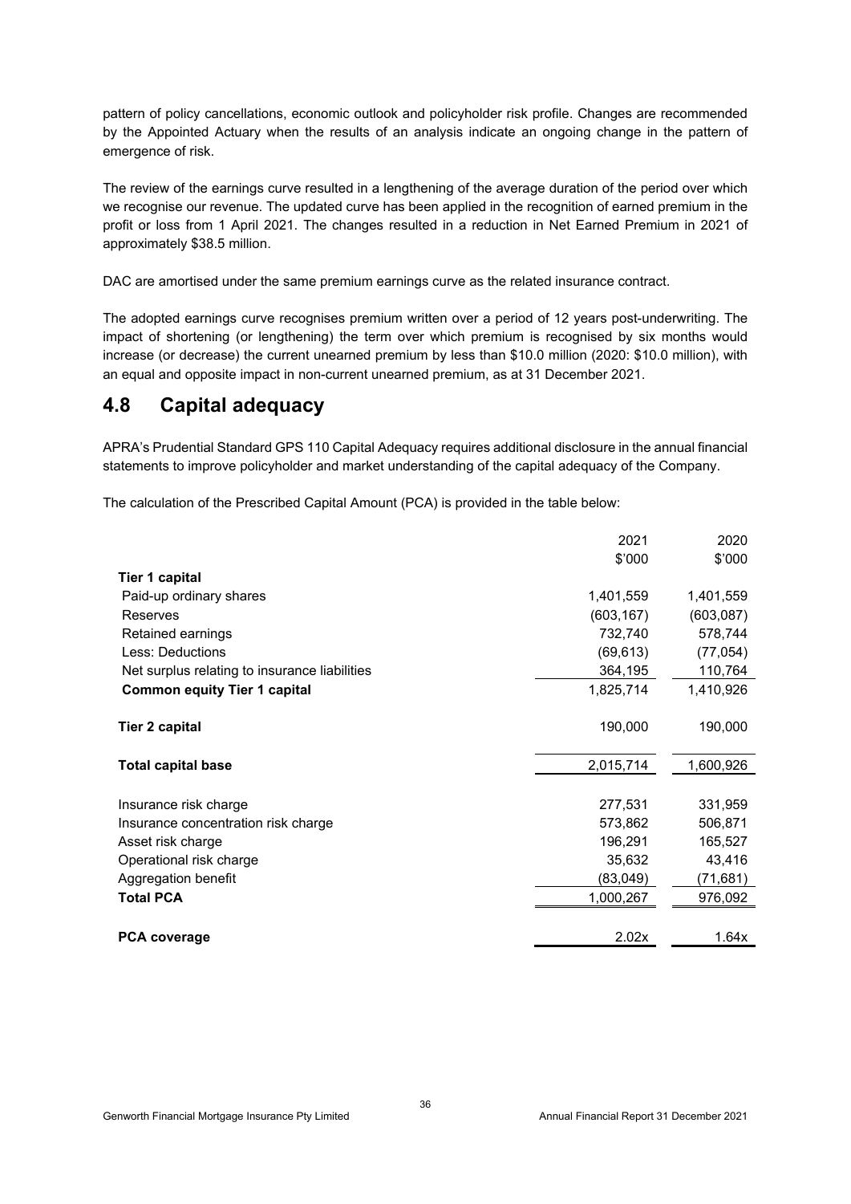pattern of policy cancellations, economic outlook and policyholder risk profile. Changes are recommended by the Appointed Actuary when the results of an analysis indicate an ongoing change in the pattern of emergence of risk.

The review of the earnings curve resulted in a lengthening of the average duration of the period over which we recognise our revenue. The updated curve has been applied in the recognition of earned premium in the profit or loss from 1 April 2021. The changes resulted in a reduction in Net Earned Premium in 2021 of approximately $38.5 million.

DAC are amortised under the same premium earnings curve as the related insurance contract.

The adopted earnings curve recognises premium written over a period of 12 years post-underwriting. The impact of shortening (or lengthening) the term over which premium is recognised by six months would increase (or decrease) the current unearned premium by less than $10.0 million (2020: $10.0 million), with an equal and opposite impact in non-current unearned premium, as at 31 December 2021.

## 4.8 Capital adequacy

APRA's Prudential Standard GPS 110 Capital Adequacy requires additional disclosure in the annual financial statements to improve policyholder and market understanding of the capital adequacy of the Company.

The calculation of the Prescribed Capital Amount (PCA) is provided in the table below:

| | 2021<br>$'000 | 2020<br>$'000 |
|---|---|---|
| **Tier 1 capital** | | |
| Paid-up ordinary shares | 1,401,559 | 1,401,559 |
| Reserves | (603,167) | (603,087) |
| Retained earnings | 732,740 | 578,744 |
| Less: Deductions | (69,613) | (77,054) |
| Net surplus relating to insurance liabilities | 364,195 | 110,764 |
| **Common equity Tier 1 capital** | 1,825,714 | 1,410,926 |
| **Tier 2 capital** | 190,000 | 190,000 |
| **Total capital base** | 2,015,714 | 1,600,926 |
| Insurance risk charge | 277,531 | 331,959 |
| Insurance concentration risk charge | 573,862 | 506,871 |
| Asset risk charge | 196,291 | 165,527 |
| Operational risk charge | 35,632 | 43,416 |
| Aggregation benefit | (83,049) | (71,681) |
| **Total PCA** | 1,000,267 | 976,092 |
| **PCA coverage** | 2.02x | 1.64x |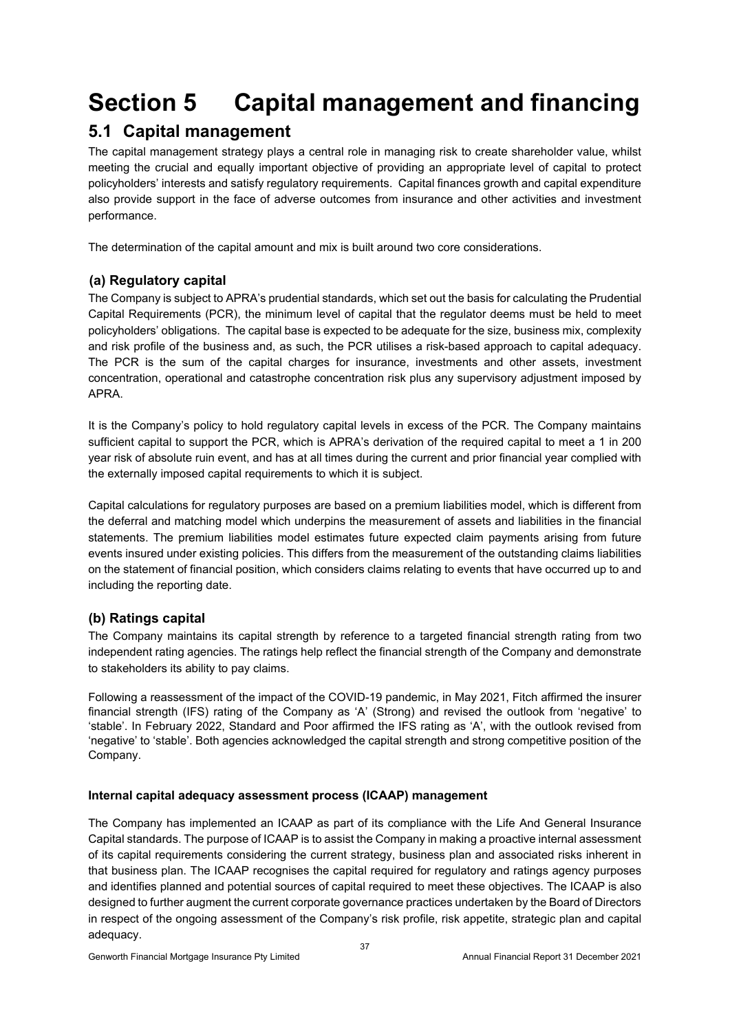# Section 5 Capital management and financing

## 5.1 Capital management

The capital management strategy plays a central role in managing risk to create shareholder value, whilst meeting the crucial and equally important objective of providing an appropriate level of capital to protect policyholders' interests and satisfy regulatory requirements. Capital finances growth and capital expenditure also provide support in the face of adverse outcomes from insurance and other activities and investment performance.

The determination of the capital amount and mix is built around two core considerations.

### (a) Regulatory capital

The Company is subject to APRA's prudential standards, which set out the basis for calculating the Prudential Capital Requirements (PCR), the minimum level of capital that the regulator deems must be held to meet policyholders' obligations. The capital base is expected to be adequate for the size, business mix, complexity and risk profile of the business and, as such, the PCR utilises a risk-based approach to capital adequacy. The PCR is the sum of the capital charges for insurance, investments and other assets, investment concentration, operational and catastrophe concentration risk plus any supervisory adjustment imposed by APRA.

It is the Company's policy to hold regulatory capital levels in excess of the PCR. The Company maintains sufficient capital to support the PCR, which is APRA's derivation of the required capital to meet a 1 in 200 year risk of absolute ruin event, and has at all times during the current and prior financial year complied with the externally imposed capital requirements to which it is subject.

Capital calculations for regulatory purposes are based on a premium liabilities model, which is different from the deferral and matching model which underpins the measurement of assets and liabilities in the financial statements. The premium liabilities model estimates future expected claim payments arising from future events insured under existing policies. This differs from the measurement of the outstanding claims liabilities on the statement of financial position, which considers claims relating to events that have occurred up to and including the reporting date.

### (b) Ratings capital

The Company maintains its capital strength by reference to a targeted financial strength rating from two independent rating agencies. The ratings help reflect the financial strength of the Company and demonstrate to stakeholders its ability to pay claims.

Following a reassessment of the impact of the COVID-19 pandemic, in May 2021, Fitch affirmed the insurer financial strength (IFS) rating of the Company as 'A' (Strong) and revised the outlook from 'negative' to 'stable'. In February 2022, Standard and Poor affirmed the IFS rating as 'A', with the outlook revised from 'negative' to 'stable'. Both agencies acknowledged the capital strength and strong competitive position of the Company.

**Internal capital adequacy assessment process (ICAAP) management**

The Company has implemented an ICAAP as part of its compliance with the Life And General Insurance Capital standards. The purpose of ICAAP is to assist the Company in making a proactive internal assessment of its capital requirements considering the current strategy, business plan and associated risks inherent in that business plan. The ICAAP recognises the capital required for regulatory and ratings agency purposes and identifies planned and potential sources of capital required to meet these objectives. The ICAAP is also designed to further augment the current corporate governance practices undertaken by the Board of Directors in respect of the ongoing assessment of the Company's risk profile, risk appetite, strategic plan and capital adequacy.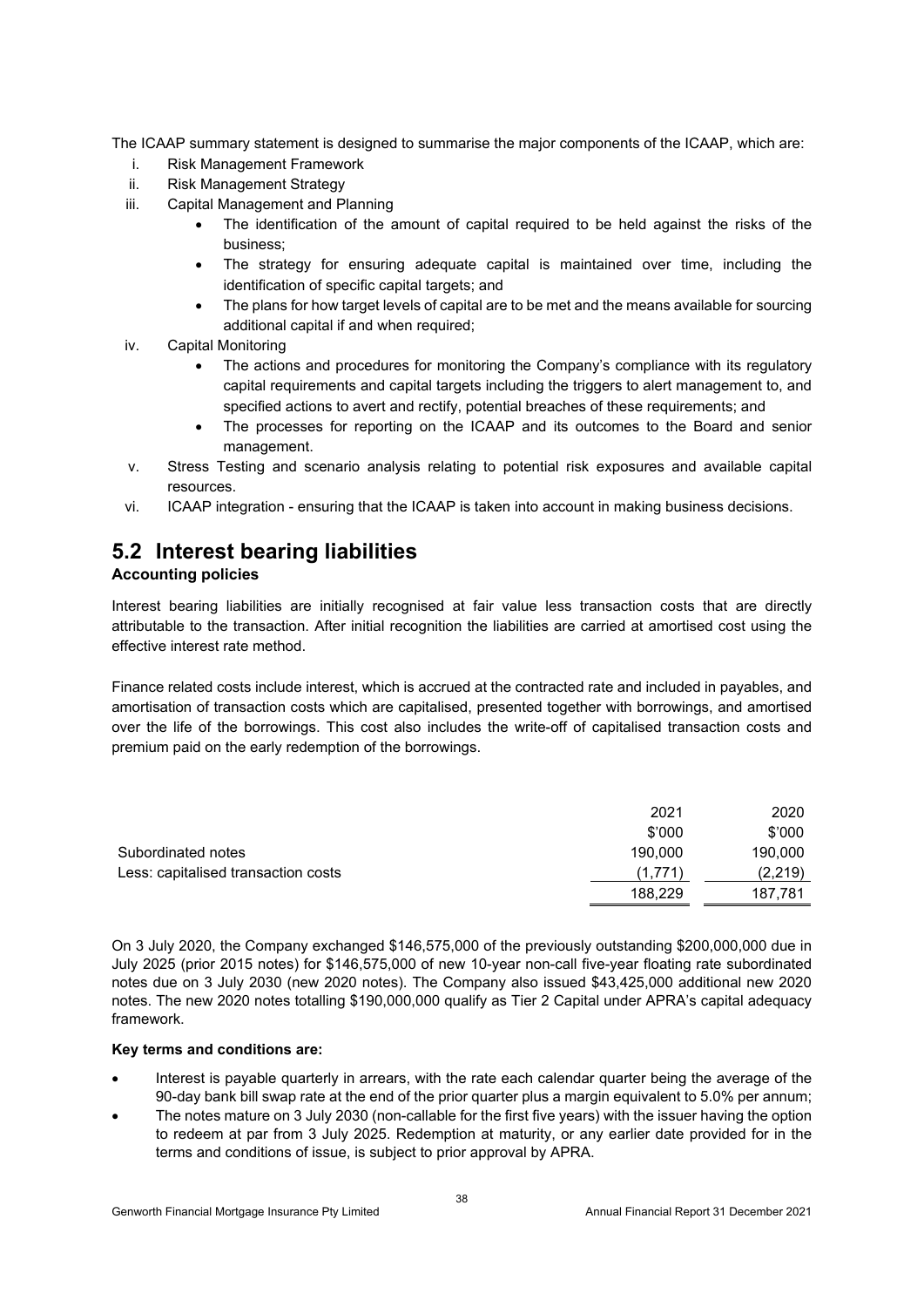The ICAAP summary statement is designed to summarise the major components of the ICAAP, which are:

i. Risk Management Framework
ii. Risk Management Strategy
iii. Capital Management and Planning
    - The identification of the amount of capital required to be held against the risks of the business;
    - The strategy for ensuring adequate capital is maintained over time, including the identification of specific capital targets; and
    - The plans for how target levels of capital are to be met and the means available for sourcing additional capital if and when required;
iv. Capital Monitoring
    - The actions and procedures for monitoring the Company's compliance with its regulatory capital requirements and capital targets including the triggers to alert management to, and specified actions to avert and rectify, potential breaches of these requirements; and
    - The processes for reporting on the ICAAP and its outcomes to the Board and senior management.
v. Stress Testing and scenario analysis relating to potential risk exposures and available capital resources.
vi. ICAAP integration - ensuring that the ICAAP is taken into account in making business decisions.

## 5.2 Interest bearing liabilities

**Accounting policies**

Interest bearing liabilities are initially recognised at fair value less transaction costs that are directly attributable to the transaction. After initial recognition the liabilities are carried at amortised cost using the effective interest rate method.

Finance related costs include interest, which is accrued at the contracted rate and included in payables, and amortisation of transaction costs which are capitalised, presented together with borrowings, and amortised over the life of the borrowings. This cost also includes the write-off of capitalised transaction costs and premium paid on the early redemption of the borrowings.

| | 2021 | 2020 |
|---|---|---|
| | \$'000 | \$'000 |
| Subordinated notes | 190,000 | 190,000 |
| Less: capitalised transaction costs | (1,771) | (2,219) |
| | 188,229 | 187,781 |

On 3 July 2020, the Company exchanged \$146,575,000 of the previously outstanding \$200,000,000 due in July 2025 (prior 2015 notes) for \$146,575,000 of new 10-year non-call five-year floating rate subordinated notes due on 3 July 2030 (new 2020 notes). The Company also issued \$43,425,000 additional new 2020 notes. The new 2020 notes totalling \$190,000,000 qualify as Tier 2 Capital under APRA's capital adequacy framework.

**Key terms and conditions are:**

- Interest is payable quarterly in arrears, with the rate each calendar quarter being the average of the 90-day bank bill swap rate at the end of the prior quarter plus a margin equivalent to 5.0% per annum;
- The notes mature on 3 July 2030 (non-callable for the first five years) with the issuer having the option to redeem at par from 3 July 2025. Redemption at maturity, or any earlier date provided for in the terms and conditions of issue, is subject to prior approval by APRA.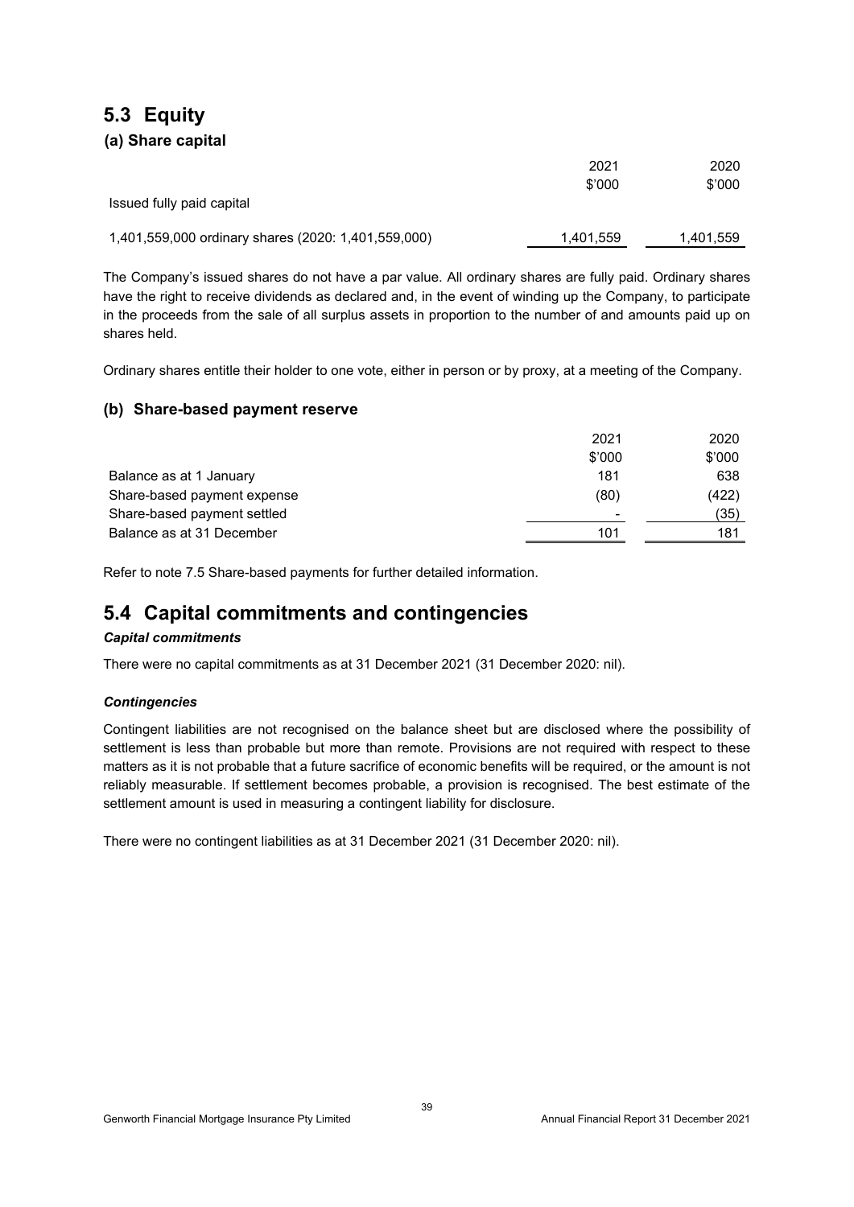## 5.3 Equity

### (a) Share capital

| | 2021<br>\$'000 | 2020<br>\$'000 |
|---|---|---|
| Issued fully paid capital | | |
| 1,401,559,000 ordinary shares (2020: 1,401,559,000) | 1,401,559 | 1,401,559 |

The Company's issued shares do not have a par value. All ordinary shares are fully paid. Ordinary shares have the right to receive dividends as declared and, in the event of winding up the Company, to participate in the proceeds from the sale of all surplus assets in proportion to the number of and amounts paid up on shares held.

Ordinary shares entitle their holder to one vote, either in person or by proxy, at a meeting of the Company.

### (b) Share-based payment reserve

| | 2021<br>\$'000 | 2020<br>\$'000 |
|---|---|---|
| Balance as at 1 January | 181 | 638 |
| Share-based payment expense | (80) | (422) |
| Share-based payment settled | - | (35) |
| Balance as at 31 December | 101 | 181 |

Refer to note 7.5 Share-based payments for further detailed information.

## 5.4 Capital commitments and contingencies

***Capital commitments***

There were no capital commitments as at 31 December 2021 (31 December 2020: nil).

***Contingencies***

Contingent liabilities are not recognised on the balance sheet but are disclosed where the possibility of settlement is less than probable but more than remote. Provisions are not required with respect to these matters as it is not probable that a future sacrifice of economic benefits will be required, or the amount is not reliably measurable. If settlement becomes probable, a provision is recognised. The best estimate of the settlement amount is used in measuring a contingent liability for disclosure.

There were no contingent liabilities as at 31 December 2021 (31 December 2020: nil).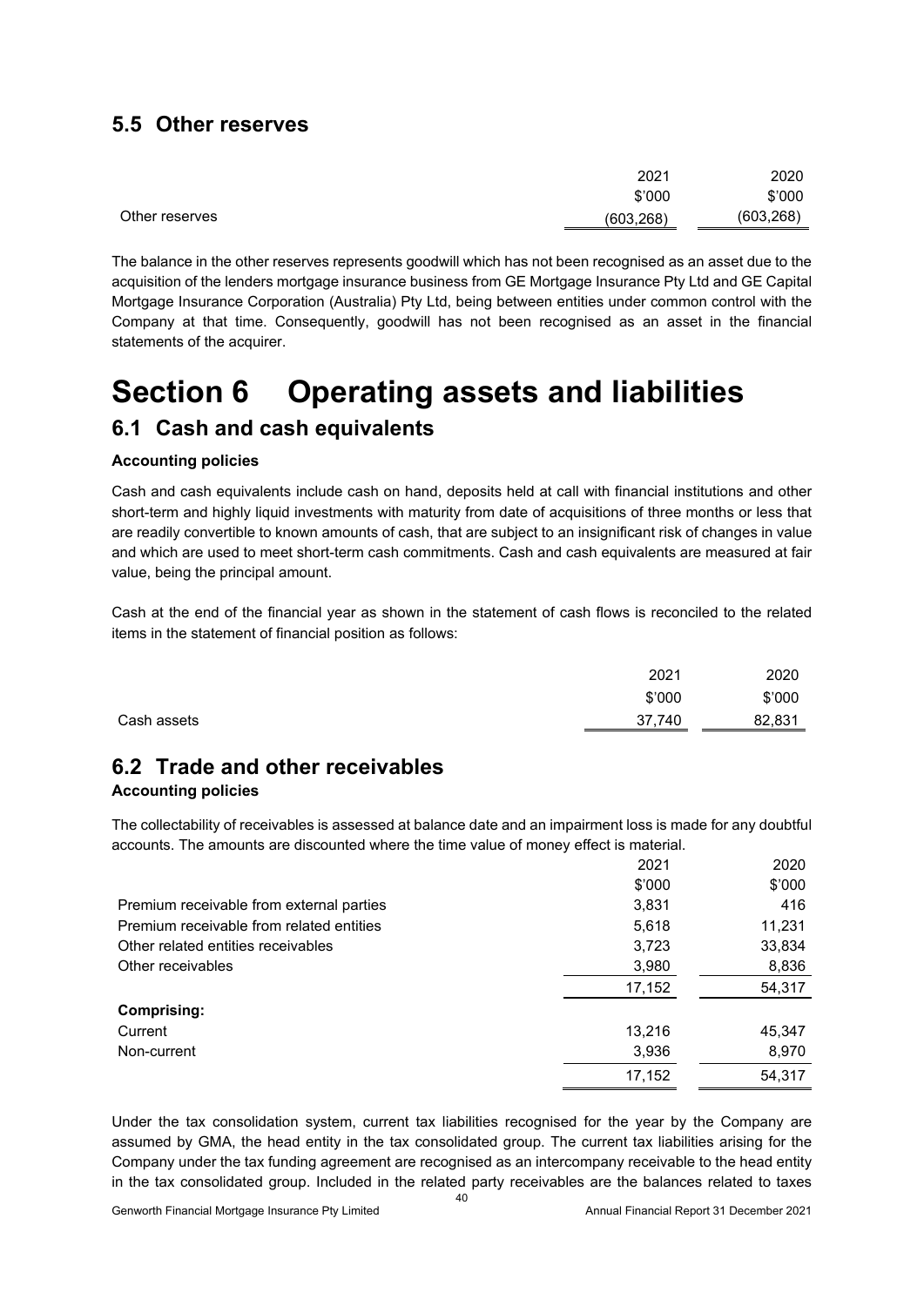## 5.5 Other reserves

| | 2021 | 2020 |
|---|---|---|
| | $'000 | $'000 |
| Other reserves | (603,268) | (603,268) |

The balance in the other reserves represents goodwill which has not been recognised as an asset due to the acquisition of the lenders mortgage insurance business from GE Mortgage Insurance Pty Ltd and GE Capital Mortgage Insurance Corporation (Australia) Pty Ltd, being between entities under common control with the Company at that time. Consequently, goodwill has not been recognised as an asset in the financial statements of the acquirer.

# Section 6 Operating assets and liabilities

## 6.1 Cash and cash equivalents

**Accounting policies**

Cash and cash equivalents include cash on hand, deposits held at call with financial institutions and other short-term and highly liquid investments with maturity from date of acquisitions of three months or less that are readily convertible to known amounts of cash, that are subject to an insignificant risk of changes in value and which are used to meet short-term cash commitments. Cash and cash equivalents are measured at fair value, being the principal amount.

Cash at the end of the financial year as shown in the statement of cash flows is reconciled to the related items in the statement of financial position as follows:

| | 2021 | 2020 |
|---|---|---|
| | $'000 | $'000 |
| Cash assets | 37,740 | 82,831 |

## 6.2 Trade and other receivables

**Accounting policies**

The collectability of receivables is assessed at balance date and an impairment loss is made for any doubtful accounts. The amounts are discounted where the time value of money effect is material.

| | 2021 | 2020 |
|---|---|---|
| | $'000 | $'000 |
| Premium receivable from external parties | 3,831 | 416 |
| Premium receivable from related entities | 5,618 | 11,231 |
| Other related entities receivables | 3,723 | 33,834 |
| Other receivables | 3,980 | 8,836 |
| | 17,152 | 54,317 |
| **Comprising:** | | |
| Current | 13,216 | 45,347 |
| Non-current | 3,936 | 8,970 |
| | 17,152 | 54,317 |

Under the tax consolidation system, current tax liabilities recognised for the year by the Company are assumed by GMA, the head entity in the tax consolidated group. The current tax liabilities arising for the Company under the tax funding agreement are recognised as an intercompany receivable to the head entity in the tax consolidated group. Included in the related party receivables are the balances related to taxes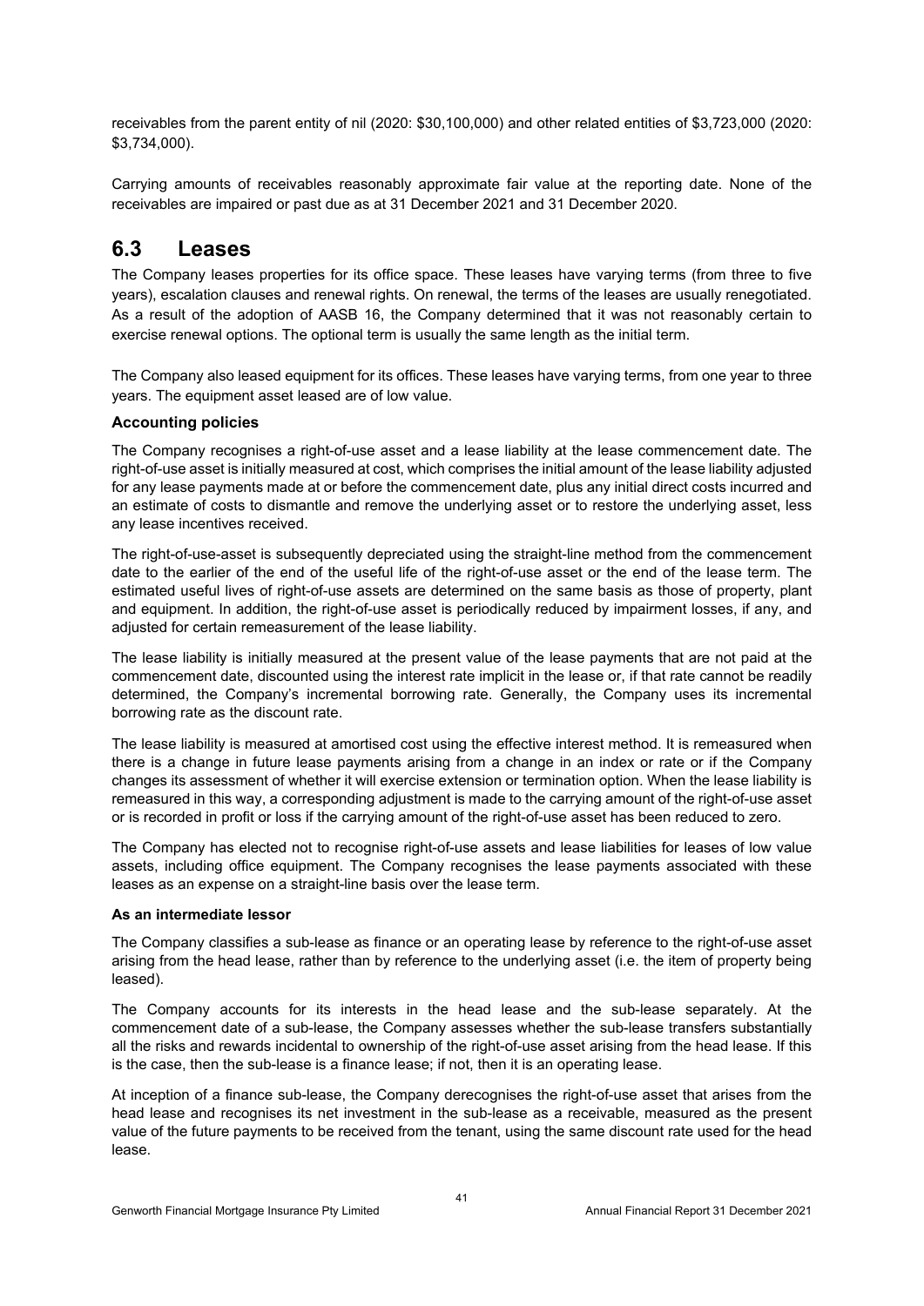receivables from the parent entity of nil (2020: $30,100,000) and other related entities of $3,723,000 (2020: $3,734,000).

Carrying amounts of receivables reasonably approximate fair value at the reporting date. None of the receivables are impaired or past due as at 31 December 2021 and 31 December 2020.

## 6.3 Leases

The Company leases properties for its office space. These leases have varying terms (from three to five years), escalation clauses and renewal rights. On renewal, the terms of the leases are usually renegotiated. As a result of the adoption of AASB 16, the Company determined that it was not reasonably certain to exercise renewal options. The optional term is usually the same length as the initial term.

The Company also leased equipment for its offices. These leases have varying terms, from one year to three years. The equipment asset leased are of low value.

### Accounting policies

The Company recognises a right-of-use asset and a lease liability at the lease commencement date. The right-of-use asset is initially measured at cost, which comprises the initial amount of the lease liability adjusted for any lease payments made at or before the commencement date, plus any initial direct costs incurred and an estimate of costs to dismantle and remove the underlying asset or to restore the underlying asset, less any lease incentives received.

The right-of-use-asset is subsequently depreciated using the straight-line method from the commencement date to the earlier of the end of the useful life of the right-of-use asset or the end of the lease term. The estimated useful lives of right-of-use assets are determined on the same basis as those of property, plant and equipment. In addition, the right-of-use asset is periodically reduced by impairment losses, if any, and adjusted for certain remeasurement of the lease liability.

The lease liability is initially measured at the present value of the lease payments that are not paid at the commencement date, discounted using the interest rate implicit in the lease or, if that rate cannot be readily determined, the Company's incremental borrowing rate. Generally, the Company uses its incremental borrowing rate as the discount rate.

The lease liability is measured at amortised cost using the effective interest method. It is remeasured when there is a change in future lease payments arising from a change in an index or rate or if the Company changes its assessment of whether it will exercise extension or termination option. When the lease liability is remeasured in this way, a corresponding adjustment is made to the carrying amount of the right-of-use asset or is recorded in profit or loss if the carrying amount of the right-of-use asset has been reduced to zero.

The Company has elected not to recognise right-of-use assets and lease liabilities for leases of low value assets, including office equipment. The Company recognises the lease payments associated with these leases as an expense on a straight-line basis over the lease term.

### As an intermediate lessor

The Company classifies a sub-lease as finance or an operating lease by reference to the right-of-use asset arising from the head lease, rather than by reference to the underlying asset (i.e. the item of property being leased).

The Company accounts for its interests in the head lease and the sub-lease separately. At the commencement date of a sub-lease, the Company assesses whether the sub-lease transfers substantially all the risks and rewards incidental to ownership of the right-of-use asset arising from the head lease. If this is the case, then the sub-lease is a finance lease; if not, then it is an operating lease.

At inception of a finance sub-lease, the Company derecognises the right-of-use asset that arises from the head lease and recognises its net investment in the sub-lease as a receivable, measured as the present value of the future payments to be received from the tenant, using the same discount rate used for the head lease.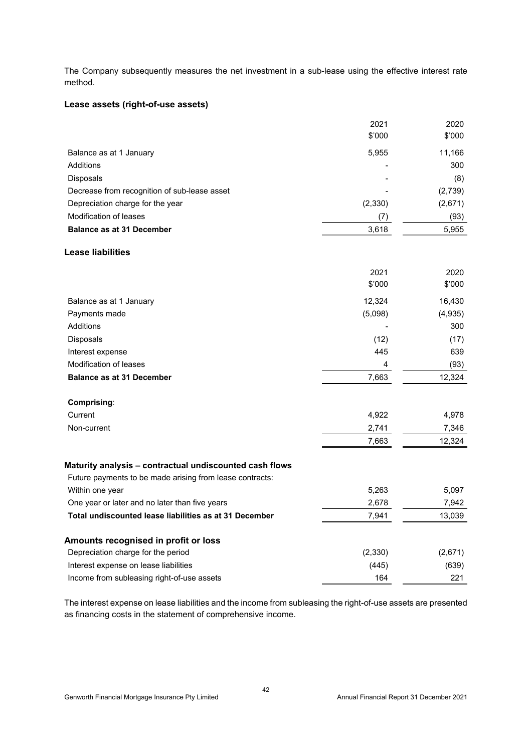The Company subsequently measures the net investment in a sub-lease using the effective interest rate method.

### Lease assets (right-of-use assets)

| | 2021<br>$'000 | 2020<br>$'000 |
|---|---|---|
| Balance as at 1 January | 5,955 | 11,166 |
| Additions | - | 300 |
| Disposals | - | (8) |
| Decrease from recognition of sub-lease asset | - | (2,739) |
| Depreciation charge for the year | (2,330) | (2,671) |
| Modification of leases | (7) | (93) |
| **Balance as at 31 December** | 3,618 | 5,955 |

### Lease liabilities

| | 2021<br>$'000 | 2020<br>$'000 |
|---|---|---|
| Balance as at 1 January | 12,324 | 16,430 |
| Payments made | (5,098) | (4,935) |
| Additions | - | 300 |
| Disposals | (12) | (17) |
| Interest expense | 445 | 639 |
| Modification of leases | 4 | (93) |
| **Balance as at 31 December** | 7,663 | 12,324 |
| **Comprising**: | | |
| Current | 4,922 | 4,978 |
| Non-current | 2,741 | 7,346 |
| | 7,663 | 12,324 |
| **Maturity analysis – contractual undiscounted cash flows** | | |
| Future payments to be made arising from lease contracts: | | |
| Within one year | 5,263 | 5,097 |
| One year or later and no later than five years | 2,678 | 7,942 |
| **Total undiscounted lease liabilities as at 31 December** | 7,941 | 13,039 |
| **Amounts recognised in profit or loss** | | |
| Depreciation charge for the period | (2,330) | (2,671) |
| Interest expense on lease liabilities | (445) | (639) |
| Income from subleasing right-of-use assets | 164 | 221 |

The interest expense on lease liabilities and the income from subleasing the right-of-use assets are presented as financing costs in the statement of comprehensive income.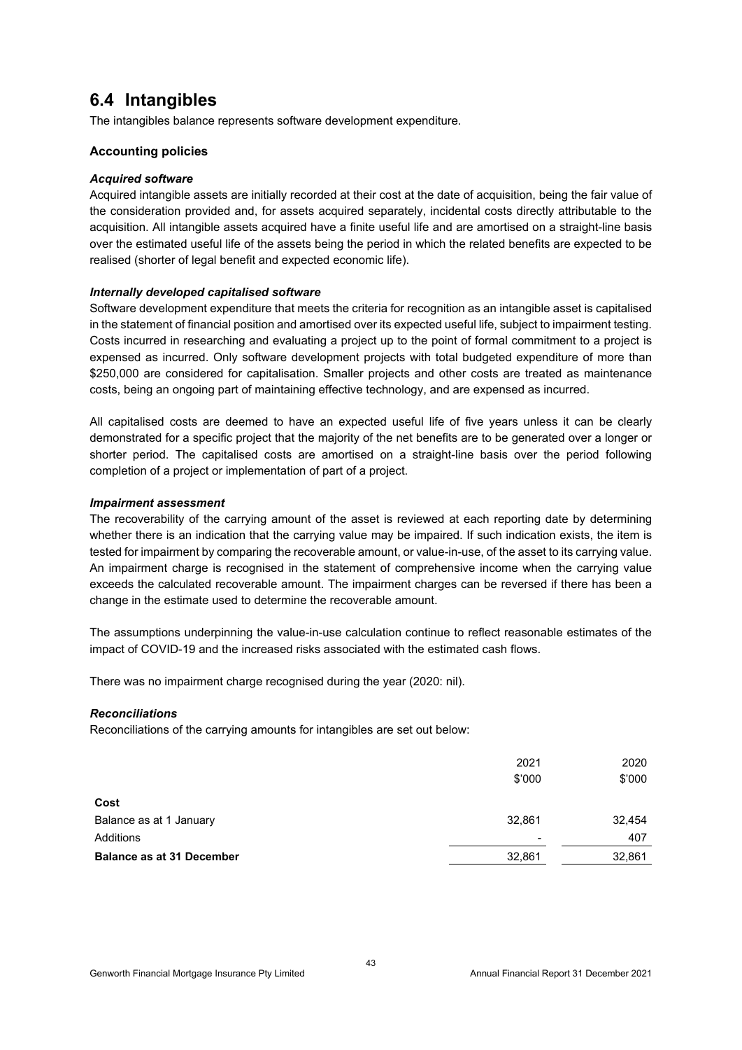## 6.4 Intangibles

The intangibles balance represents software development expenditure.

### Accounting policies

#### *Acquired software*

Acquired intangible assets are initially recorded at their cost at the date of acquisition, being the fair value of the consideration provided and, for assets acquired separately, incidental costs directly attributable to the acquisition. All intangible assets acquired have a finite useful life and are amortised on a straight-line basis over the estimated useful life of the assets being the period in which the related benefits are expected to be realised (shorter of legal benefit and expected economic life).

#### *Internally developed capitalised software*

Software development expenditure that meets the criteria for recognition as an intangible asset is capitalised in the statement of financial position and amortised over its expected useful life, subject to impairment testing. Costs incurred in researching and evaluating a project up to the point of formal commitment to a project is expensed as incurred. Only software development projects with total budgeted expenditure of more than $250,000 are considered for capitalisation. Smaller projects and other costs are treated as maintenance costs, being an ongoing part of maintaining effective technology, and are expensed as incurred.

All capitalised costs are deemed to have an expected useful life of five years unless it can be clearly demonstrated for a specific project that the majority of the net benefits are to be generated over a longer or shorter period. The capitalised costs are amortised on a straight-line basis over the period following completion of a project or implementation of part of a project.

#### *Impairment assessment*

The recoverability of the carrying amount of the asset is reviewed at each reporting date by determining whether there is an indication that the carrying value may be impaired. If such indication exists, the item is tested for impairment by comparing the recoverable amount, or value-in-use, of the asset to its carrying value. An impairment charge is recognised in the statement of comprehensive income when the carrying value exceeds the calculated recoverable amount. The impairment charges can be reversed if there has been a change in the estimate used to determine the recoverable amount.

The assumptions underpinning the value-in-use calculation continue to reflect reasonable estimates of the impact of COVID-19 and the increased risks associated with the estimated cash flows.

There was no impairment charge recognised during the year (2020: nil).

#### *Reconciliations*

Reconciliations of the carrying amounts for intangibles are set out below:

| | 2021<br>$'000 | 2020<br>$'000 |
|---|---|---|
| **Cost** | | |
| Balance as at 1 January | 32,861 | 32,454 |
| Additions | - | 407 |
| **Balance as at 31 December** | 32,861 | 32,861 |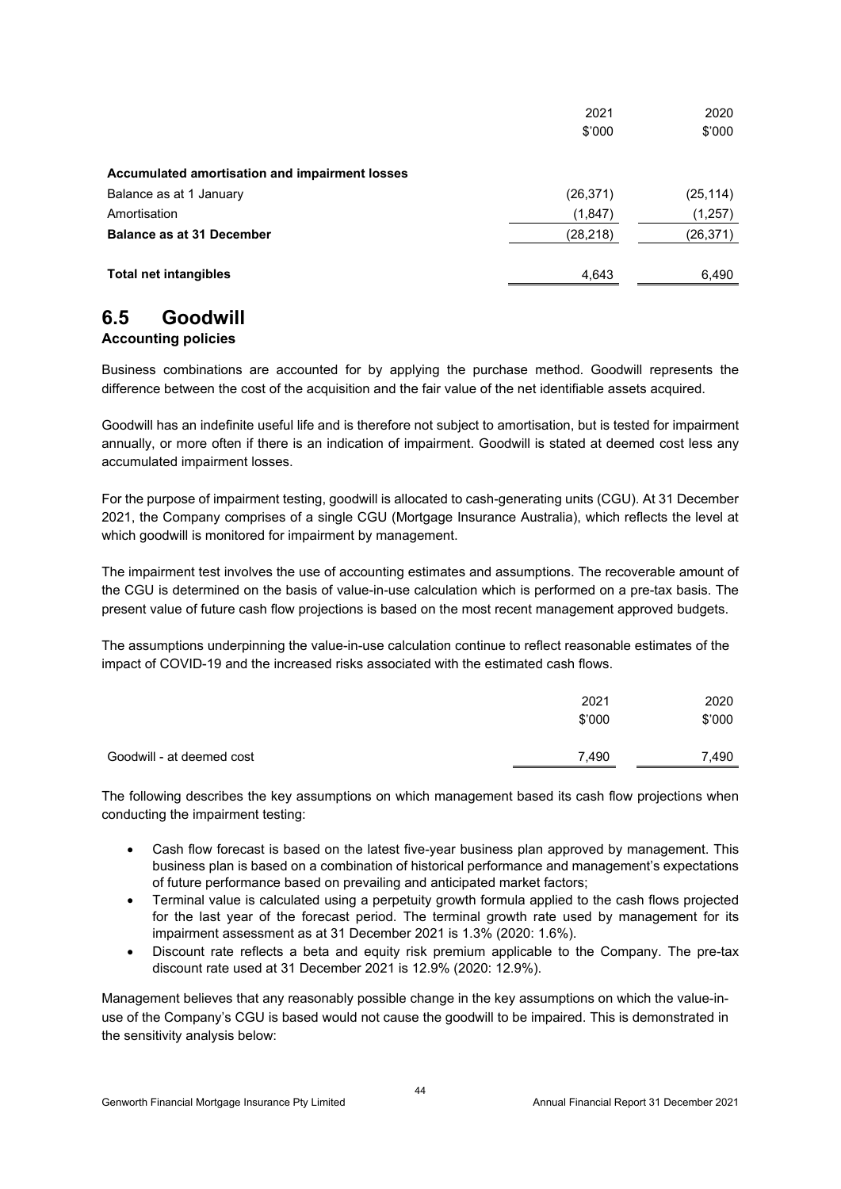| | 2021 | 2020 |
|---|---|---|
| | \$'000 | \$'000 |
| **Accumulated amortisation and impairment losses** | | |
| Balance as at 1 January | (26,371) | (25,114) |
| Amortisation | (1,847) | (1,257) |
| **Balance as at 31 December** | (28,218) | (26,371) |
| **Total net intangibles** | 4,643 | 6,490 |

## 6.5 Goodwill

**Accounting policies**

Business combinations are accounted for by applying the purchase method. Goodwill represents the difference between the cost of the acquisition and the fair value of the net identifiable assets acquired.

Goodwill has an indefinite useful life and is therefore not subject to amortisation, but is tested for impairment annually, or more often if there is an indication of impairment. Goodwill is stated at deemed cost less any accumulated impairment losses.

For the purpose of impairment testing, goodwill is allocated to cash-generating units (CGU). At 31 December 2021, the Company comprises of a single CGU (Mortgage Insurance Australia), which reflects the level at which goodwill is monitored for impairment by management.

The impairment test involves the use of accounting estimates and assumptions. The recoverable amount of the CGU is determined on the basis of value-in-use calculation which is performed on a pre-tax basis. The present value of future cash flow projections is based on the most recent management approved budgets.

The assumptions underpinning the value-in-use calculation continue to reflect reasonable estimates of the impact of COVID-19 and the increased risks associated with the estimated cash flows.

| | 2021 | 2020 |
|---|---|---|
| | \$'000 | \$'000 |
| Goodwill - at deemed cost | 7,490 | 7,490 |

The following describes the key assumptions on which management based its cash flow projections when conducting the impairment testing:

- Cash flow forecast is based on the latest five-year business plan approved by management. This business plan is based on a combination of historical performance and management's expectations of future performance based on prevailing and anticipated market factors;
- Terminal value is calculated using a perpetuity growth formula applied to the cash flows projected for the last year of the forecast period. The terminal growth rate used by management for its impairment assessment as at 31 December 2021 is 1.3% (2020: 1.6%).
- Discount rate reflects a beta and equity risk premium applicable to the Company. The pre-tax discount rate used at 31 December 2021 is 12.9% (2020: 12.9%).

Management believes that any reasonably possible change in the key assumptions on which the value-in-use of the Company's CGU is based would not cause the goodwill to be impaired. This is demonstrated in the sensitivity analysis below: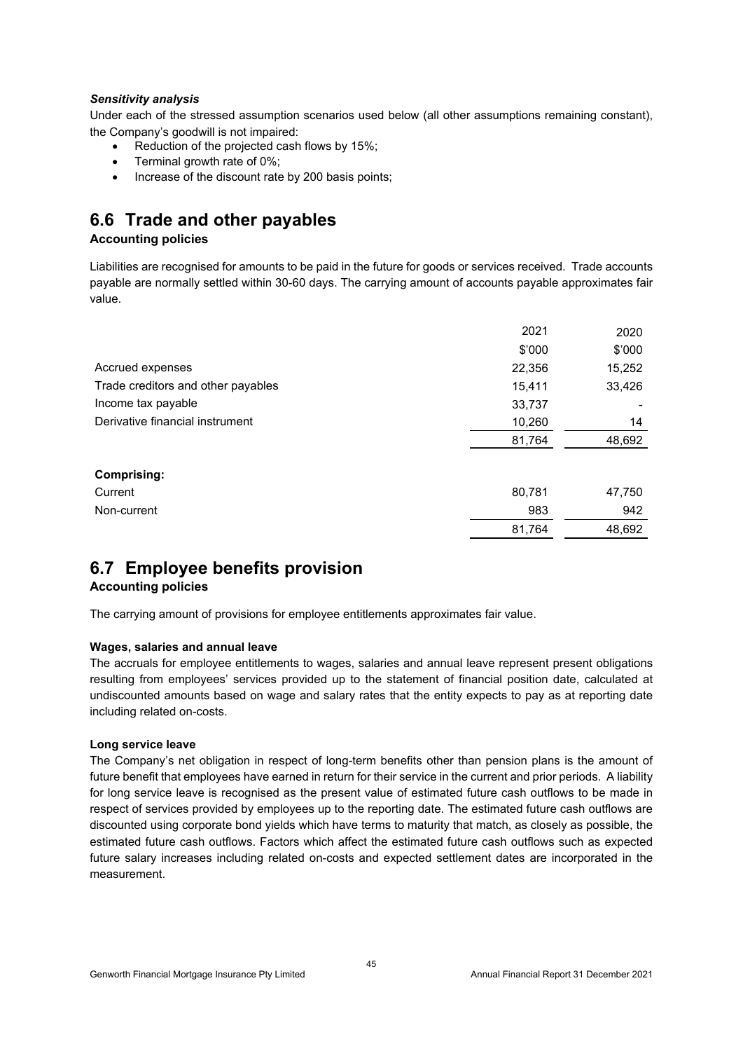*Sensitivity analysis*

Under each of the stressed assumption scenarios used below (all other assumptions remaining constant), the Company's goodwill is not impaired:

- Reduction of the projected cash flows by 15%;
- Terminal growth rate of 0%;
- Increase of the discount rate by 200 basis points;

## 6.6 Trade and other payables

**Accounting policies**

Liabilities are recognised for amounts to be paid in the future for goods or services received. Trade accounts payable are normally settled within 30-60 days. The carrying amount of accounts payable approximates fair value.

| | 2021 | 2020 |
|---|---|---|
| | $'000 | $'000 |
| Accrued expenses | 22,356 | 15,252 |
| Trade creditors and other payables | 15,411 | 33,426 |
| Income tax payable | 33,737 | - |
| Derivative financial instrument | 10,260 | 14 |
| | 81,764 | 48,692 |
| **Comprising:** | | |
| Current | 80,781 | 47,750 |
| Non-current | 983 | 942 |
| | 81,764 | 48,692 |

## 6.7 Employee benefits provision

**Accounting policies**

The carrying amount of provisions for employee entitlements approximates fair value.

**Wages, salaries and annual leave**

The accruals for employee entitlements to wages, salaries and annual leave represent present obligations resulting from employees' services provided up to the statement of financial position date, calculated at undiscounted amounts based on wage and salary rates that the entity expects to pay as at reporting date including related on-costs.

**Long service leave**

The Company's net obligation in respect of long-term benefits other than pension plans is the amount of future benefit that employees have earned in return for their service in the current and prior periods. A liability for long service leave is recognised as the present value of estimated future cash outflows to be made in respect of services provided by employees up to the reporting date. The estimated future cash outflows are discounted using corporate bond yields which have terms to maturity that match, as closely as possible, the estimated future cash outflows. Factors which affect the estimated future cash outflows such as expected future salary increases including related on-costs and expected settlement dates are incorporated in the measurement.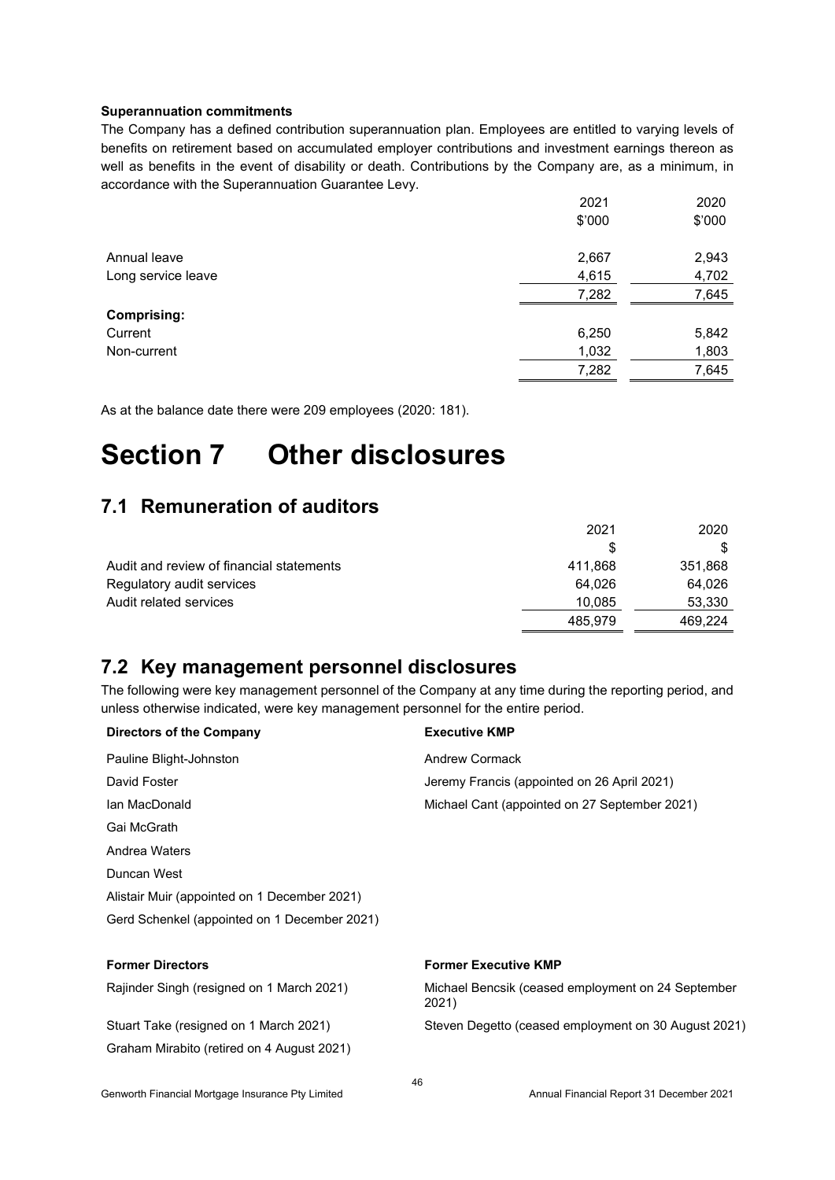**Superannuation commitments**

The Company has a defined contribution superannuation plan. Employees are entitled to varying levels of benefits on retirement based on accumulated employer contributions and investment earnings thereon as well as benefits in the event of disability or death. Contributions by the Company are, as a minimum, in accordance with the Superannuation Guarantee Levy.

| | 2021 | 2020 |
|---|---|---|
| | \$'000 | \$'000 |
| Annual leave | 2,667 | 2,943 |
| Long service leave | 4,615 | 4,702 |
| | 7,282 | 7,645 |
| **Comprising:** | | |
| Current | 6,250 | 5,842 |
| Non-current | 1,032 | 1,803 |
| | 7,282 | 7,645 |

As at the balance date there were 209 employees (2020: 181).

# Section 7 Other disclosures

## 7.1 Remuneration of auditors

| | 2021 | 2020 |
|---|---|---|
| | \$ | \$ |
| Audit and review of financial statements | 411,868 | 351,868 |
| Regulatory audit services | 64,026 | 64,026 |
| Audit related services | 10,085 | 53,330 |
| | 485,979 | 469,224 |

## 7.2 Key management personnel disclosures

The following were key management personnel of the Company at any time during the reporting period, and unless otherwise indicated, were key management personnel for the entire period.

**Directors of the Company**

Pauline Blight-Johnston

David Foster

Ian MacDonald

Gai McGrath

Andrea Waters

Duncan West

Alistair Muir (appointed on 1 December 2021)

Gerd Schenkel (appointed on 1 December 2021)

**Executive KMP**

Andrew Cormack

Jeremy Francis (appointed on 26 April 2021)

Michael Cant (appointed on 27 September 2021)

**Former Directors**

Rajinder Singh (resigned on 1 March 2021)

Stuart Take (resigned on 1 March 2021)

Graham Mirabito (retired on 4 August 2021)

**Former Executive KMP**

Michael Bencsik (ceased employment on 24 September 2021)

Steven Degetto (ceased employment on 30 August 2021)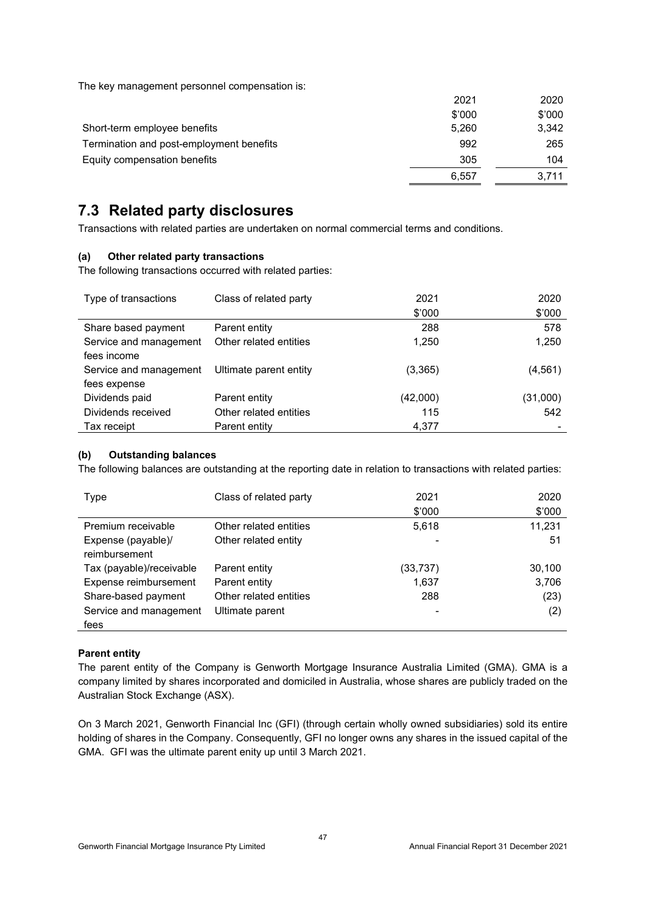The key management personnel compensation is:

| | 2021 | 2020 |
|---|---|---|
| | $'000 | $'000 |
| Short-term employee benefits | 5,260 | 3,342 |
| Termination and post-employment benefits | 992 | 265 |
| Equity compensation benefits | 305 | 104 |
| | 6,557 | 3,711 |

# 7.3 Related party disclosures

Transactions with related parties are undertaken on normal commercial terms and conditions.

### (a) Other related party transactions

The following transactions occurred with related parties:

| Type of transactions | Class of related party | 2021 | 2020 |
|---|---|---|---|
| | | $'000 | $'000 |
| Share based payment | Parent entity | 288 | 578 |
| Service and management fees income | Other related entities | 1,250 | 1,250 |
| Service and management fees expense | Ultimate parent entity | (3,365) | (4,561) |
| Dividends paid | Parent entity | (42,000) | (31,000) |
| Dividends received | Other related entities | 115 | 542 |
| Tax receipt | Parent entity | 4,377 | - |

### (b) Outstanding balances

The following balances are outstanding at the reporting date in relation to transactions with related parties:

| Type | Class of related party | 2021 | 2020 |
|---|---|---|---|
| | | $'000 | $'000 |
| Premium receivable | Other related entities | 5,618 | 11,231 |
| Expense (payable)/ reimbursement | Other related entity | - | 51 |
| Tax (payable)/receivable | Parent entity | (33,737) | 30,100 |
| Expense reimbursement | Parent entity | 1,637 | 3,706 |
| Share-based payment | Other related entities | 288 | (23) |
| Service and management fees | Ultimate parent | - | (2) |

**Parent entity**

The parent entity of the Company is Genworth Mortgage Insurance Australia Limited (GMA). GMA is a company limited by shares incorporated and domiciled in Australia, whose shares are publicly traded on the Australian Stock Exchange (ASX).

On 3 March 2021, Genworth Financial Inc (GFI) (through certain wholly owned subsidiaries) sold its entire holding of shares in the Company. Consequently, GFI no longer owns any shares in the issued capital of the GMA. GFI was the ultimate parent enity up until 3 March 2021.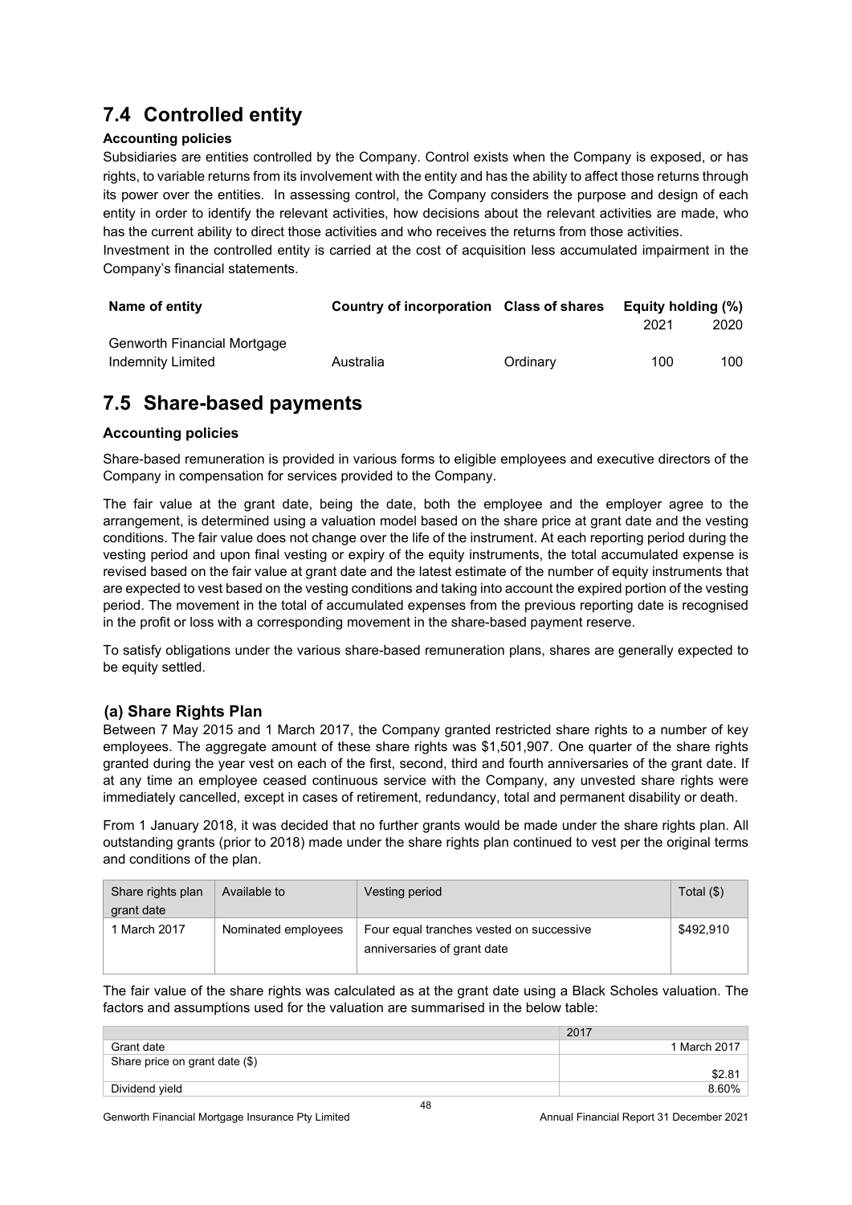## 7.4 Controlled entity

**Accounting policies**

Subsidiaries are entities controlled by the Company. Control exists when the Company is exposed, or has rights, to variable returns from its involvement with the entity and has the ability to affect those returns through its power over the entities. In assessing control, the Company considers the purpose and design of each entity in order to identify the relevant activities, how decisions about the relevant activities are made, who has the current ability to direct those activities and who receives the returns from those activities.

Investment in the controlled entity is carried at the cost of acquisition less accumulated impairment in the Company's financial statements.

| Name of entity | Country of incorporation | Class of shares | Equity holding (%) | |
|---|---|---|---|---|
| | | | 2021 | 2020 |
| Genworth Financial Mortgage Indemnity Limited | Australia | Ordinary | 100 | 100 |

## 7.5 Share-based payments

**Accounting policies**

Share-based remuneration is provided in various forms to eligible employees and executive directors of the Company in compensation for services provided to the Company.

The fair value at the grant date, being the date, both the employee and the employer agree to the arrangement, is determined using a valuation model based on the share price at grant date and the vesting conditions. The fair value does not change over the life of the instrument. At each reporting period during the vesting period and upon final vesting or expiry of the equity instruments, the total accumulated expense is revised based on the fair value at grant date and the latest estimate of the number of equity instruments that are expected to vest based on the vesting conditions and taking into account the expired portion of the vesting period. The movement in the total of accumulated expenses from the previous reporting date is recognised in the profit or loss with a corresponding movement in the share-based payment reserve.

To satisfy obligations under the various share-based remuneration plans, shares are generally expected to be equity settled.

### (a) Share Rights Plan

Between 7 May 2015 and 1 March 2017, the Company granted restricted share rights to a number of key employees. The aggregate amount of these share rights was $1,501,907. One quarter of the share rights granted during the year vest on each of the first, second, third and fourth anniversaries of the grant date. If at any time an employee ceased continuous service with the Company, any unvested share rights were immediately cancelled, except in cases of retirement, redundancy, total and permanent disability or death.

From 1 January 2018, it was decided that no further grants would be made under the share rights plan. All outstanding grants (prior to 2018) made under the share rights plan continued to vest per the original terms and conditions of the plan.

| Share rights plan grant date | Available to | Vesting period | Total ($) |
|---|---|---|---|
| 1 March 2017 | Nominated employees | Four equal tranches vested on successive anniversaries of grant date | $492,910 |

The fair value of the share rights was calculated as at the grant date using a Black Scholes valuation. The factors and assumptions used for the valuation are summarised in the below table:

| | 2017 |
|---|---|
| Grant date | 1 March 2017 |
| Share price on grant date ($) | $2.81 |
| Dividend yield | 8.60% |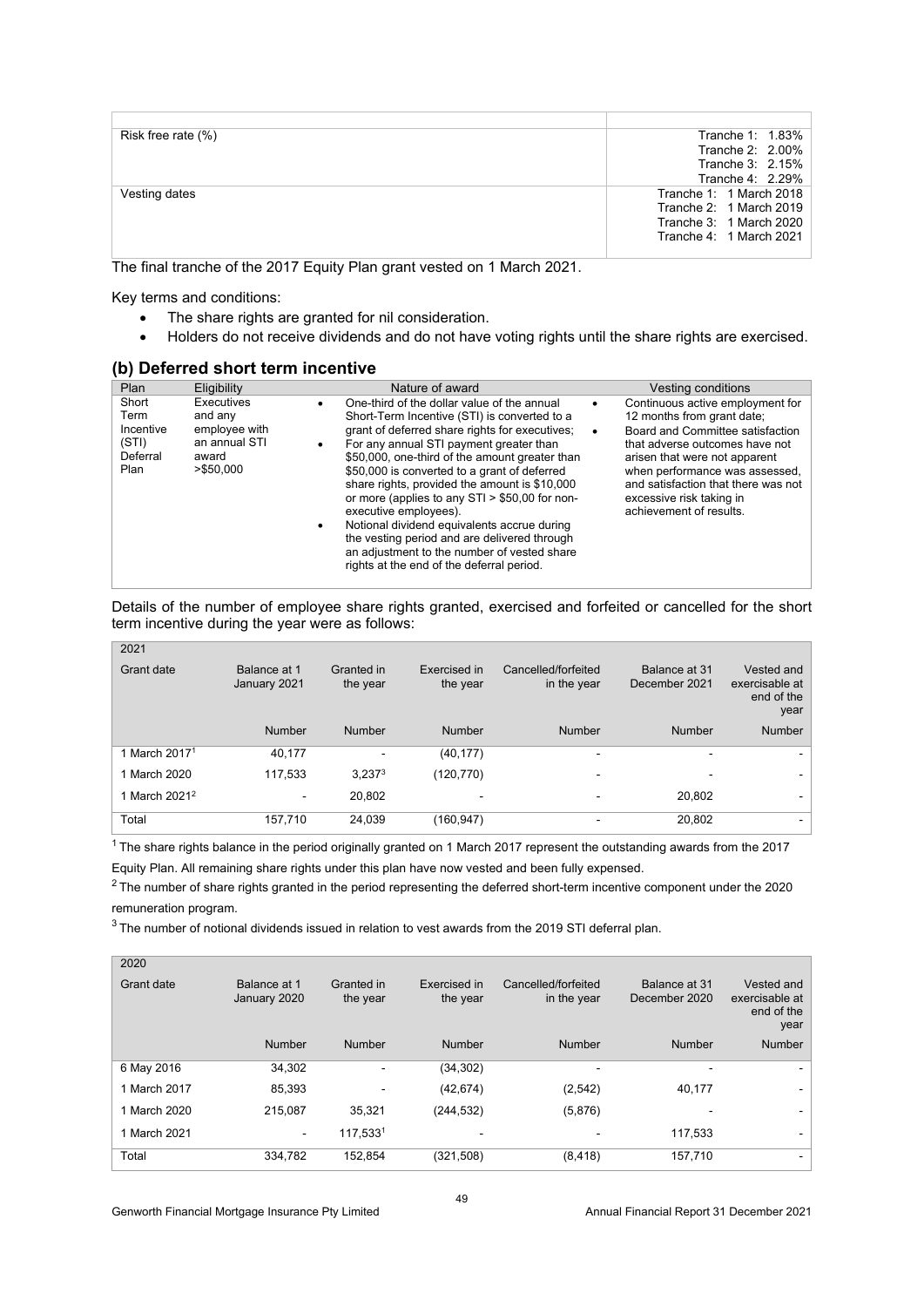| | |
|---|---|
| Risk free rate (%) | Tranche 1: 1.83%<br>Tranche 2: 2.00%<br>Tranche 3: 2.15%<br>Tranche 4: 2.29% |
| Vesting dates | Tranche 1: 1 March 2018<br>Tranche 2: 1 March 2019<br>Tranche 3: 1 March 2020<br>Tranche 4: 1 March 2021 |

The final tranche of the 2017 Equity Plan grant vested on 1 March 2021.

Key terms and conditions:

- The share rights are granted for nil consideration.
- Holders do not receive dividends and do not have voting rights until the share rights are exercised.

## (b) Deferred short term incentive

| Plan | Eligibility | Nature of award | Vesting conditions |
|---|---|---|---|
| Short Term Incentive (STI) Deferral Plan | Executives and any employee with an annual STI award >$50,000 | • One-third of the dollar value of the annual Short-Term Incentive (STI) is converted to a grant of deferred share rights for executives;<br>• For any annual STI payment greater than $50,000, one-third of the amount greater than $50,000 is converted to a grant of deferred share rights, provided the amount is $10,000 or more (applies to any STI > $50,00 for non-executive employees).<br>• Notional dividend equivalents accrue during the vesting period and are delivered through an adjustment to the number of vested share rights at the end of the deferral period. | • Continuous active employment for 12 months from grant date;<br>• Board and Committee satisfaction that adverse outcomes have not arisen that were not apparent when performance was assessed, and satisfaction that there was not excessive risk taking in achievement of results. |

Details of the number of employee share rights granted, exercised and forfeited or cancelled for the short term incentive during the year were as follows:

| 2021 | | | | | | |
|---|---|---|---|---|---|---|
| Grant date | Balance at 1 January 2021 | Granted in the year | Exercised in the year | Cancelled/forfeited in the year | Balance at 31 December 2021 | Vested and exercisable at end of the year |
| | Number | Number | Number | Number | Number | Number |
| 1 March 2017[1] | 40,177 | - | (40,177) | - | - | - |
| 1 March 2020 | 117,533 | 3,237[3] | (120,770) | - | - | - |
| 1 March 2021[2] | - | 20,802 | - | - | 20,802 | - |
| Total | 157,710 | 24,039 | (160,947) | - | 20,802 | - |

[1] The share rights balance in the period originally granted on 1 March 2017 represent the outstanding awards from the 2017 Equity Plan. All remaining share rights under this plan have now vested and been fully expensed.

[2] The number of share rights granted in the period representing the deferred short-term incentive component under the 2020 remuneration program.

[3] The number of notional dividends issued in relation to vest awards from the 2019 STI deferral plan.

| 2020 | | | | | | |
|---|---|---|---|---|---|---|
| Grant date | Balance at 1 January 2020 | Granted in the year | Exercised in the year | Cancelled/forfeited in the year | Balance at 31 December 2020 | Vested and exercisable at end of the year |
| | Number | Number | Number | Number | Number | Number |
| 6 May 2016 | 34,302 | - | (34,302) | - | - | - |
| 1 March 2017 | 85,393 | - | (42,674) | (2,542) | 40,177 | - |
| 1 March 2020 | 215,087 | 35,321 | (244,532) | (5,876) | - | - |
| 1 March 2021 | - | 117,533[1] | - | - | 117,533 | - |
| Total | 334,782 | 152,854 | (321,508) | (8,418) | 157,710 | - |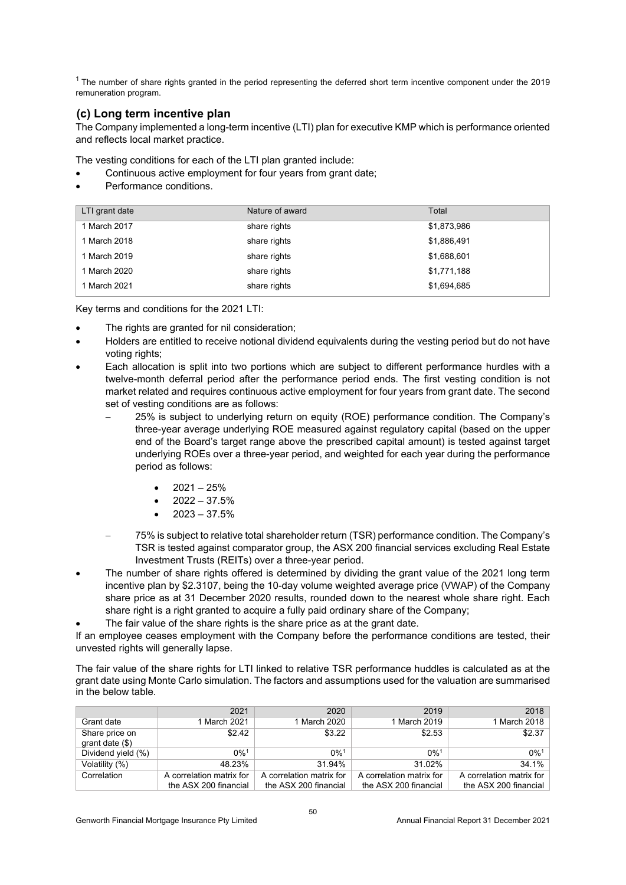[1] The number of share rights granted in the period representing the deferred short term incentive component under the 2019 remuneration program.

## (c) Long term incentive plan

The Company implemented a long-term incentive (LTI) plan for executive KMP which is performance oriented and reflects local market practice.

The vesting conditions for each of the LTI plan granted include:

- Continuous active employment for four years from grant date;
- Performance conditions.

| LTI grant date | Nature of award | Total |
|---|---|---|
| 1 March 2017 | share rights | \$1,873,986 |
| 1 March 2018 | share rights | \$1,886,491 |
| 1 March 2019 | share rights | \$1,688,601 |
| 1 March 2020 | share rights | \$1,771,188 |
| 1 March 2021 | share rights | \$1,694,685 |

Key terms and conditions for the 2021 LTI:

- The rights are granted for nil consideration;
- Holders are entitled to receive notional dividend equivalents during the vesting period but do not have voting rights;
- Each allocation is split into two portions which are subject to different performance hurdles with a twelve-month deferral period after the performance period ends. The first vesting condition is not market related and requires continuous active employment for four years from grant date. The second set of vesting conditions are as follows:
  - 25% is subject to underlying return on equity (ROE) performance condition. The Company's three-year average underlying ROE measured against regulatory capital (based on the upper end of the Board's target range above the prescribed capital amount) is tested against target underlying ROEs over a three-year period, and weighted for each year during the performance period as follows:
    - 2021 – 25%
    - 2022 – 37.5%
    - 2023 – 37.5%
  - 75% is subject to relative total shareholder return (TSR) performance condition. The Company's TSR is tested against comparator group, the ASX 200 financial services excluding Real Estate Investment Trusts (REITs) over a three-year period.
- The number of share rights offered is determined by dividing the grant value of the 2021 long term incentive plan by \$2.3107, being the 10-day volume weighted average price (VWAP) of the Company share price as at 31 December 2020 results, rounded down to the nearest whole share right. Each share right is a right granted to acquire a fully paid ordinary share of the Company;
- The fair value of the share rights is the share price as at the grant date.

If an employee ceases employment with the Company before the performance conditions are tested, their unvested rights will generally lapse.

The fair value of the share rights for LTI linked to relative TSR performance huddles is calculated as at the grant date using Monte Carlo simulation. The factors and assumptions used for the valuation are summarised in the below table.

| | 2021 | 2020 | 2019 | 2018 |
|---|---|---|---|---|
| Grant date | 1 March 2021 | 1 March 2020 | 1 March 2019 | 1 March 2018 |
| Share price on grant date (\$) | \$2.42 | \$3.22 | \$2.53 | \$2.37 |
| Dividend yield (%) | 0%[1] | 0%[1] | 0%[1] | 0%[1] |
| Volatility (%) | 48.23% | 31.94% | 31.02% | 34.1% |
| Correlation | A correlation matrix for the ASX 200 financial | A correlation matrix for the ASX 200 financial | A correlation matrix for the ASX 200 financial | A correlation matrix for the ASX 200 financial |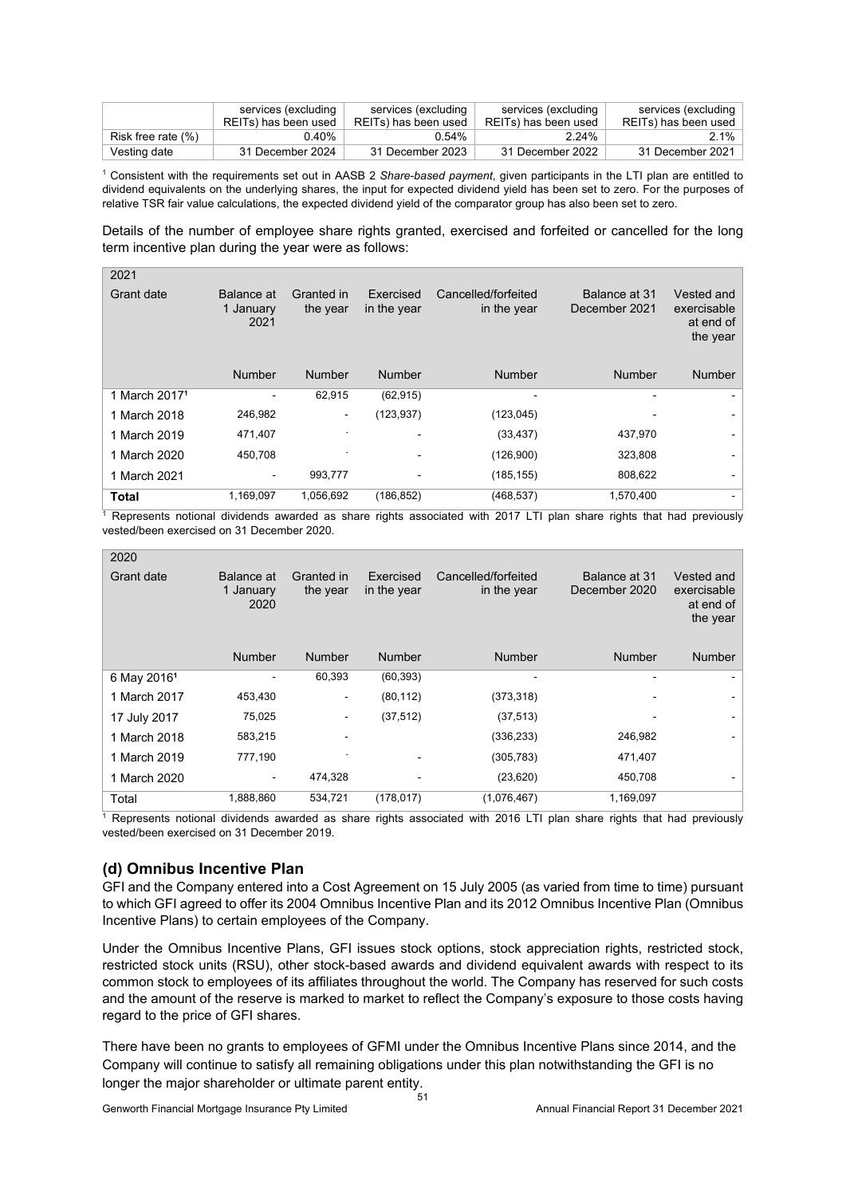| | services (excluding REITs) has been used | services (excluding REITs) has been used | services (excluding REITs) has been used | services (excluding REITs) has been used |
|---|---|---|---|---|
| Risk free rate (%) | 0.40% | 0.54% | 2.24% | 2.1% |
| Vesting date | 31 December 2024 | 31 December 2023 | 31 December 2022 | 31 December 2021 |

[1] Consistent with the requirements set out in AASB 2 *Share-based payment*, given participants in the LTI plan are entitled to dividend equivalents on the underlying shares, the input for expected dividend yield has been set to zero. For the purposes of relative TSR fair value calculations, the expected dividend yield of the comparator group has also been set to zero.

Details of the number of employee share rights granted, exercised and forfeited or cancelled for the long term incentive plan during the year were as follows:

| 2021 | | | | | | |
|---|---|---|---|---|---|---|
| Grant date | Balance at 1 January 2021 | Granted in the year | Exercised in the year | Cancelled/forfeited in the year | Balance at 31 December 2021 | Vested and exercisable at end of the year |
| | Number | Number | Number | Number | Number | Number |
| 1 March 2017[1] | - | 62,915 | (62,915) | - | - | - |
| 1 March 2018 | 246,982 | - | (123,937) | (123,045) | - | - |
| 1 March 2019 | 471,407 | - | - | (33,437) | 437,970 | - |
| 1 March 2020 | 450,708 | - | - | (126,900) | 323,808 | - |
| 1 March 2021 | - | 993,777 | - | (185,155) | 808,622 | - |
| **Total** | 1,169,097 | 1,056,692 | (186,852) | (468,537) | 1,570,400 | - |

[1] Represents notional dividends awarded as share rights associated with 2017 LTI plan share rights that had previously vested/been exercised on 31 December 2020.

| 2020 | | | | | | |
|---|---|---|---|---|---|---|
| Grant date | Balance at 1 January 2020 | Granted in the year | Exercised in the year | Cancelled/forfeited in the year | Balance at 31 December 2020 | Vested and exercisable at end of the year |
| | Number | Number | Number | Number | Number | Number |
| 6 May 2016[1] | - | 60,393 | (60,393) | - | - | - |
| 1 March 2017 | 453,430 | - | (80,112) | (373,318) | - | - |
| 17 July 2017 | 75,025 | - | (37,512) | (37,513) | - | - |
| 1 March 2018 | 583,215 | - | | (336,233) | 246,982 | - |
| 1 March 2019 | 777,190 | - | - | (305,783) | 471,407 | |
| 1 March 2020 | - | 474,328 | - | (23,620) | 450,708 | - |
| Total | 1,888,860 | 534,721 | (178,017) | (1,076,467) | 1,169,097 | |

[1] Represents notional dividends awarded as share rights associated with 2016 LTI plan share rights that had previously vested/been exercised on 31 December 2019.

## (d) Omnibus Incentive Plan

GFI and the Company entered into a Cost Agreement on 15 July 2005 (as varied from time to time) pursuant to which GFI agreed to offer its 2004 Omnibus Incentive Plan and its 2012 Omnibus Incentive Plan (Omnibus Incentive Plans) to certain employees of the Company.

Under the Omnibus Incentive Plans, GFI issues stock options, stock appreciation rights, restricted stock, restricted stock units (RSU), other stock-based awards and dividend equivalent awards with respect to its common stock to employees of its affiliates throughout the world. The Company has reserved for such costs and the amount of the reserve is marked to market to reflect the Company's exposure to those costs having regard to the price of GFI shares.

There have been no grants to employees of GFMI under the Omnibus Incentive Plans since 2014, and the Company will continue to satisfy all remaining obligations under this plan notwithstanding the GFI is no longer the major shareholder or ultimate parent entity.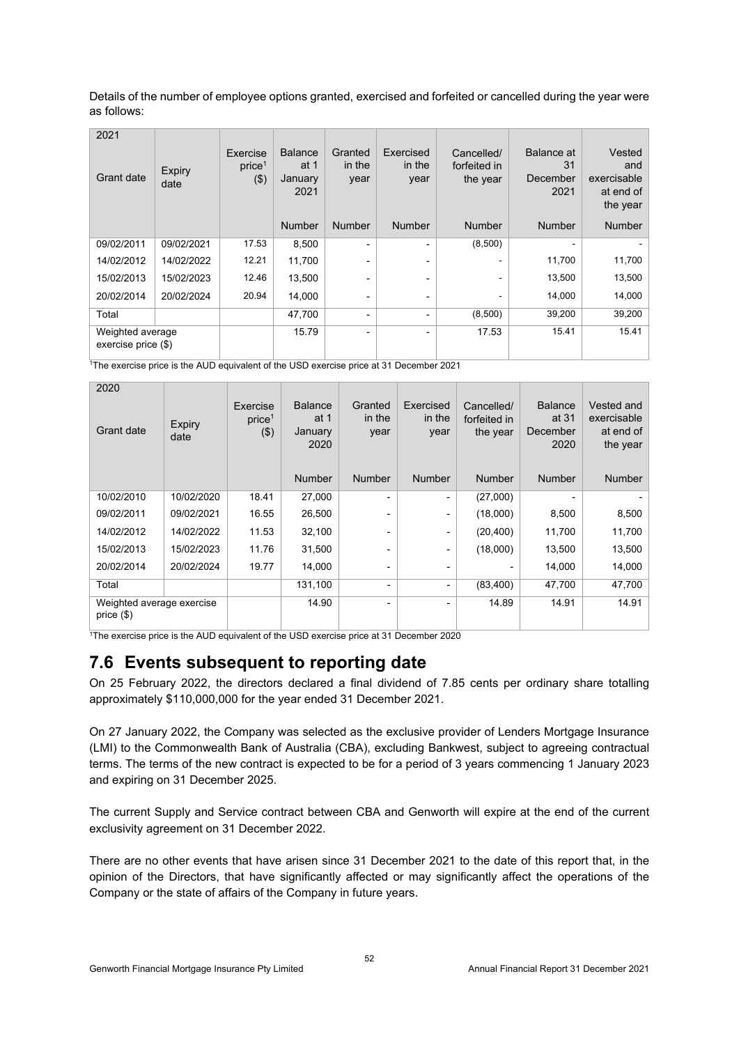Details of the number of employee options granted, exercised and forfeited or cancelled during the year were as follows:

| 2021 Grant date | Expiry date | Exercise price[1] ($) | Balance at 1 January 2021 | Granted in the year | Exercised in the year | Cancelled/ forfeited in the year | Balance at 31 December 2021 | Vested and exercisable at end of the year |
|---|---|---|---|---|---|---|---|---|
| | | | Number | Number | Number | Number | Number | Number |
| 09/02/2011 | 09/02/2021 | 17.53 | 8,500 | - | - | (8,500) | - | - |
| 14/02/2012 | 14/02/2022 | 12.21 | 11,700 | - | - | - | 11,700 | 11,700 |
| 15/02/2013 | 15/02/2023 | 12.46 | 13,500 | - | - | - | 13,500 | 13,500 |
| 20/02/2014 | 20/02/2024 | 20.94 | 14,000 | - | - | - | 14,000 | 14,000 |
| Total | | | 47,700 | - | - | (8,500) | 39,200 | 39,200 |
| Weighted average exercise price ($) | | | 15.79 | - | - | 17.53 | 15.41 | 15.41 |

[1]The exercise price is the AUD equivalent of the USD exercise price at 31 December 2021

| 2020 Grant date | Expiry date | Exercise price[1] ($) | Balance at 1 January 2020 | Granted in the year | Exercised in the year | Cancelled/ forfeited in the year | Balance at 31 December 2020 | Vested and exercisable at end of the year |
|---|---|---|---|---|---|---|---|---|
| | | | Number | Number | Number | Number | Number | Number |
| 10/02/2010 | 10/02/2020 | 18.41 | 27,000 | - | - | (27,000) | - | - |
| 09/02/2011 | 09/02/2021 | 16.55 | 26,500 | - | - | (18,000) | 8,500 | 8,500 |
| 14/02/2012 | 14/02/2022 | 11.53 | 32,100 | - | - | (20,400) | 11,700 | 11,700 |
| 15/02/2013 | 15/02/2023 | 11.76 | 31,500 | - | - | (18,000) | 13,500 | 13,500 |
| 20/02/2014 | 20/02/2024 | 19.77 | 14,000 | - | - | - | 14,000 | 14,000 |
| Total | | | 131,100 | - | - | (83,400) | 47,700 | 47,700 |
| Weighted average exercise price ($) | | | 14.90 | - | - | 14.89 | 14.91 | 14.91 |

[1]The exercise price is the AUD equivalent of the USD exercise price at 31 December 2020

## 7.6 Events subsequent to reporting date

On 25 February 2022, the directors declared a final dividend of 7.85 cents per ordinary share totalling approximately $110,000,000 for the year ended 31 December 2021.

On 27 January 2022, the Company was selected as the exclusive provider of Lenders Mortgage Insurance (LMI) to the Commonwealth Bank of Australia (CBA), excluding Bankwest, subject to agreeing contractual terms. The terms of the new contract is expected to be for a period of 3 years commencing 1 January 2023 and expiring on 31 December 2025.

The current Supply and Service contract between CBA and Genworth will expire at the end of the current exclusivity agreement on 31 December 2022.

There are no other events that have arisen since 31 December 2021 to the date of this report that, in the opinion of the Directors, that have significantly affected or may significantly affect the operations of the Company or the state of affairs of the Company in future years.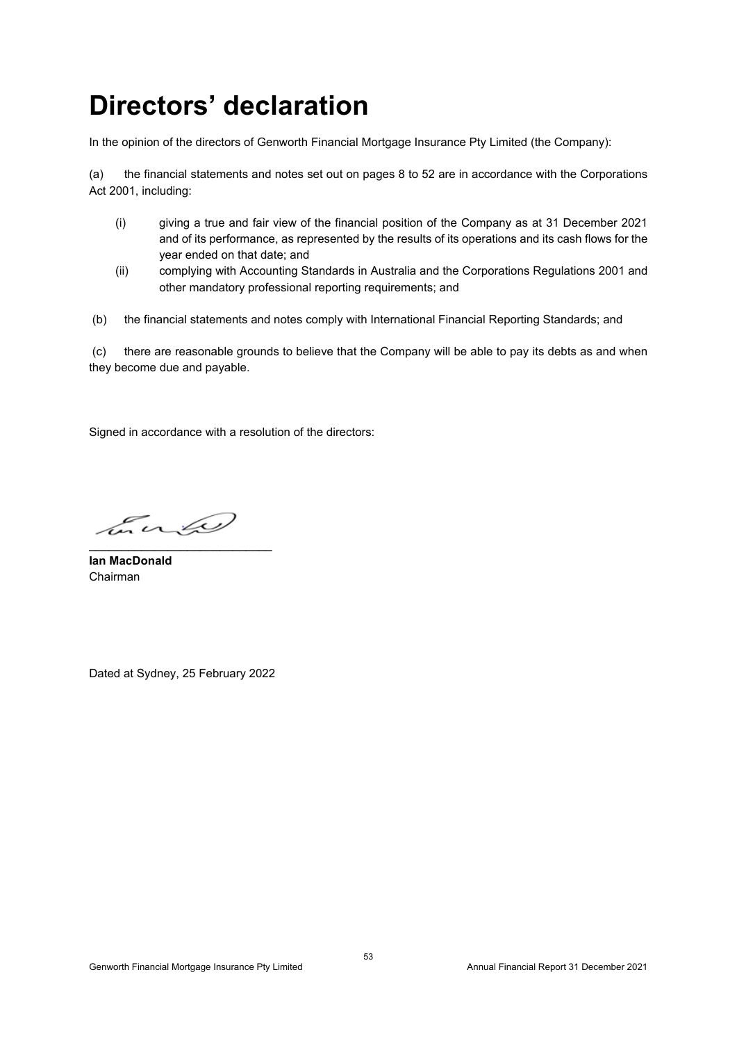# Directors' declaration

In the opinion of the directors of Genworth Financial Mortgage Insurance Pty Limited (the Company):

(a) the financial statements and notes set out on pages 8 to 52 are in accordance with the Corporations Act 2001, including:

- (i) giving a true and fair view of the financial position of the Company as at 31 December 2021 and of its performance, as represented by the results of its operations and its cash flows for the year ended on that date; and
- (ii) complying with Accounting Standards in Australia and the Corporations Regulations 2001 and other mandatory professional reporting requirements; and

(b) the financial statements and notes comply with International Financial Reporting Standards; and

(c) there are reasonable grounds to believe that the Company will be able to pay its debts as and when they become due and payable.

Signed in accordance with a resolution of the directors:

___________________________

**Ian MacDonald**
Chairman

Dated at Sydney, 25 February 2022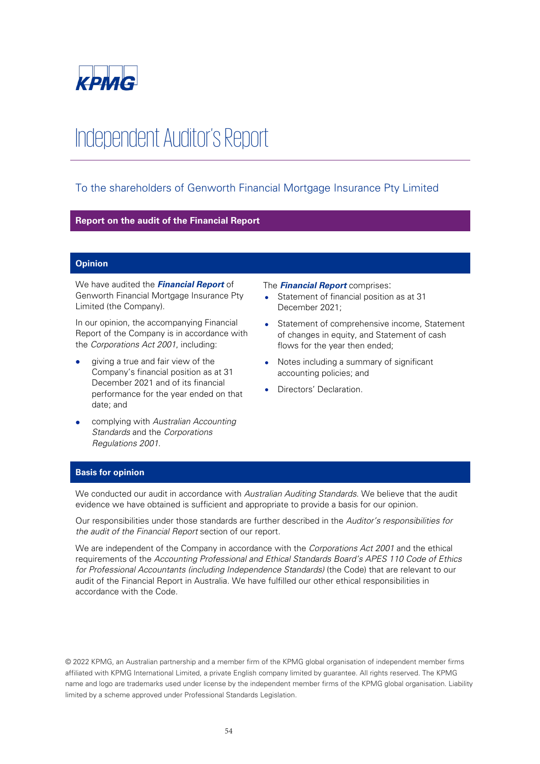KPMG

# Independent Auditor's Report

## To the shareholders of Genworth Financial Mortgage Insurance Pty Limited

## Report on the audit of the Financial Report

### Opinion

We have audited the ***Financial Report*** of Genworth Financial Mortgage Insurance Pty Limited (the Company).

In our opinion, the accompanying Financial Report of the Company is in accordance with the *Corporations Act 2001*, including:

- giving a true and fair view of the Company's financial position as at 31 December 2021 and of its financial performance for the year ended on that date; and
- complying with *Australian Accounting Standards* and the *Corporations Regulations 2001*.

The ***Financial Report*** comprises:

- Statement of financial position as at 31 December 2021;
- Statement of comprehensive income, Statement of changes in equity, and Statement of cash flows for the year then ended;
- Notes including a summary of significant accounting policies; and
- Directors' Declaration.

### Basis for opinion

We conducted our audit in accordance with *Australian Auditing Standards*. We believe that the audit evidence we have obtained is sufficient and appropriate to provide a basis for our opinion.

Our responsibilities under those standards are further described in the *Auditor's responsibilities for the audit of the Financial Report* section of our report.

We are independent of the Company in accordance with the *Corporations Act 2001* and the ethical requirements of the *Accounting Professional and Ethical Standards Board's APES 110 Code of Ethics for Professional Accountants (including Independence Standards)* (the Code) that are relevant to our audit of the Financial Report in Australia. We have fulfilled our other ethical responsibilities in accordance with the Code.

© 2022 KPMG, an Australian partnership and a member firm of the KPMG global organisation of independent member firms affiliated with KPMG International Limited, a private English company limited by guarantee. All rights reserved. The KPMG name and logo are trademarks used under license by the independent member firms of the KPMG global organisation. Liability limited by a scheme approved under Professional Standards Legislation.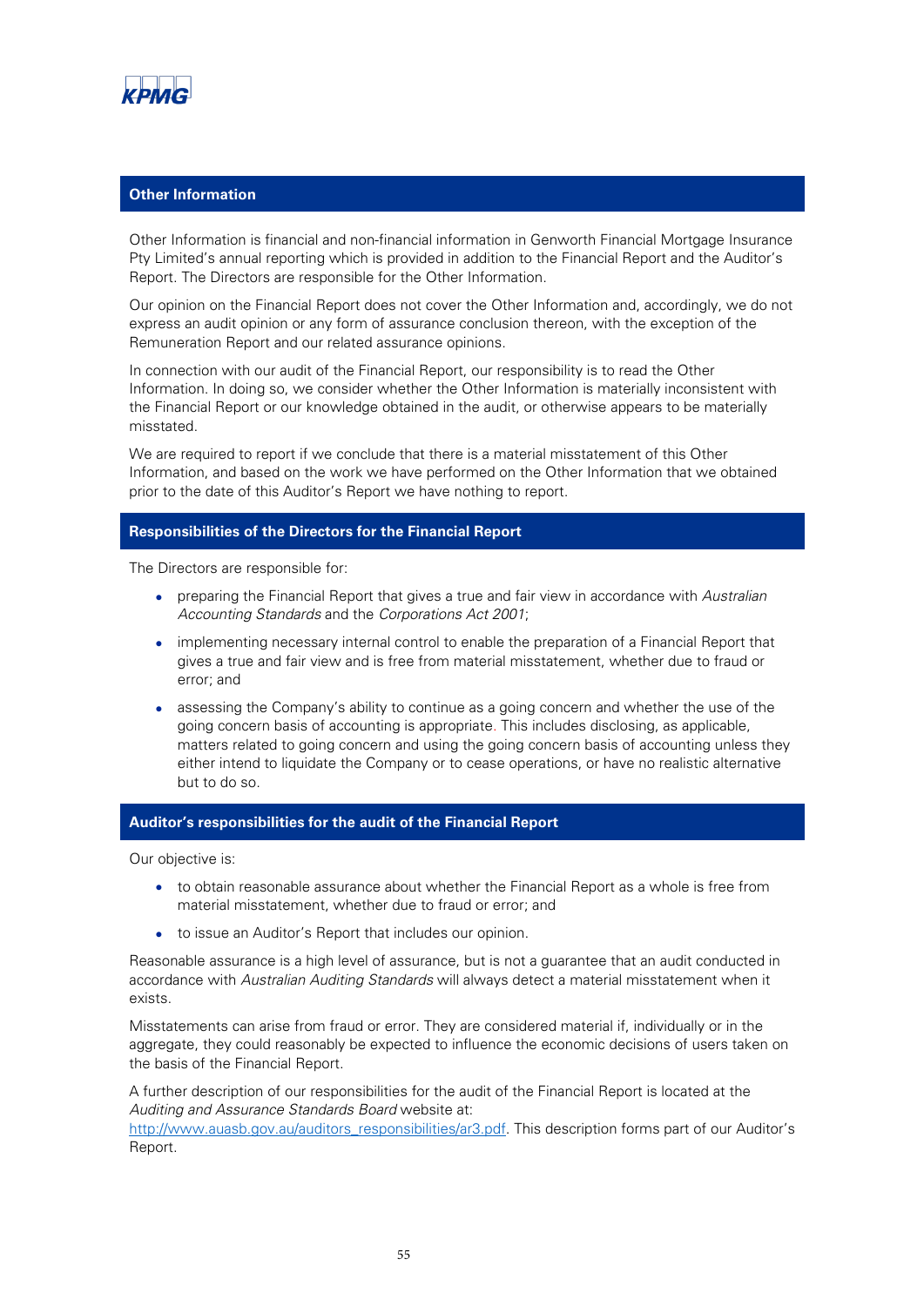## Other Information

Other Information is financial and non-financial information in Genworth Financial Mortgage Insurance Pty Limited's annual reporting which is provided in addition to the Financial Report and the Auditor's Report. The Directors are responsible for the Other Information.

Our opinion on the Financial Report does not cover the Other Information and, accordingly, we do not express an audit opinion or any form of assurance conclusion thereon, with the exception of the Remuneration Report and our related assurance opinions.

In connection with our audit of the Financial Report, our responsibility is to read the Other Information. In doing so, we consider whether the Other Information is materially inconsistent with the Financial Report or our knowledge obtained in the audit, or otherwise appears to be materially misstated.

We are required to report if we conclude that there is a material misstatement of this Other Information, and based on the work we have performed on the Other Information that we obtained prior to the date of this Auditor's Report we have nothing to report.

## Responsibilities of the Directors for the Financial Report

The Directors are responsible for:

- preparing the Financial Report that gives a true and fair view in accordance with *Australian Accounting Standards* and the *Corporations Act 2001*;
- implementing necessary internal control to enable the preparation of a Financial Report that gives a true and fair view and is free from material misstatement, whether due to fraud or error; and
- assessing the Company's ability to continue as a going concern and whether the use of the going concern basis of accounting is appropriate. This includes disclosing, as applicable, matters related to going concern and using the going concern basis of accounting unless they either intend to liquidate the Company or to cease operations, or have no realistic alternative but to do so.

## Auditor's responsibilities for the audit of the Financial Report

Our objective is:

- to obtain reasonable assurance about whether the Financial Report as a whole is free from material misstatement, whether due to fraud or error; and
- to issue an Auditor's Report that includes our opinion.

Reasonable assurance is a high level of assurance, but is not a guarantee that an audit conducted in accordance with *Australian Auditing Standards* will always detect a material misstatement when it exists.

Misstatements can arise from fraud or error. They are considered material if, individually or in the aggregate, they could reasonably be expected to influence the economic decisions of users taken on the basis of the Financial Report.

A further description of our responsibilities for the audit of the Financial Report is located at the *Auditing and Assurance Standards Board* website at: http://www.auasb.gov.au/auditors_responsibilities/ar3.pdf. This description forms part of our Auditor's Report.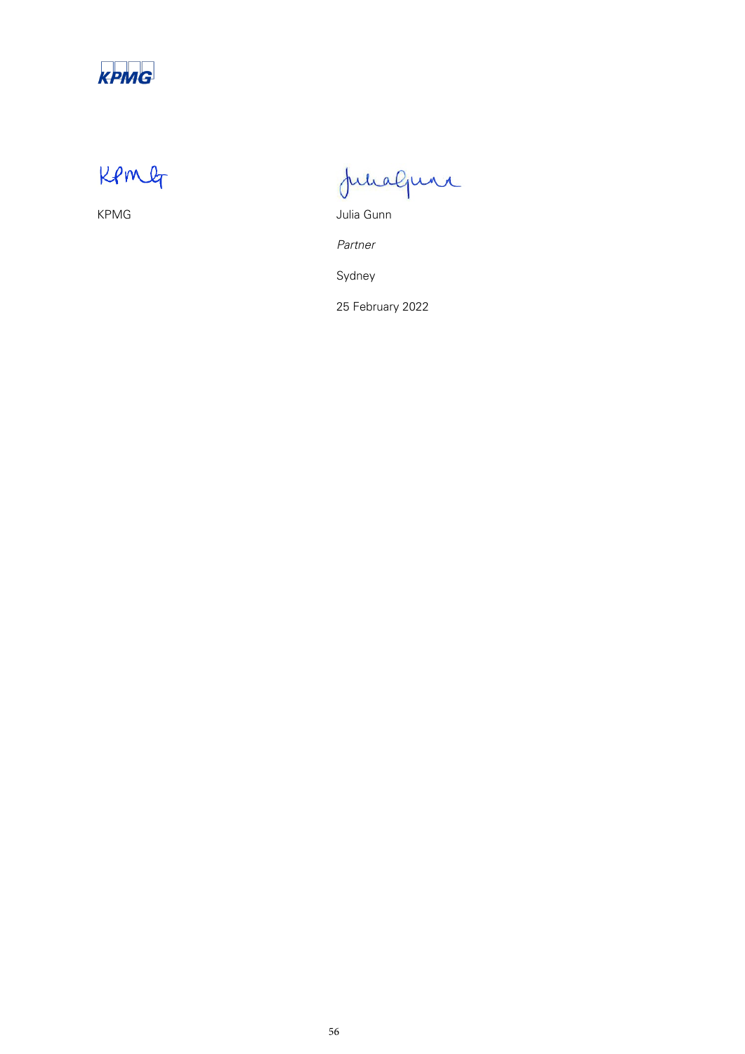KPMG

Julia Gunn

*Partner*

Sydney

25 February 2022